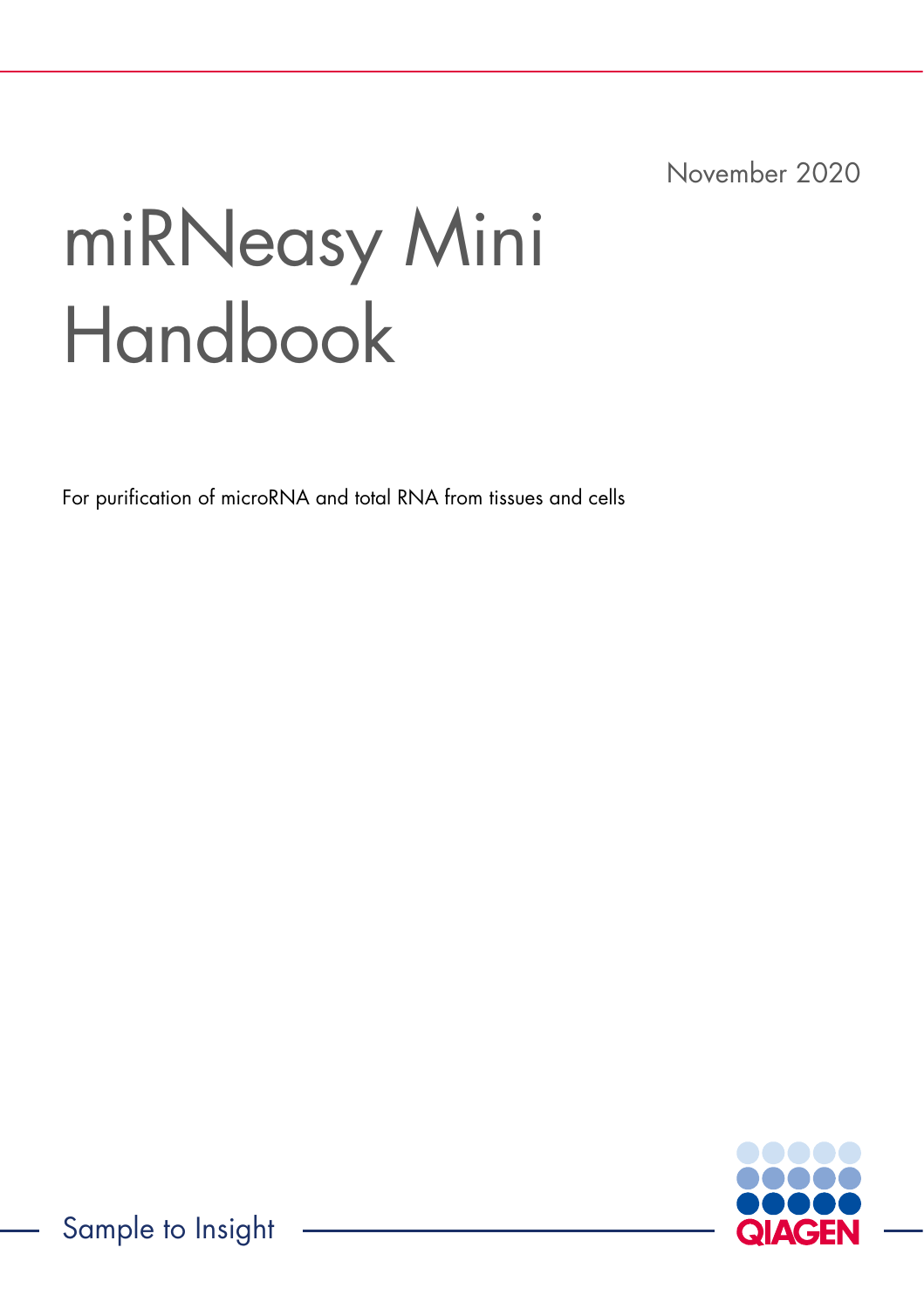November 2020

# miRNeasy Mini Handbook

For purification of microRNA and total RNA from tissues and cells

Sample to Insight

QIAGEN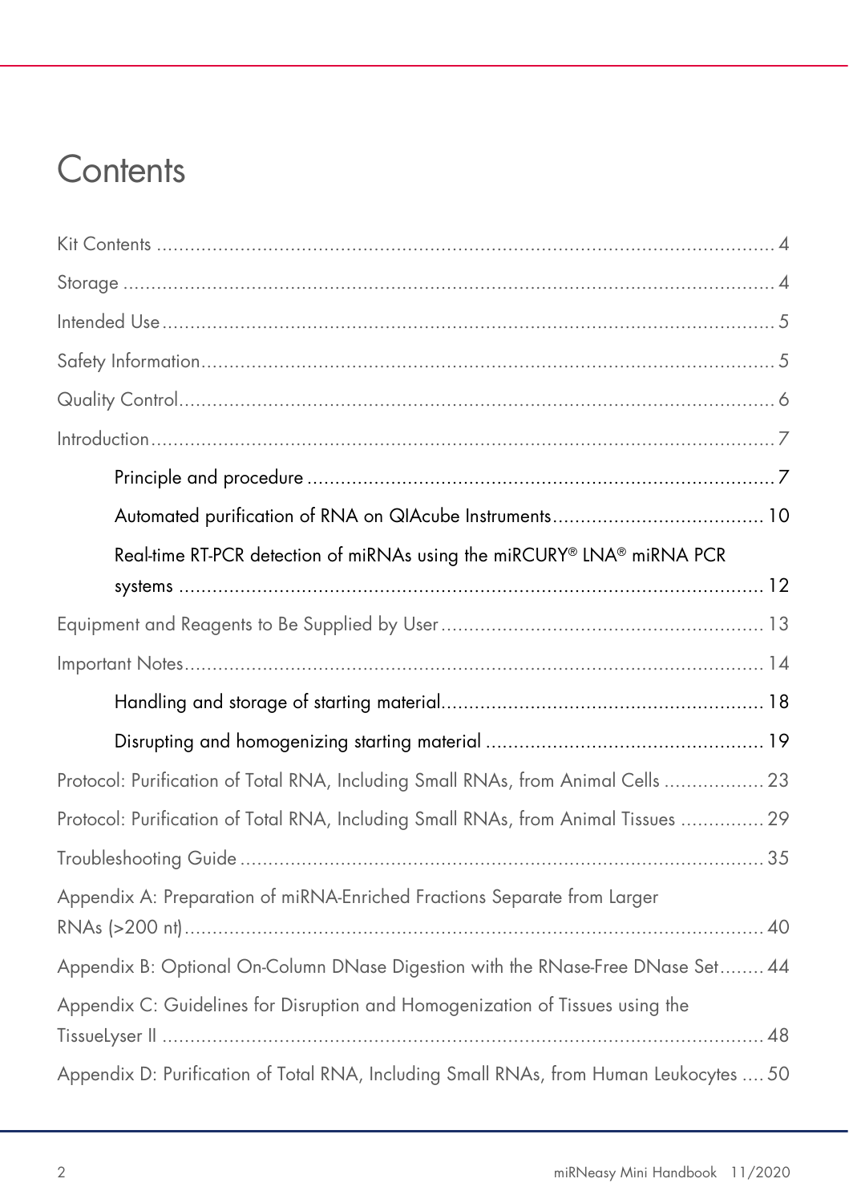# Contents

Kit Contents ........................................................................................................ 4

Storage ................................................................................................................ 4

Intended Use ........................................................................................................ 5

Safety Information ................................................................................................ 5

Quality Control ..................................................................................................... 6

Introduction .......................................................................................................... 7

- Principle and procedure ................................................................................... 7
- Automated purification of RNA on QIAcube Instruments ..................................... 10
- Real-time RT-PCR detection of miRNAs using the miRCURY® LNA® miRNA PCR systems ......................................................................................................... 12

Equipment and Reagents to Be Supplied by User ................................................. 13

Important Notes .................................................................................................. 14

- Handling and storage of starting material ........................................................ 18
- Disrupting and homogenizing starting material ................................................. 19

Protocol: Purification of Total RNA, Including Small RNAs, from Animal Cells ................. 23

Protocol: Purification of Total RNA, Including Small RNAs, from Animal Tissues .............. 29

Troubleshooting Guide ......................................................................................... 35

Appendix A: Preparation of miRNA-Enriched Fractions Separate from Larger RNAs (>200 nt) ..................................................................................................... 40

Appendix B: Optional On-Column DNase Digestion with the RNase-Free DNase Set ........ 44

Appendix C: Guidelines for Disruption and Homogenization of Tissues using the TissueLyser II ...................................................................................................... 48

Appendix D: Purification of Total RNA, Including Small RNAs, from Human Leukocytes .... 50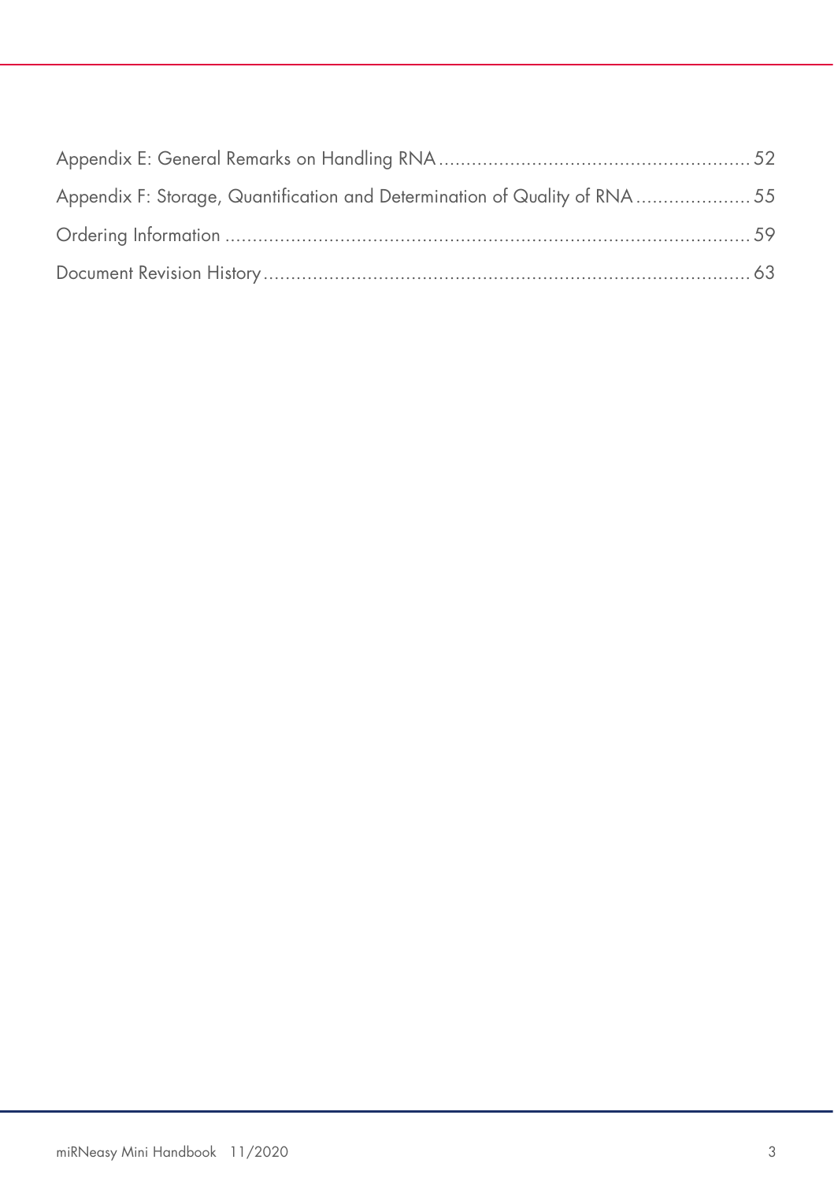Appendix E: General Remarks on Handling RNA ........................................................ 52

Appendix F: Storage, Quantification and Determination of Quality of RNA ..................... 55

Ordering Information ................................................................................................ 59

Document Revision History ......................................................................................... 63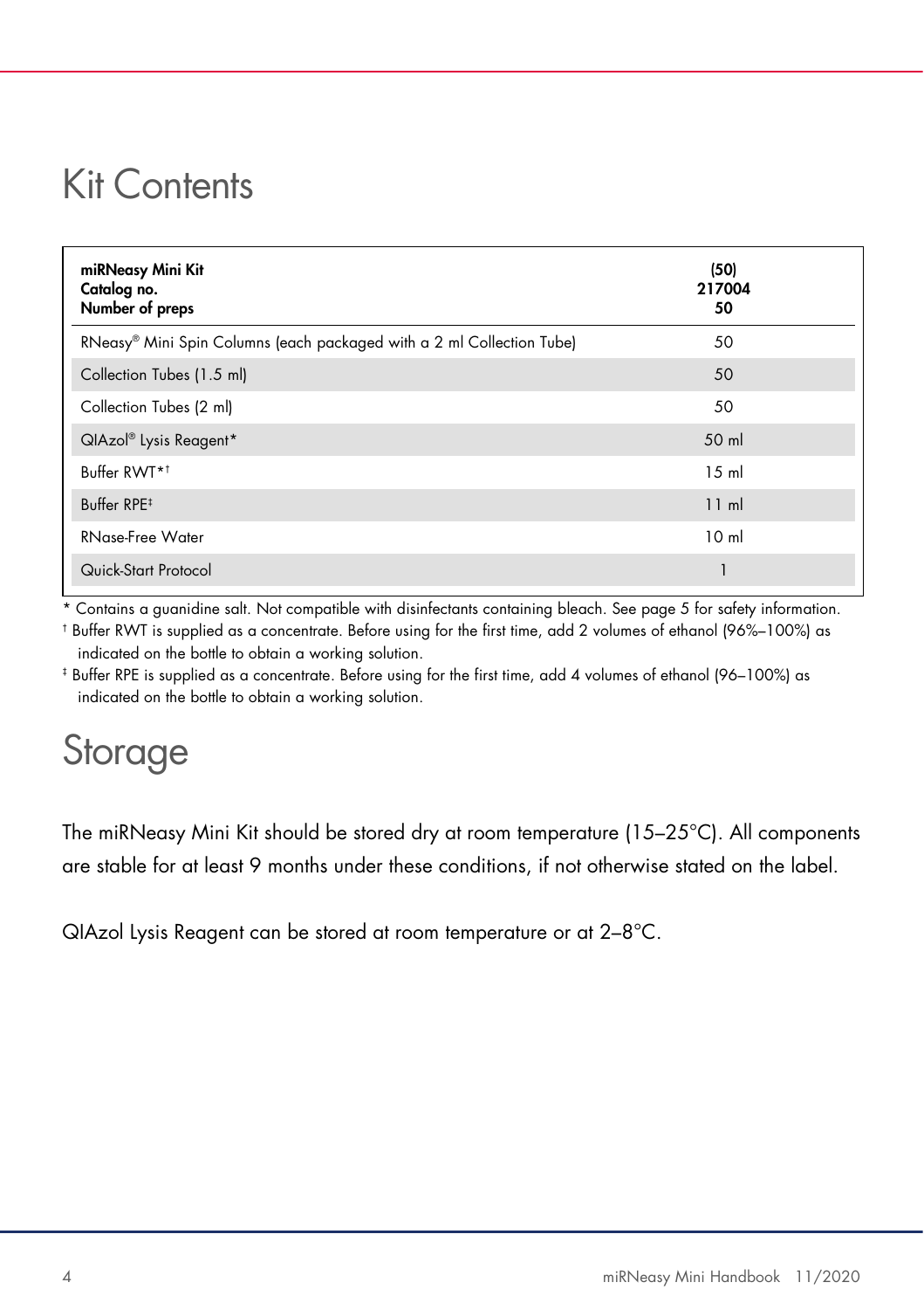# Kit Contents

| miRNeasy Mini Kit<br>Catalog no.<br>Number of preps | (50)<br>217004<br>50 |
|---|---|
| RNeasy® Mini Spin Columns (each packaged with a 2 ml Collection Tube) | 50 |
| Collection Tubes (1.5 ml) | 50 |
| Collection Tubes (2 ml) | 50 |
| QIAzol® Lysis Reagent* | 50 ml |
| Buffer RWT*† | 15 ml |
| Buffer RPE‡ | 11 ml |
| RNase-Free Water | 10 ml |
| Quick-Start Protocol | 1 |

\* Contains a guanidine salt. Not compatible with disinfectants containing bleach. See page 5 for safety information.

† Buffer RWT is supplied as a concentrate. Before using for the first time, add 2 volumes of ethanol (96%–100%) as indicated on the bottle to obtain a working solution.

‡ Buffer RPE is supplied as a concentrate. Before using for the first time, add 4 volumes of ethanol (96–100%) as indicated on the bottle to obtain a working solution.

# Storage

The miRNeasy Mini Kit should be stored dry at room temperature (15–25°C). All components are stable for at least 9 months under these conditions, if not otherwise stated on the label.

QIAzol Lysis Reagent can be stored at room temperature or at 2–8°C.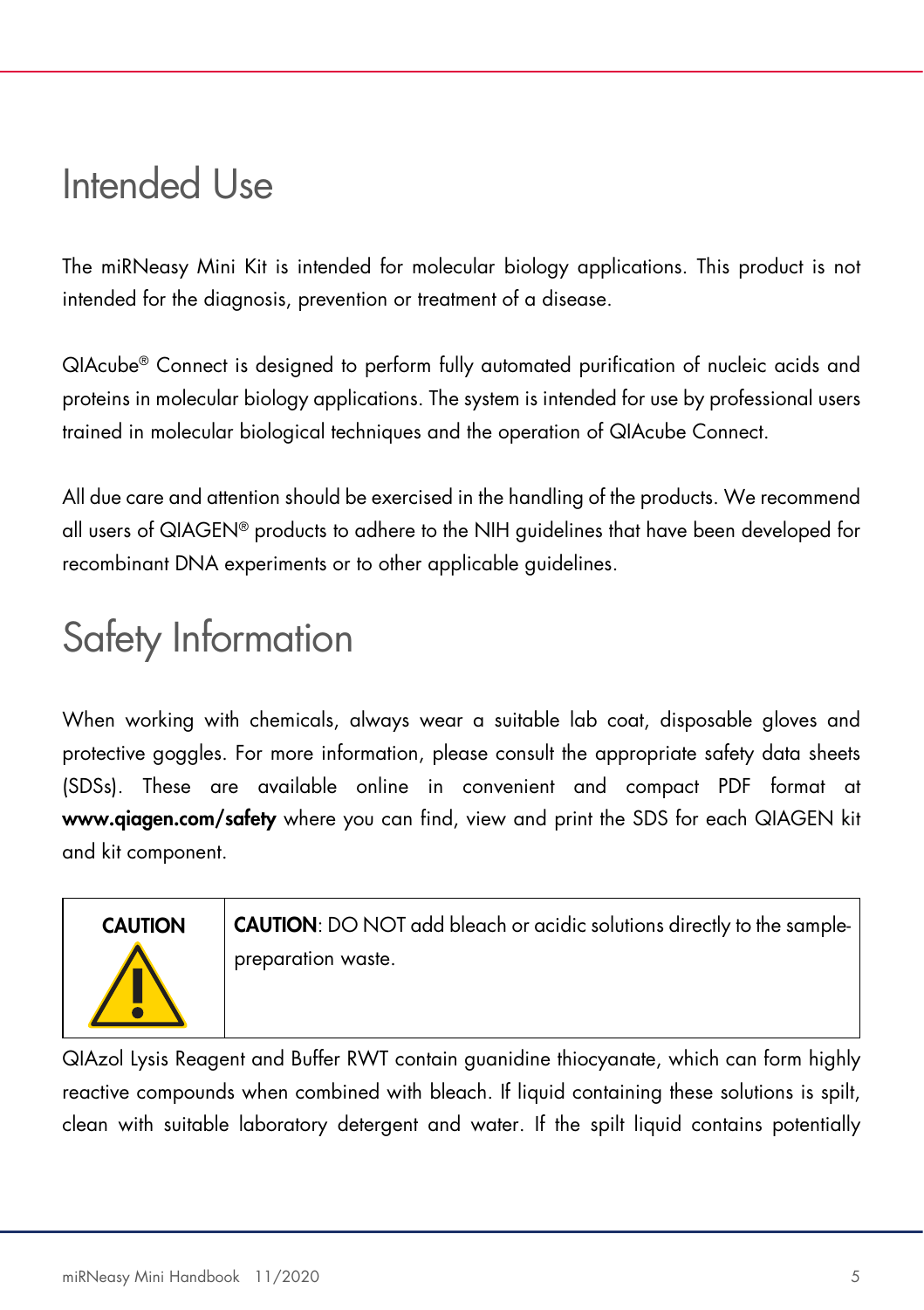# Intended Use

The miRNeasy Mini Kit is intended for molecular biology applications. This product is not intended for the diagnosis, prevention or treatment of a disease.

QIAcube® Connect is designed to perform fully automated purification of nucleic acids and proteins in molecular biology applications. The system is intended for use by professional users trained in molecular biological techniques and the operation of QIAcube Connect.

All due care and attention should be exercised in the handling of the products. We recommend all users of QIAGEN® products to adhere to the NIH guidelines that have been developed for recombinant DNA experiments or to other applicable guidelines.

# Safety Information

When working with chemicals, always wear a suitable lab coat, disposable gloves and protective goggles. For more information, please consult the appropriate safety data sheets (SDSs). These are available online in convenient and compact PDF format at **www.qiagen.com/safety** where you can find, view and print the SDS for each QIAGEN kit and kit component.

| **CAUTION** | **CAUTION**: DO NOT add bleach or acidic solutions directly to the sample-preparation waste. |
|---|---|

QIAzol Lysis Reagent and Buffer RWT contain guanidine thiocyanate, which can form highly reactive compounds when combined with bleach. If liquid containing these solutions is spilt, clean with suitable laboratory detergent and water. If the spilt liquid contains potentially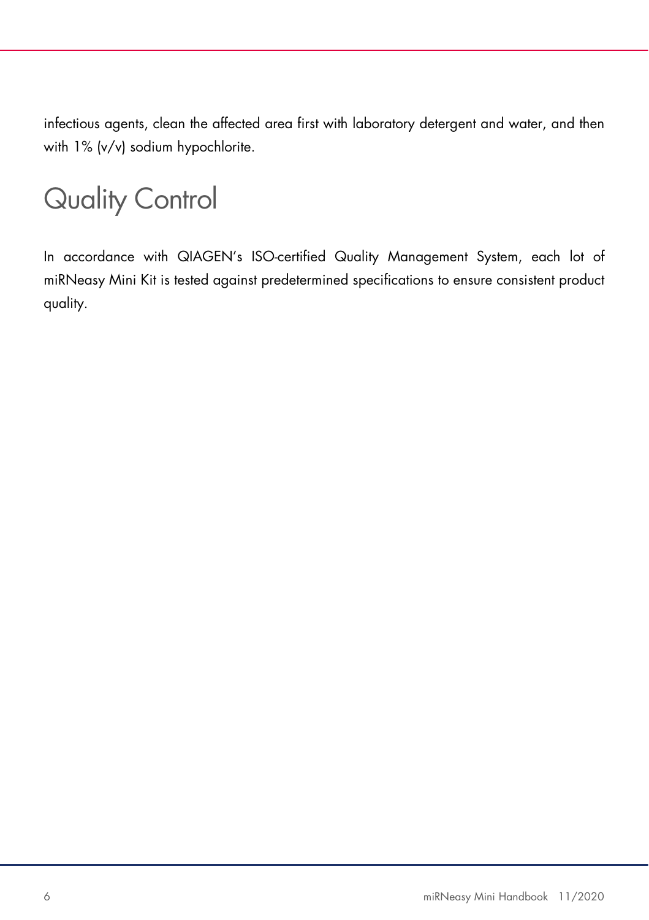infectious agents, clean the affected area first with laboratory detergent and water, and then with 1% (v/v) sodium hypochlorite.

# Quality Control

In accordance with QIAGEN's ISO-certified Quality Management System, each lot of miRNeasy Mini Kit is tested against predetermined specifications to ensure consistent product quality.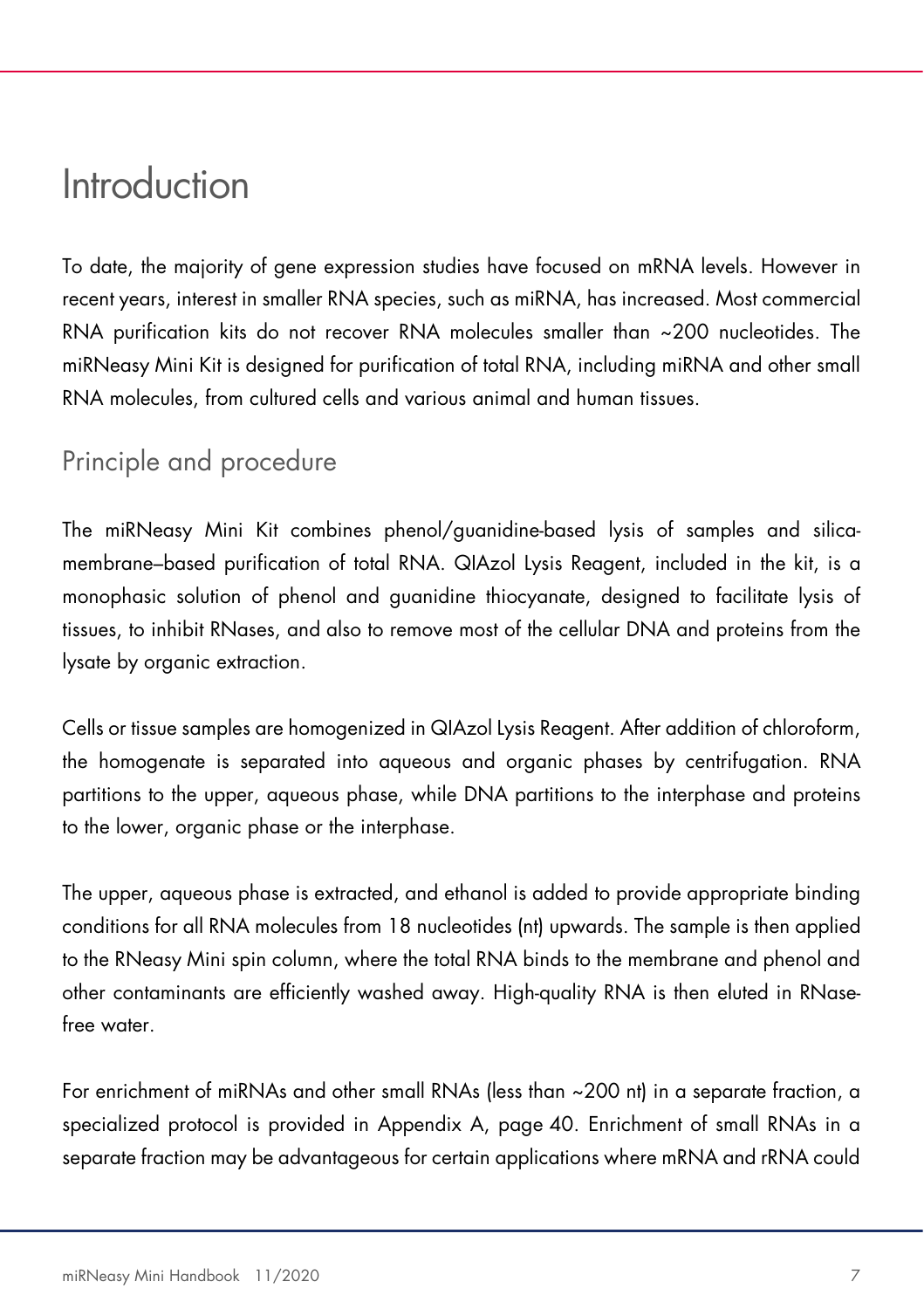# Introduction

To date, the majority of gene expression studies have focused on mRNA levels. However in recent years, interest in smaller RNA species, such as miRNA, has increased. Most commercial RNA purification kits do not recover RNA molecules smaller than ~200 nucleotides. The miRNeasy Mini Kit is designed for purification of total RNA, including miRNA and other small RNA molecules, from cultured cells and various animal and human tissues.

## Principle and procedure

The miRNeasy Mini Kit combines phenol/guanidine-based lysis of samples and silica-membrane–based purification of total RNA. QIAzol Lysis Reagent, included in the kit, is a monophasic solution of phenol and guanidine thiocyanate, designed to facilitate lysis of tissues, to inhibit RNases, and also to remove most of the cellular DNA and proteins from the lysate by organic extraction.

Cells or tissue samples are homogenized in QIAzol Lysis Reagent. After addition of chloroform, the homogenate is separated into aqueous and organic phases by centrifugation. RNA partitions to the upper, aqueous phase, while DNA partitions to the interphase and proteins to the lower, organic phase or the interphase.

The upper, aqueous phase is extracted, and ethanol is added to provide appropriate binding conditions for all RNA molecules from 18 nucleotides (nt) upwards. The sample is then applied to the RNeasy Mini spin column, where the total RNA binds to the membrane and phenol and other contaminants are efficiently washed away. High-quality RNA is then eluted in RNase-free water.

For enrichment of miRNAs and other small RNAs (less than ~200 nt) in a separate fraction, a specialized protocol is provided in Appendix A, page 40. Enrichment of small RNAs in a separate fraction may be advantageous for certain applications where mRNA and rRNA could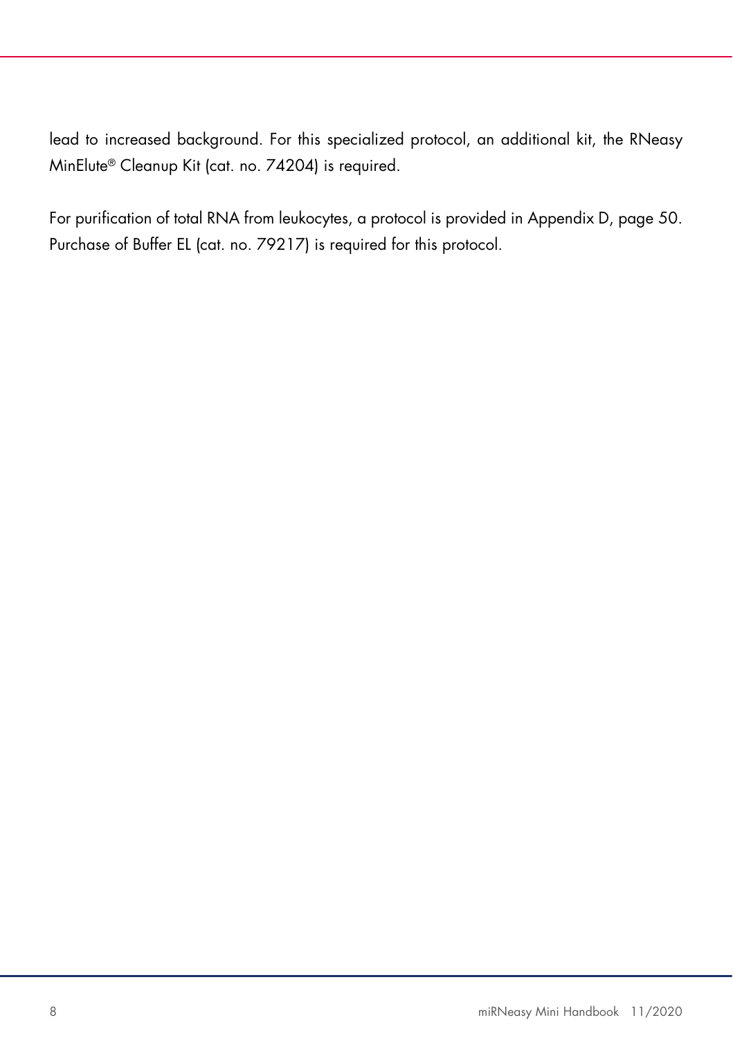lead to increased background. For this specialized protocol, an additional kit, the RNeasy MinElute® Cleanup Kit (cat. no. 74204) is required.

For purification of total RNA from leukocytes, a protocol is provided in Appendix D, page 50. Purchase of Buffer EL (cat. no. 79217) is required for this protocol.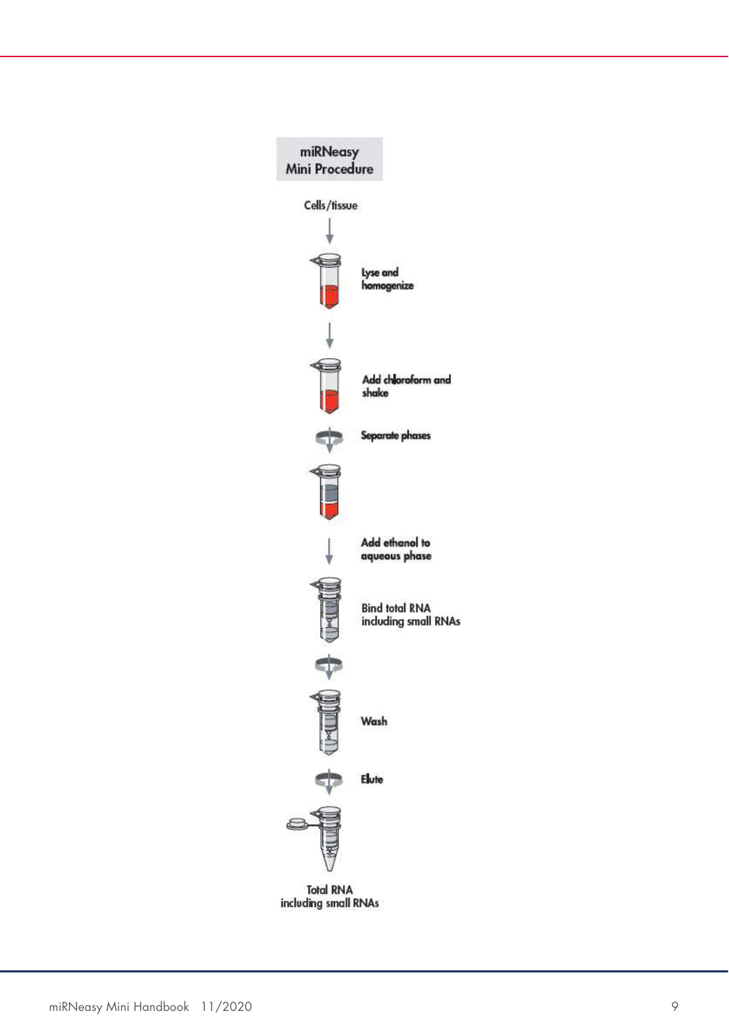**miRNeasy Mini Procedure**

Cells/tissue

Lyse and homogenize

Add chloroform and shake

Separate phases

Add ethanol to aqueous phase

Bind total RNA including small RNAs

Wash

Elute

Total RNA including small RNAs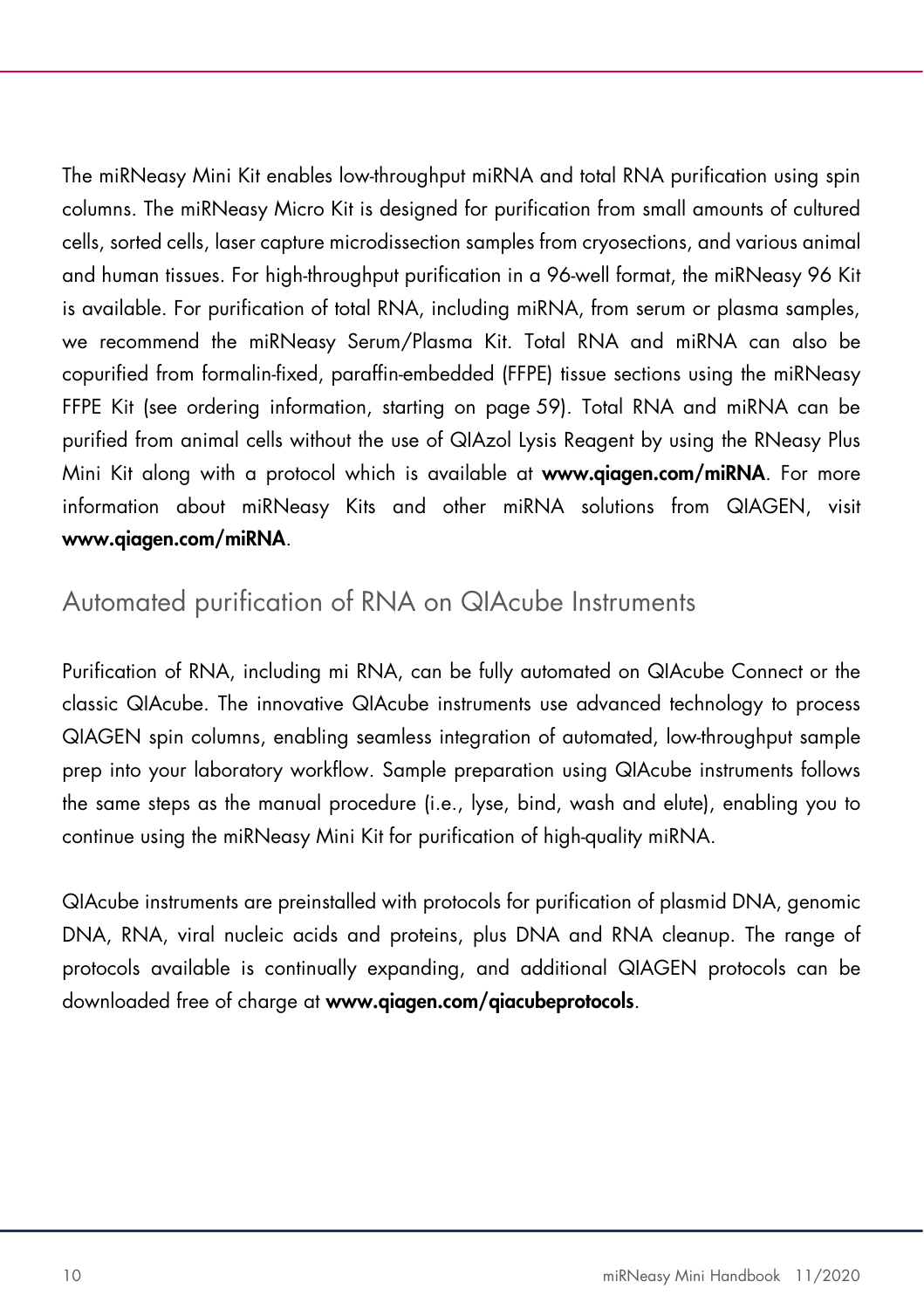The miRNeasy Mini Kit enables low-throughput miRNA and total RNA purification using spin columns. The miRNeasy Micro Kit is designed for purification from small amounts of cultured cells, sorted cells, laser capture microdissection samples from cryosections, and various animal and human tissues. For high-throughput purification in a 96-well format, the miRNeasy 96 Kit is available. For purification of total RNA, including miRNA, from serum or plasma samples, we recommend the miRNeasy Serum/Plasma Kit. Total RNA and miRNA can also be copurified from formalin-fixed, paraffin-embedded (FFPE) tissue sections using the miRNeasy FFPE Kit (see ordering information, starting on page 59). Total RNA and miRNA can be purified from animal cells without the use of QIAzol Lysis Reagent by using the RNeasy Plus Mini Kit along with a protocol which is available at **www.qiagen.com/miRNA**. For more information about miRNeasy Kits and other miRNA solutions from QIAGEN, visit **www.qiagen.com/miRNA**.

## Automated purification of RNA on QIAcube Instruments

Purification of RNA, including mi RNA, can be fully automated on QIAcube Connect or the classic QIAcube. The innovative QIAcube instruments use advanced technology to process QIAGEN spin columns, enabling seamless integration of automated, low-throughput sample prep into your laboratory workflow. Sample preparation using QIAcube instruments follows the same steps as the manual procedure (i.e., lyse, bind, wash and elute), enabling you to continue using the miRNeasy Mini Kit for purification of high-quality miRNA.

QIAcube instruments are preinstalled with protocols for purification of plasmid DNA, genomic DNA, RNA, viral nucleic acids and proteins, plus DNA and RNA cleanup. The range of protocols available is continually expanding, and additional QIAGEN protocols can be downloaded free of charge at **www.qiagen.com/qiacubeprotocols**.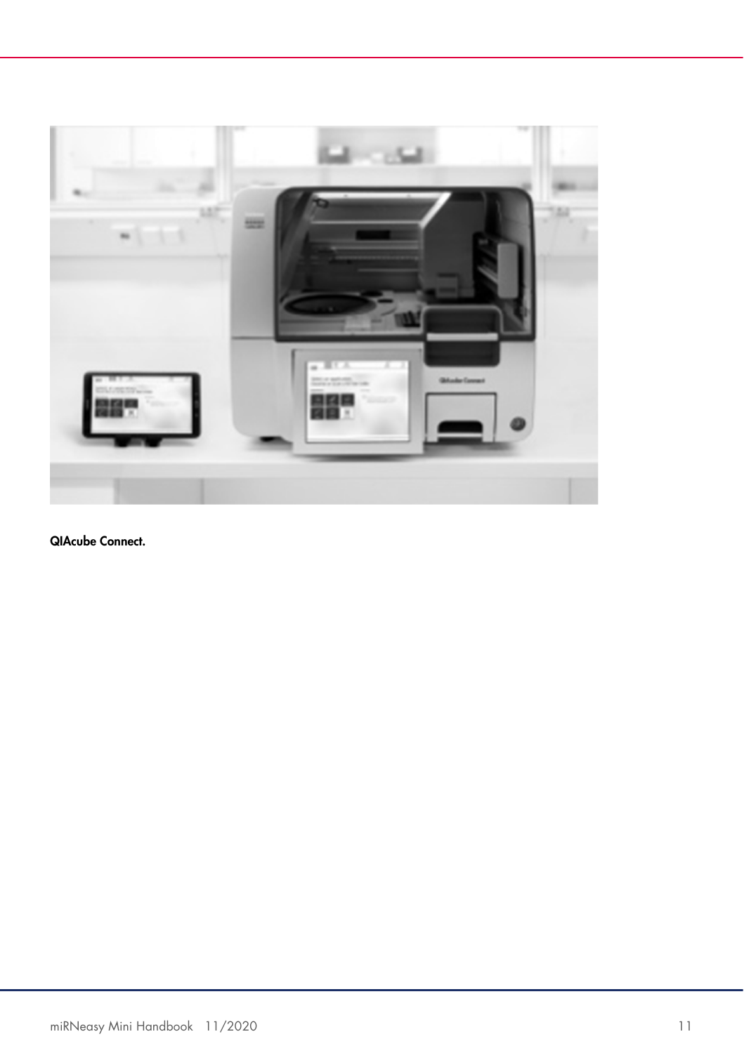**QIAcube Connect.**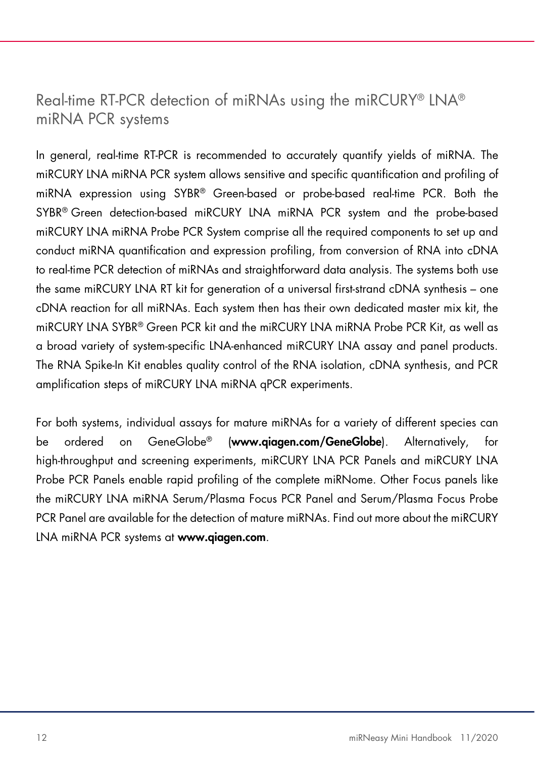## Real-time RT-PCR detection of miRNAs using the miRCURY® LNA® miRNA PCR systems

In general, real-time RT-PCR is recommended to accurately quantify yields of miRNA. The miRCURY LNA miRNA PCR system allows sensitive and specific quantification and profiling of miRNA expression using SYBR® Green-based or probe-based real-time PCR. Both the SYBR® Green detection-based miRCURY LNA miRNA PCR system and the probe-based miRCURY LNA miRNA Probe PCR System comprise all the required components to set up and conduct miRNA quantification and expression profiling, from conversion of RNA into cDNA to real-time PCR detection of miRNAs and straightforward data analysis. The systems both use the same miRCURY LNA RT kit for generation of a universal first-strand cDNA synthesis – one cDNA reaction for all miRNAs. Each system then has their own dedicated master mix kit, the miRCURY LNA SYBR® Green PCR kit and the miRCURY LNA miRNA Probe PCR Kit, as well as a broad variety of system-specific LNA-enhanced miRCURY LNA assay and panel products. The RNA Spike-In Kit enables quality control of the RNA isolation, cDNA synthesis, and PCR amplification steps of miRCURY LNA miRNA qPCR experiments.

For both systems, individual assays for mature miRNAs for a variety of different species can be ordered on GeneGlobe® (**www.qiagen.com/GeneGlobe**). Alternatively, for high-throughput and screening experiments, miRCURY LNA PCR Panels and miRCURY LNA Probe PCR Panels enable rapid profiling of the complete miRNome. Other Focus panels like the miRCURY LNA miRNA Serum/Plasma Focus PCR Panel and Serum/Plasma Focus Probe PCR Panel are available for the detection of mature miRNAs. Find out more about the miRCURY LNA miRNA PCR systems at **www.qiagen.com**.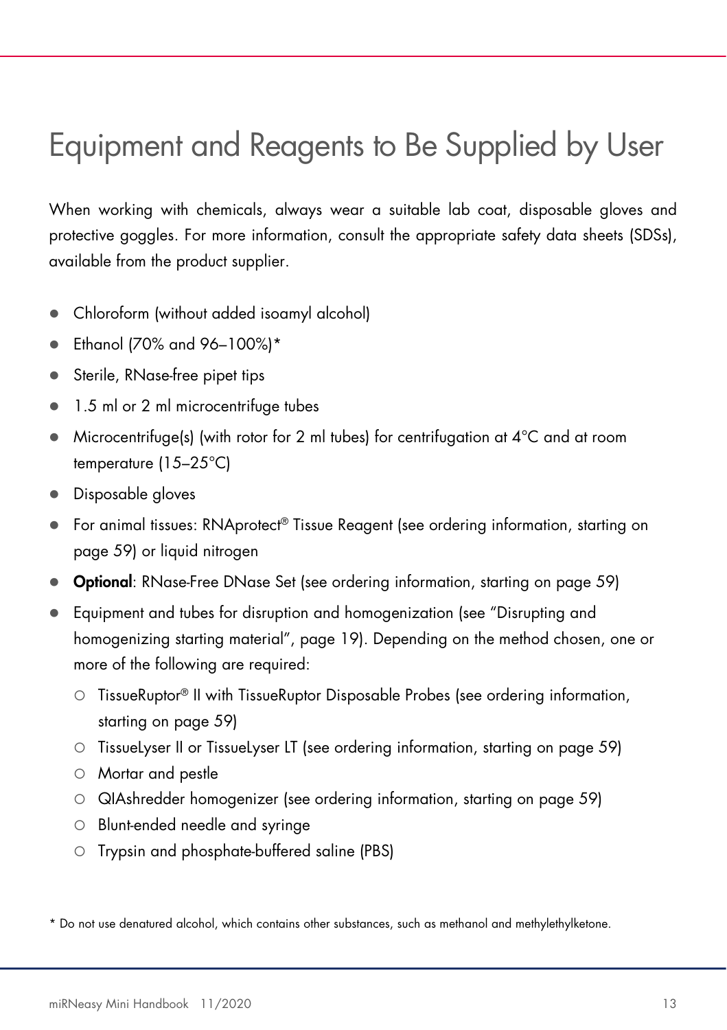# Equipment and Reagents to Be Supplied by User

When working with chemicals, always wear a suitable lab coat, disposable gloves and protective goggles. For more information, consult the appropriate safety data sheets (SDSs), available from the product supplier.

- Chloroform (without added isoamyl alcohol)
- Ethanol (70% and 96–100%)*
- Sterile, RNase-free pipet tips
- 1.5 ml or 2 ml microcentrifuge tubes
- Microcentrifuge(s) (with rotor for 2 ml tubes) for centrifugation at 4°C and at room temperature (15–25°C)
- Disposable gloves
- For animal tissues: RNAprotect® Tissue Reagent (see ordering information, starting on page 59) or liquid nitrogen
- **Optional**: RNase-Free DNase Set (see ordering information, starting on page 59)
- Equipment and tubes for disruption and homogenization (see "Disrupting and homogenizing starting material", page 19). Depending on the method chosen, one or more of the following are required:
  - TissueRuptor® II with TissueRuptor Disposable Probes (see ordering information, starting on page 59)
  - TissueLyser II or TissueLyser LT (see ordering information, starting on page 59)
  - Mortar and pestle
  - QIAshredder homogenizer (see ordering information, starting on page 59)
  - Blunt-ended needle and syringe
  - Trypsin and phosphate-buffered saline (PBS)

* Do not use denatured alcohol, which contains other substances, such as methanol and methylethylketone.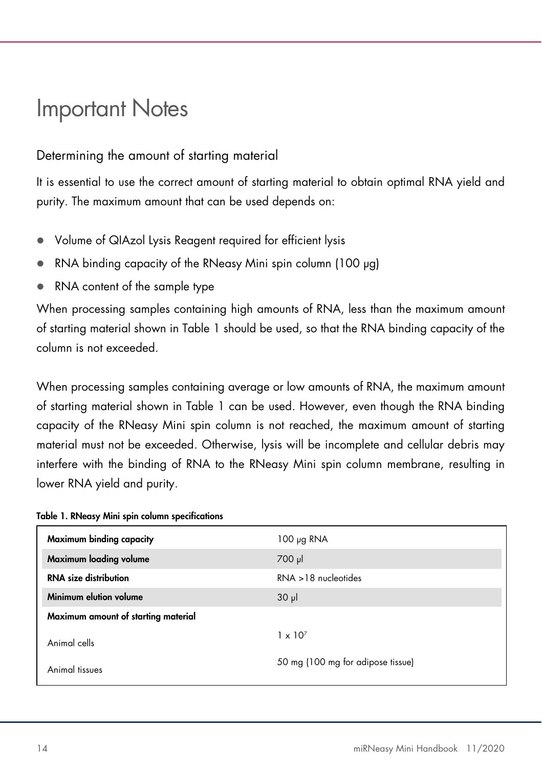# Important Notes

## Determining the amount of starting material

It is essential to use the correct amount of starting material to obtain optimal RNA yield and purity. The maximum amount that can be used depends on:

- Volume of QIAzol Lysis Reagent required for efficient lysis
- RNA binding capacity of the RNeasy Mini spin column (100 µg)
- RNA content of the sample type

When processing samples containing high amounts of RNA, less than the maximum amount of starting material shown in Table 1 should be used, so that the RNA binding capacity of the column is not exceeded.

When processing samples containing average or low amounts of RNA, the maximum amount of starting material shown in Table 1 can be used. However, even though the RNA binding capacity of the RNeasy Mini spin column is not reached, the maximum amount of starting material must not be exceeded. Otherwise, lysis will be incomplete and cellular debris may interfere with the binding of RNA to the RNeasy Mini spin column membrane, resulting in lower RNA yield and purity.

**Table 1. RNeasy Mini spin column specifications**

| | |
|---|---|
| **Maximum binding capacity** | 100 µg RNA |
| **Maximum loading volume** | 700 µl |
| **RNA size distribution** | RNA >18 nucleotides |
| **Minimum elution volume** | 30 µl |
| **Maximum amount of starting material** | |
| Animal cells | $1 \times 10^7$ |
| Animal tissues | 50 mg (100 mg for adipose tissue) |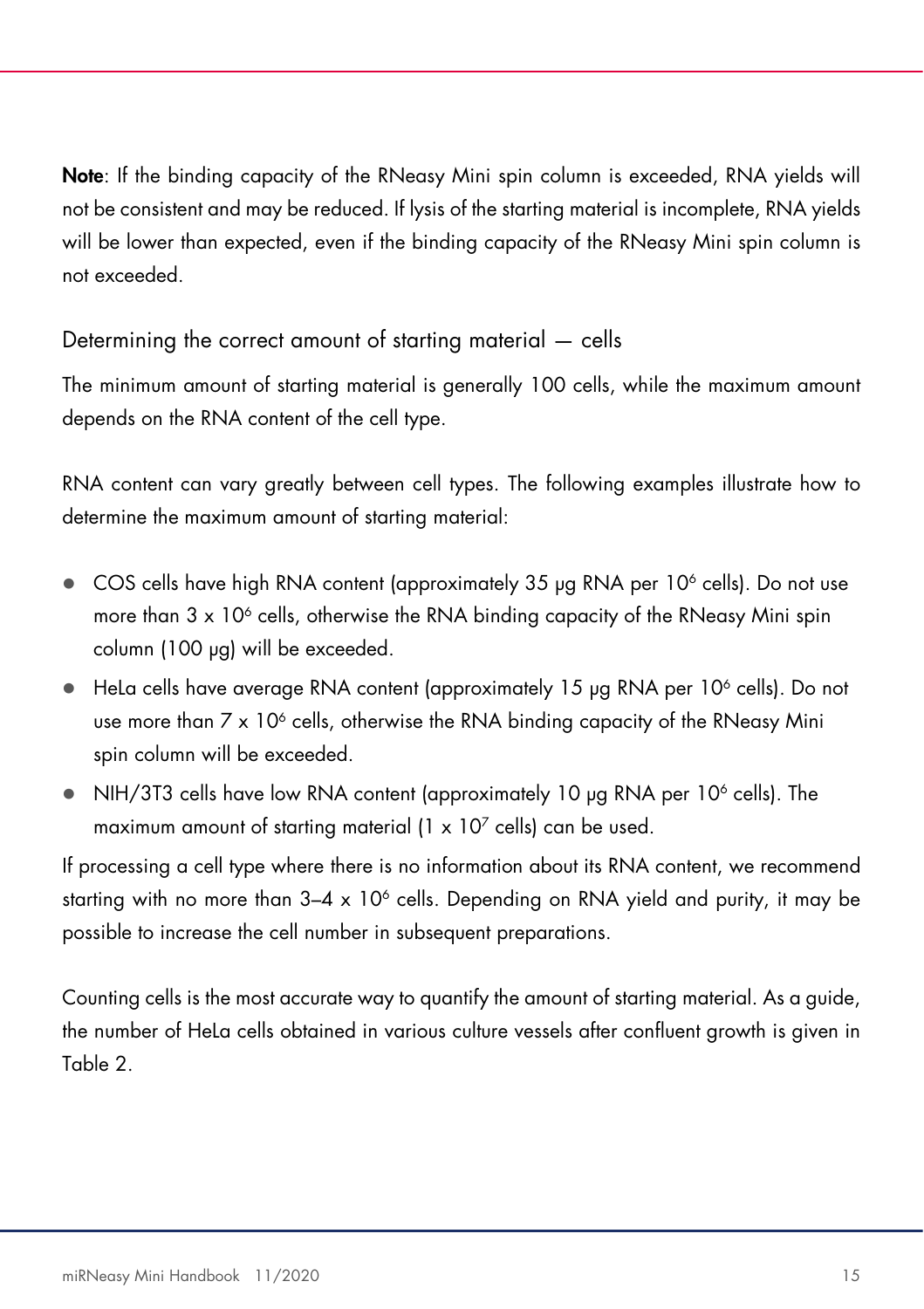**Note**: If the binding capacity of the RNeasy Mini spin column is exceeded, RNA yields will not be consistent and may be reduced. If lysis of the starting material is incomplete, RNA yields will be lower than expected, even if the binding capacity of the RNeasy Mini spin column is not exceeded.

## Determining the correct amount of starting material — cells

The minimum amount of starting material is generally 100 cells, while the maximum amount depends on the RNA content of the cell type.

RNA content can vary greatly between cell types. The following examples illustrate how to determine the maximum amount of starting material:

- COS cells have high RNA content (approximately 35 µg RNA per $10^6$ cells). Do not use more than $3 \times 10^6$ cells, otherwise the RNA binding capacity of the RNeasy Mini spin column (100 µg) will be exceeded.
- HeLa cells have average RNA content (approximately 15 µg RNA per $10^6$ cells). Do not use more than $7 \times 10^6$ cells, otherwise the RNA binding capacity of the RNeasy Mini spin column will be exceeded.
- NIH/3T3 cells have low RNA content (approximately 10 µg RNA per $10^6$ cells). The maximum amount of starting material ($1 \times 10^7$ cells) can be used.

If processing a cell type where there is no information about its RNA content, we recommend starting with no more than 3–4 x $10^6$ cells. Depending on RNA yield and purity, it may be possible to increase the cell number in subsequent preparations.

Counting cells is the most accurate way to quantify the amount of starting material. As a guide, the number of HeLa cells obtained in various culture vessels after confluent growth is given in Table 2.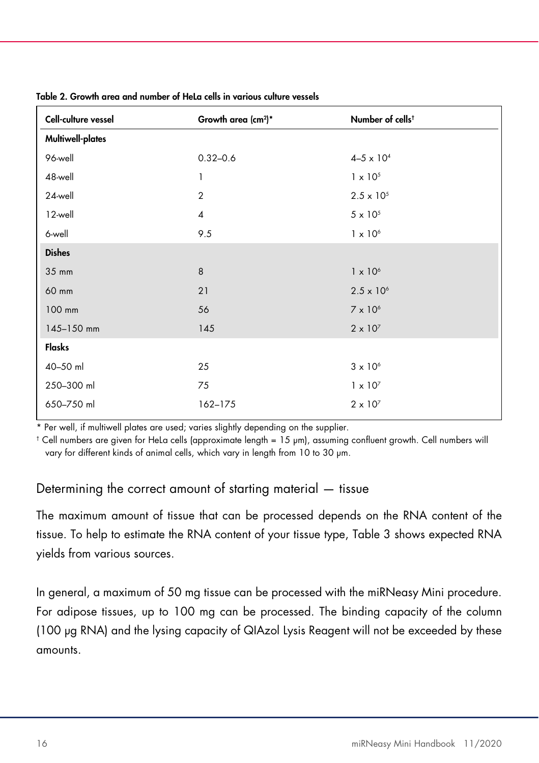**Table 2. Growth area and number of HeLa cells in various culture vessels**

| Cell-culture vessel | Growth area (cm$^2$)* | Number of cells† |
|---|---|---|
| **Multiwell-plates** | | |
| 96-well | 0.32–0.6 | $4–5 \times 10^4$ |
| 48-well | 1 | $1 \times 10^5$ |
| 24-well | 2 | $2.5 \times 10^5$ |
| 12-well | 4 | $5 \times 10^5$ |
| 6-well | 9.5 | $1 \times 10^6$ |
| **Dishes** | | |
| 35 mm | 8 | $1 \times 10^6$ |
| 60 mm | 21 | $2.5 \times 10^6$ |
| 100 mm | 56 | $7 \times 10^6$ |
| 145–150 mm | 145 | $2 \times 10^7$ |
| **Flasks** | | |
| 40–50 ml | 25 | $3 \times 10^6$ |
| 250–300 ml | 75 | $1 \times 10^7$ |
| 650–750 ml | 162–175 | $2 \times 10^7$ |

* Per well, if multiwell plates are used; varies slightly depending on the supplier.

† Cell numbers are given for HeLa cells (approximate length = 15 µm), assuming confluent growth. Cell numbers will vary for different kinds of animal cells, which vary in length from 10 to 30 µm.

## Determining the correct amount of starting material — tissue

The maximum amount of tissue that can be processed depends on the RNA content of the tissue. To help to estimate the RNA content of your tissue type, Table 3 shows expected RNA yields from various sources.

In general, a maximum of 50 mg tissue can be processed with the miRNeasy Mini procedure. For adipose tissues, up to 100 mg can be processed. The binding capacity of the column (100 µg RNA) and the lysing capacity of QIAzol Lysis Reagent will not be exceeded by these amounts.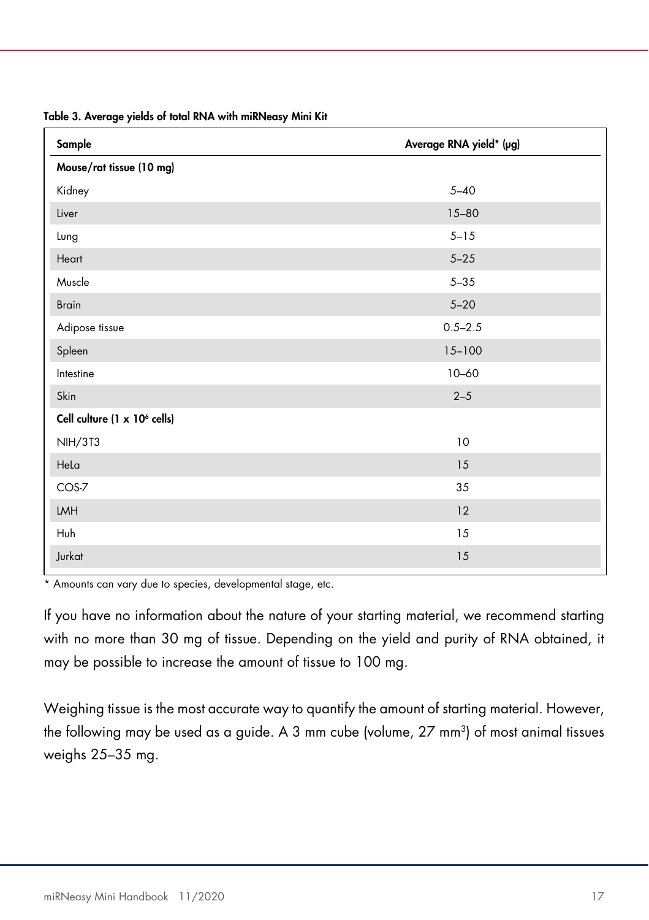**Table 3. Average yields of total RNA with miRNeasy Mini Kit**

| Sample | Average RNA yield* (µg) |
|---|---|
| **Mouse/rat tissue (10 mg)** | |
| Kidney | 5–40 |
| Liver | 15–80 |
| Lung | 5–15 |
| Heart | 5–25 |
| Muscle | 5–35 |
| Brain | 5–20 |
| Adipose tissue | 0.5–2.5 |
| Spleen | 15–100 |
| Intestine | 10–60 |
| Skin | 2–5 |
| **Cell culture (1 x $10^6$ cells)** | |
| NIH/3T3 | 10 |
| HeLa | 15 |
| COS-7 | 35 |
| LMH | 12 |
| Huh | 15 |
| Jurkat | 15 |

* Amounts can vary due to species, developmental stage, etc.

If you have no information about the nature of your starting material, we recommend starting with no more than 30 mg of tissue. Depending on the yield and purity of RNA obtained, it may be possible to increase the amount of tissue to 100 mg.

Weighing tissue is the most accurate way to quantify the amount of starting material. However, the following may be used as a guide. A 3 mm cube (volume, 27 $mm^3$) of most animal tissues weighs 25–35 mg.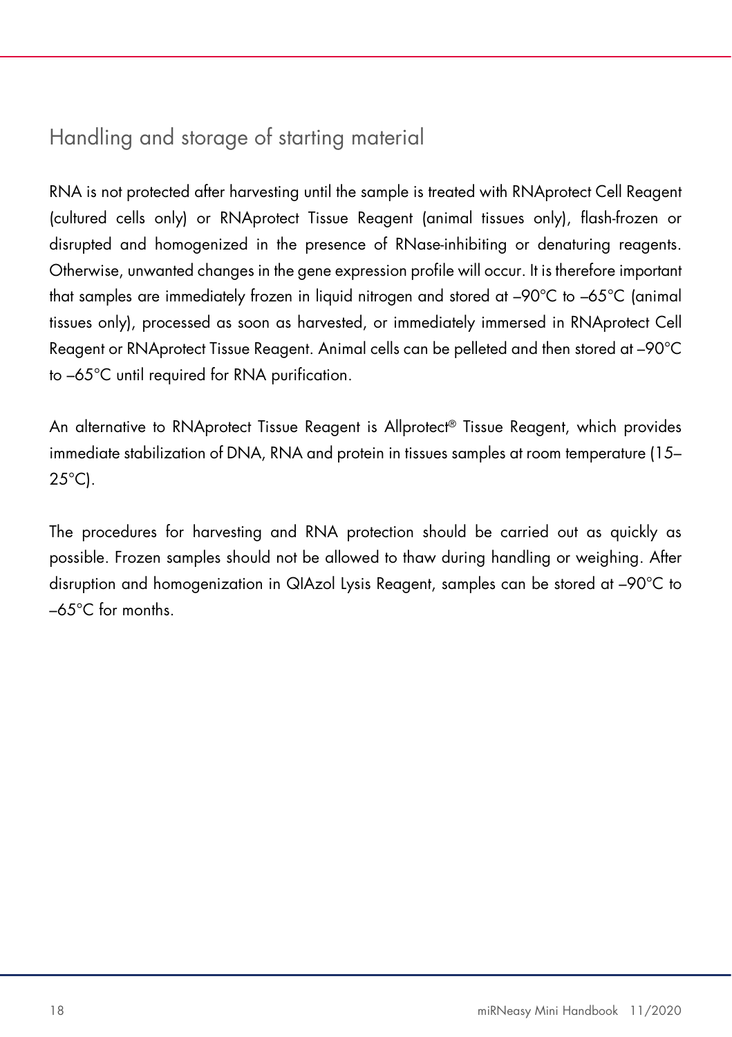## Handling and storage of starting material

RNA is not protected after harvesting until the sample is treated with RNAprotect Cell Reagent (cultured cells only) or RNAprotect Tissue Reagent (animal tissues only), flash-frozen or disrupted and homogenized in the presence of RNase-inhibiting or denaturing reagents. Otherwise, unwanted changes in the gene expression profile will occur. It is therefore important that samples are immediately frozen in liquid nitrogen and stored at –90°C to –65°C (animal tissues only), processed as soon as harvested, or immediately immersed in RNAprotect Cell Reagent or RNAprotect Tissue Reagent. Animal cells can be pelleted and then stored at –90°C to –65°C until required for RNA purification.

An alternative to RNAprotect Tissue Reagent is Allprotect® Tissue Reagent, which provides immediate stabilization of DNA, RNA and protein in tissues samples at room temperature (15–25°C).

The procedures for harvesting and RNA protection should be carried out as quickly as possible. Frozen samples should not be allowed to thaw during handling or weighing. After disruption and homogenization in QIAzol Lysis Reagent, samples can be stored at –90°C to –65°C for months.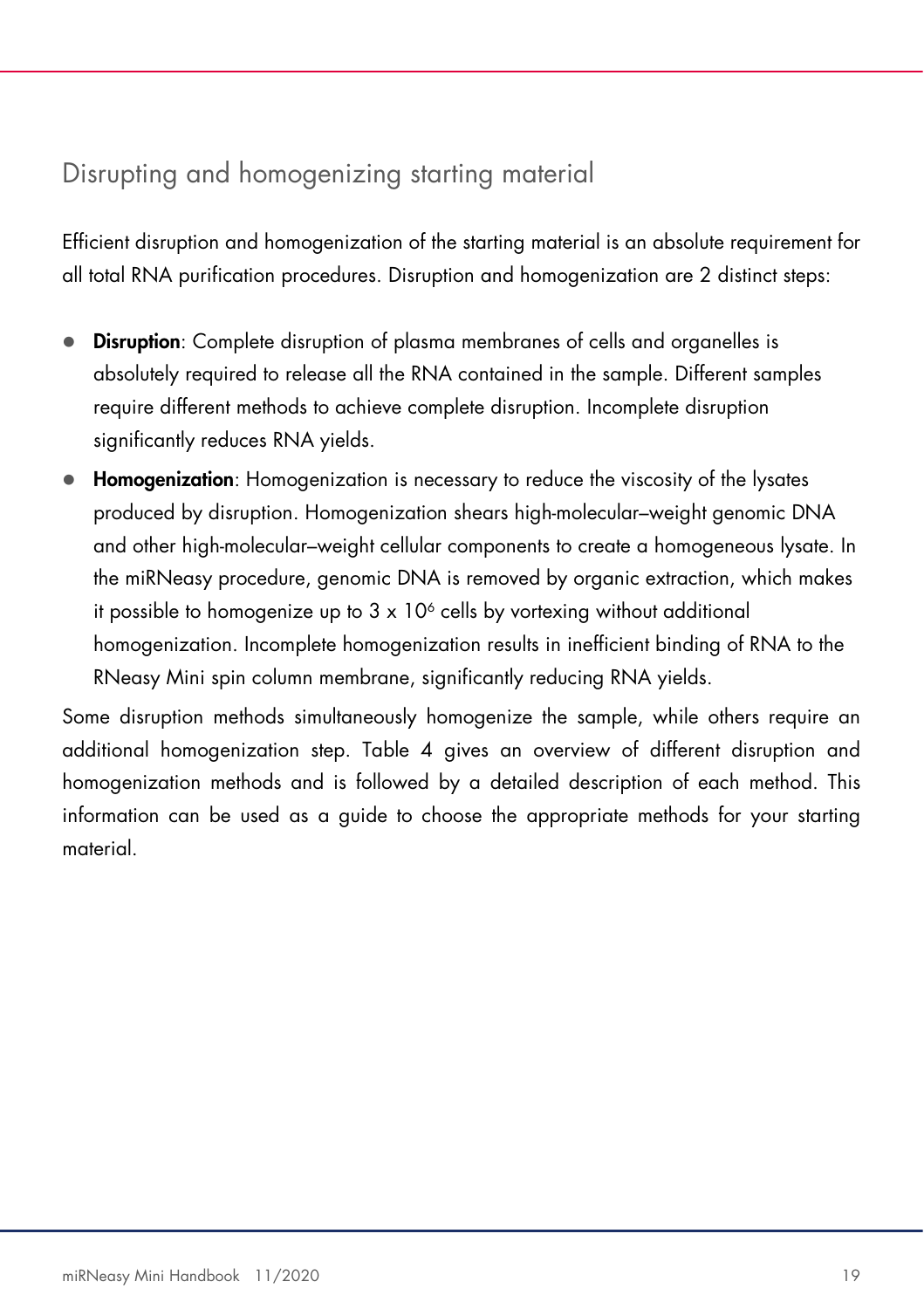## Disrupting and homogenizing starting material

Efficient disruption and homogenization of the starting material is an absolute requirement for all total RNA purification procedures. Disruption and homogenization are 2 distinct steps:

- **Disruption**: Complete disruption of plasma membranes of cells and organelles is absolutely required to release all the RNA contained in the sample. Different samples require different methods to achieve complete disruption. Incomplete disruption significantly reduces RNA yields.
- **Homogenization**: Homogenization is necessary to reduce the viscosity of the lysates produced by disruption. Homogenization shears high-molecular–weight genomic DNA and other high-molecular–weight cellular components to create a homogeneous lysate. In the miRNeasy procedure, genomic DNA is removed by organic extraction, which makes it possible to homogenize up to $3 \times 10^6$ cells by vortexing without additional homogenization. Incomplete homogenization results in inefficient binding of RNA to the RNeasy Mini spin column membrane, significantly reducing RNA yields.

Some disruption methods simultaneously homogenize the sample, while others require an additional homogenization step. Table 4 gives an overview of different disruption and homogenization methods and is followed by a detailed description of each method. This information can be used as a guide to choose the appropriate methods for your starting material.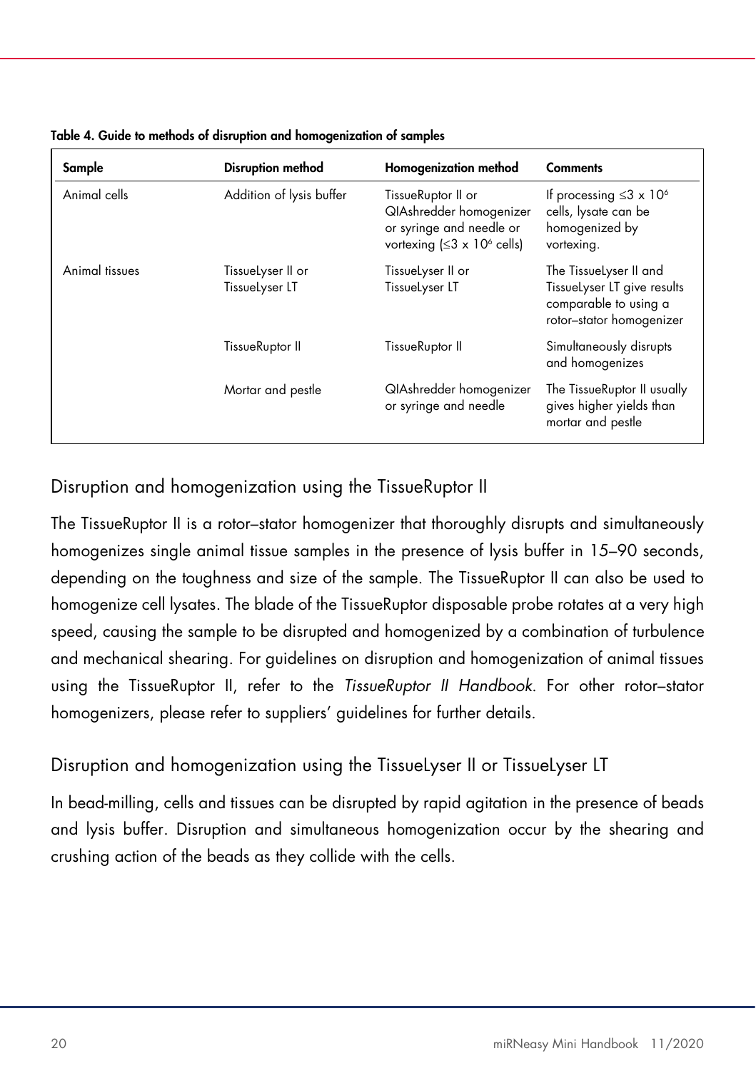**Table 4. Guide to methods of disruption and homogenization of samples**

| Sample | Disruption method | Homogenization method | Comments |
|---|---|---|---|
| Animal cells | Addition of lysis buffer | TissueRuptor II or QIAshredder homogenizer or syringe and needle or vortexing ($\leq 3 \times 10^6$ cells) | If processing $\leq 3 \times 10^6$ cells, lysate can be homogenized by vortexing. |
| Animal tissues | TissueLyser II or TissueLyser LT | TissueLyser II or TissueLyser LT | The TissueLyser II and TissueLyser LT give results comparable to using a rotor–stator homogenizer |
| | TissueRuptor II | TissueRuptor II | Simultaneously disrupts and homogenizes |
| | Mortar and pestle | QIAshredder homogenizer or syringe and needle | The TissueRuptor II usually gives higher yields than mortar and pestle |

## Disruption and homogenization using the TissueRuptor II

The TissueRuptor II is a rotor–stator homogenizer that thoroughly disrupts and simultaneously homogenizes single animal tissue samples in the presence of lysis buffer in 15–90 seconds, depending on the toughness and size of the sample. The TissueRuptor II can also be used to homogenize cell lysates. The blade of the TissueRuptor disposable probe rotates at a very high speed, causing the sample to be disrupted and homogenized by a combination of turbulence and mechanical shearing. For guidelines on disruption and homogenization of animal tissues using the TissueRuptor II, refer to the *TissueRuptor II Handbook*. For other rotor–stator homogenizers, please refer to suppliers' guidelines for further details.

## Disruption and homogenization using the TissueLyser II or TissueLyser LT

In bead-milling, cells and tissues can be disrupted by rapid agitation in the presence of beads and lysis buffer. Disruption and simultaneous homogenization occur by the shearing and crushing action of the beads as they collide with the cells.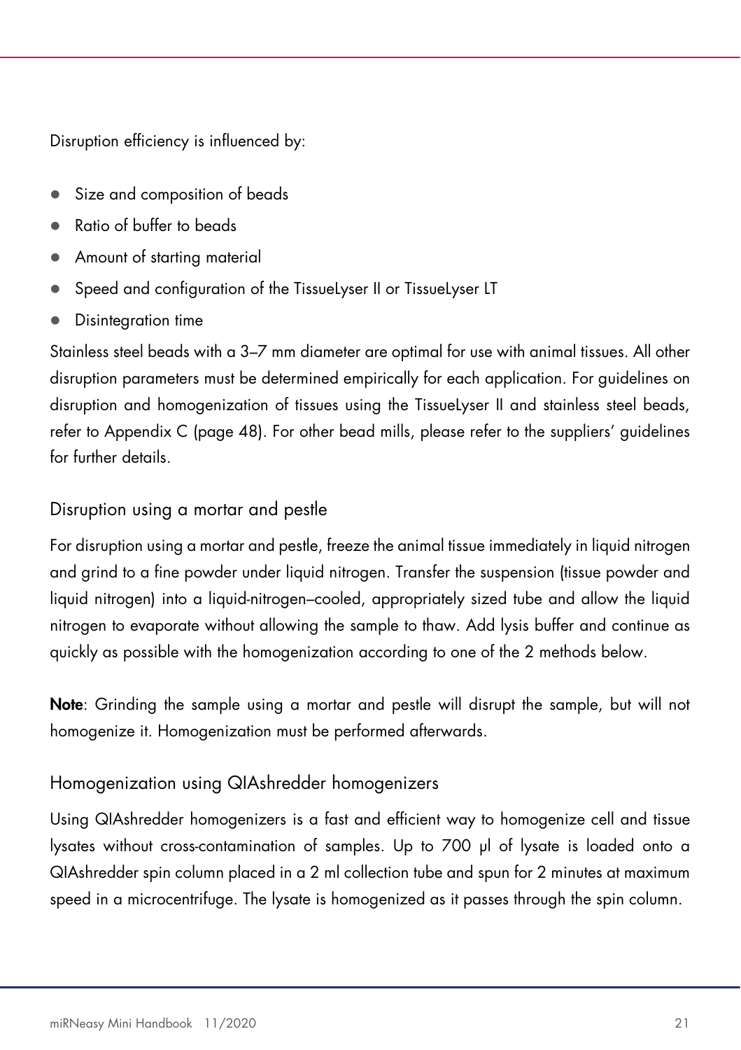Disruption efficiency is influenced by:

- Size and composition of beads
- Ratio of buffer to beads
- Amount of starting material
- Speed and configuration of the TissueLyser II or TissueLyser LT
- Disintegration time

Stainless steel beads with a 3–7 mm diameter are optimal for use with animal tissues. All other disruption parameters must be determined empirically for each application. For guidelines on disruption and homogenization of tissues using the TissueLyser II and stainless steel beads, refer to Appendix C (page 48). For other bead mills, please refer to the suppliers' guidelines for further details.

### Disruption using a mortar and pestle

For disruption using a mortar and pestle, freeze the animal tissue immediately in liquid nitrogen and grind to a fine powder under liquid nitrogen. Transfer the suspension (tissue powder and liquid nitrogen) into a liquid-nitrogen–cooled, appropriately sized tube and allow the liquid nitrogen to evaporate without allowing the sample to thaw. Add lysis buffer and continue as quickly as possible with the homogenization according to one of the 2 methods below.

**Note**: Grinding the sample using a mortar and pestle will disrupt the sample, but will not homogenize it. Homogenization must be performed afterwards.

### Homogenization using QIAshredder homogenizers

Using QIAshredder homogenizers is a fast and efficient way to homogenize cell and tissue lysates without cross-contamination of samples. Up to 700 µl of lysate is loaded onto a QIAshredder spin column placed in a 2 ml collection tube and spun for 2 minutes at maximum speed in a microcentrifuge. The lysate is homogenized as it passes through the spin column.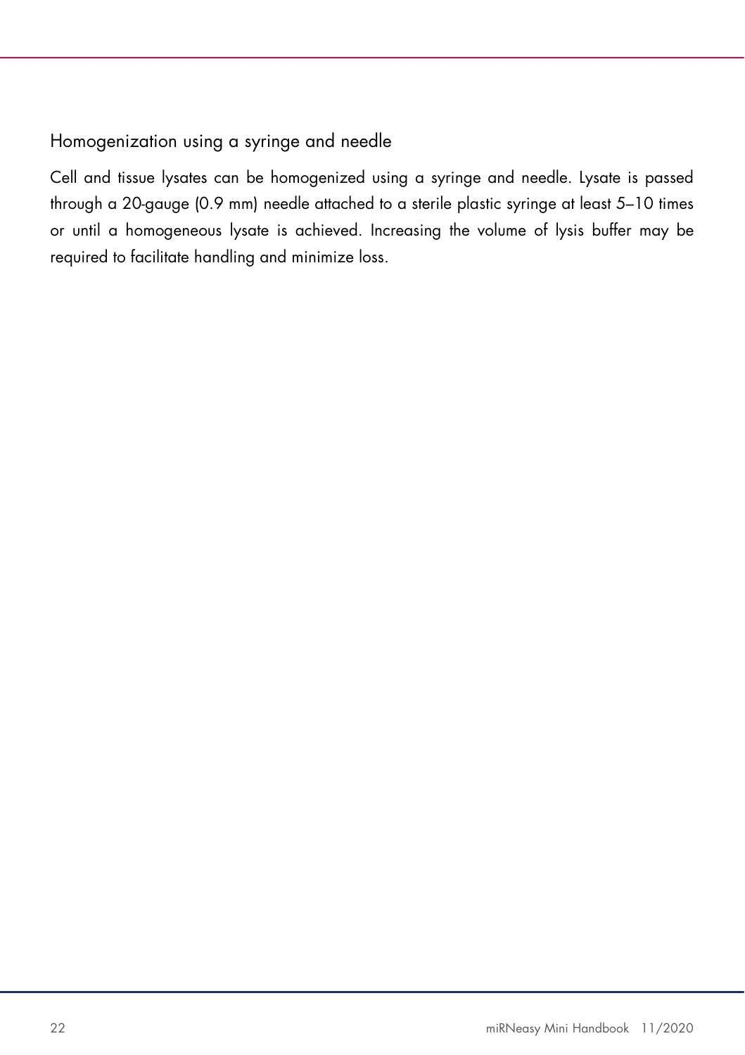### Homogenization using a syringe and needle

Cell and tissue lysates can be homogenized using a syringe and needle. Lysate is passed through a 20-gauge (0.9 mm) needle attached to a sterile plastic syringe at least 5–10 times or until a homogeneous lysate is achieved. Increasing the volume of lysis buffer may be required to facilitate handling and minimize loss.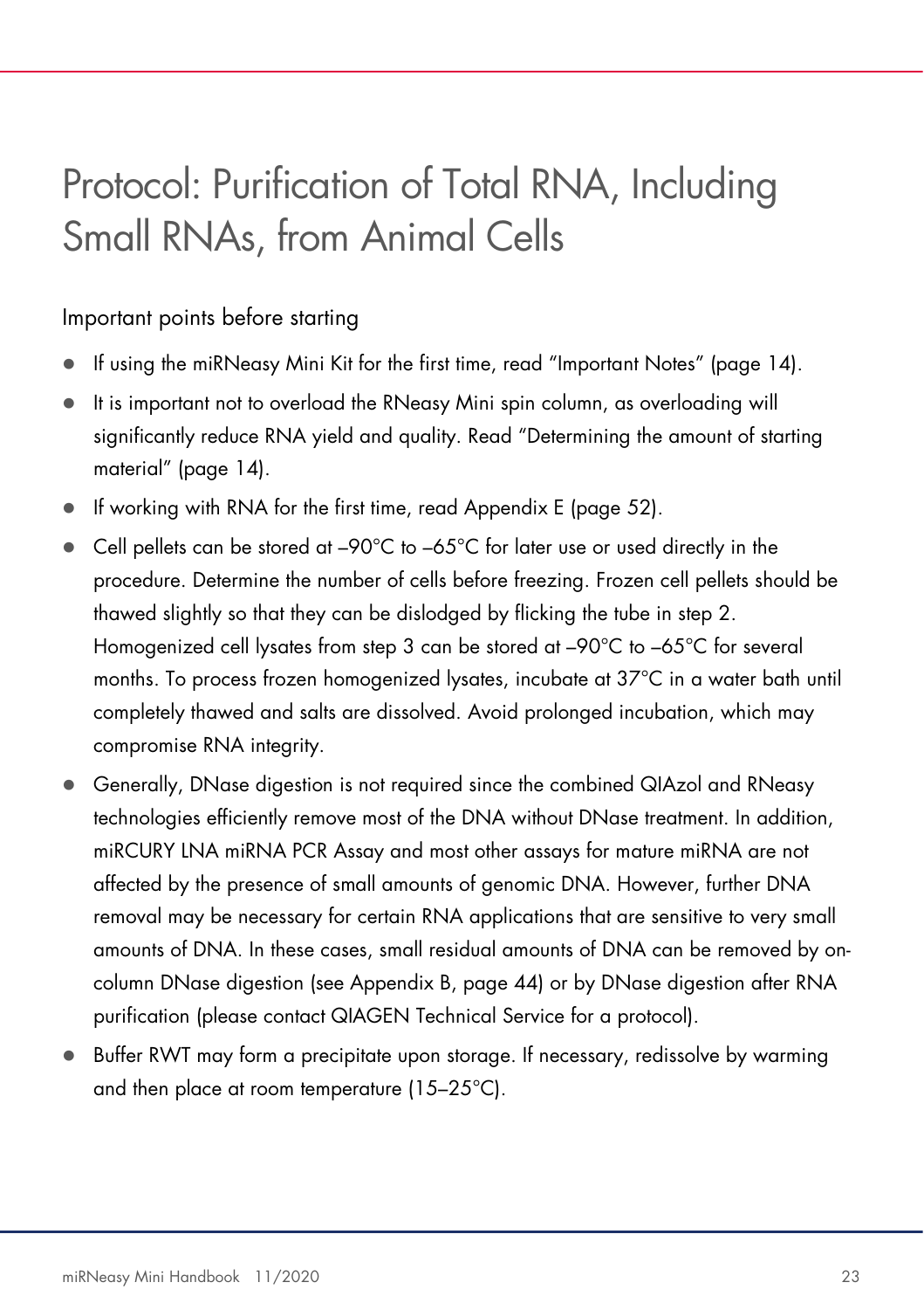# Protocol: Purification of Total RNA, Including Small RNAs, from Animal Cells

## Important points before starting

- If using the miRNeasy Mini Kit for the first time, read "Important Notes" (page 14).
- It is important not to overload the RNeasy Mini spin column, as overloading will significantly reduce RNA yield and quality. Read "Determining the amount of starting material" (page 14).
- If working with RNA for the first time, read Appendix E (page 52).
- Cell pellets can be stored at –90°C to –65°C for later use or used directly in the procedure. Determine the number of cells before freezing. Frozen cell pellets should be thawed slightly so that they can be dislodged by flicking the tube in step 2. Homogenized cell lysates from step 3 can be stored at –90°C to –65°C for several months. To process frozen homogenized lysates, incubate at 37°C in a water bath until completely thawed and salts are dissolved. Avoid prolonged incubation, which may compromise RNA integrity.
- Generally, DNase digestion is not required since the combined QIAzol and RNeasy technologies efficiently remove most of the DNA without DNase treatment. In addition, miRCURY LNA miRNA PCR Assay and most other assays for mature miRNA are not affected by the presence of small amounts of genomic DNA. However, further DNA removal may be necessary for certain RNA applications that are sensitive to very small amounts of DNA. In these cases, small residual amounts of DNA can be removed by on-column DNase digestion (see Appendix B, page 44) or by DNase digestion after RNA purification (please contact QIAGEN Technical Service for a protocol).
- Buffer RWT may form a precipitate upon storage. If necessary, redissolve by warming and then place at room temperature (15–25°C).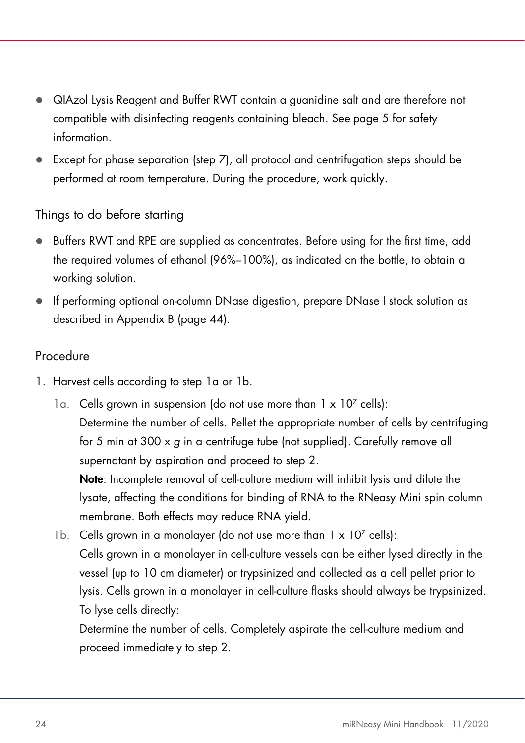- QIAzol Lysis Reagent and Buffer RWT contain a guanidine salt and are therefore not compatible with disinfecting reagents containing bleach. See page 5 for safety information.
- Except for phase separation (step 7), all protocol and centrifugation steps should be performed at room temperature. During the procedure, work quickly.

## Things to do before starting

- Buffers RWT and RPE are supplied as concentrates. Before using for the first time, add the required volumes of ethanol (96%–100%), as indicated on the bottle, to obtain a working solution.
- If performing optional on-column DNase digestion, prepare DNase I stock solution as described in Appendix B (page 44).

## Procedure

1. Harvest cells according to step 1a or 1b.
   - 1a. Cells grown in suspension (do not use more than $1 \times 10^7$ cells):
     Determine the number of cells. Pellet the appropriate number of cells by centrifuging for 5 min at 300 x *g* in a centrifuge tube (not supplied). Carefully remove all supernatant by aspiration and proceed to step 2.
     **Note**: Incomplete removal of cell-culture medium will inhibit lysis and dilute the lysate, affecting the conditions for binding of RNA to the RNeasy Mini spin column membrane. Both effects may reduce RNA yield.
   - 1b. Cells grown in a monolayer (do not use more than $1 \times 10^7$ cells):
     Cells grown in a monolayer in cell-culture vessels can be either lysed directly in the vessel (up to 10 cm diameter) or trypsinized and collected as a cell pellet prior to lysis. Cells grown in a monolayer in cell-culture flasks should always be trypsinized.
     To lyse cells directly:
     Determine the number of cells. Completely aspirate the cell-culture medium and proceed immediately to step 2.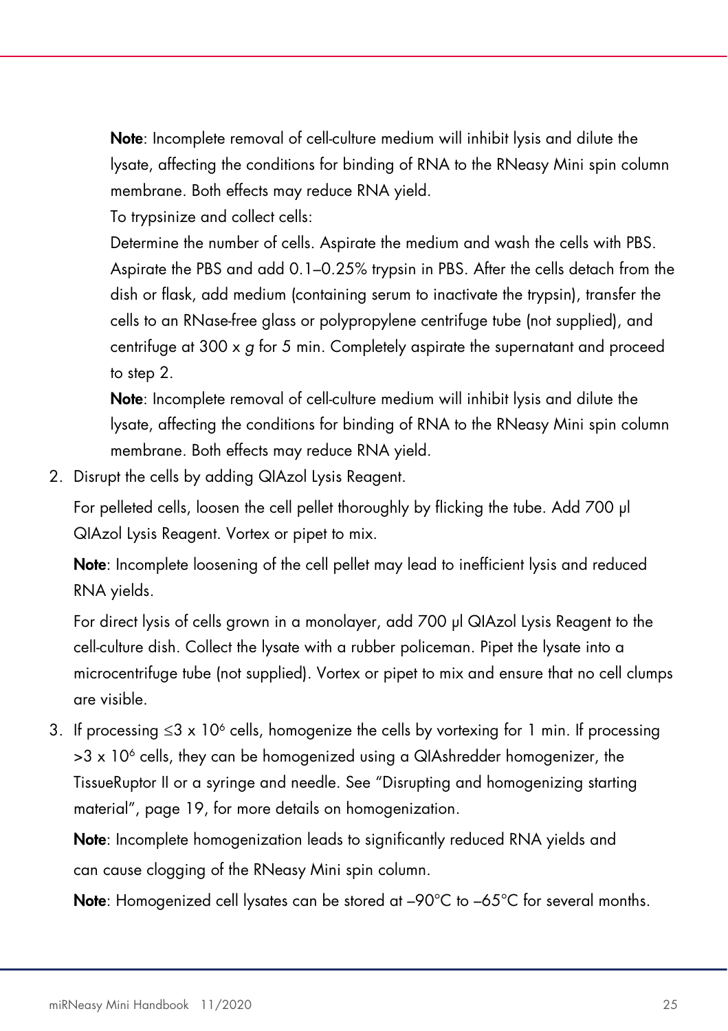**Note**: Incomplete removal of cell-culture medium will inhibit lysis and dilute the lysate, affecting the conditions for binding of RNA to the RNeasy Mini spin column membrane. Both effects may reduce RNA yield.

To trypsinize and collect cells:

Determine the number of cells. Aspirate the medium and wash the cells with PBS. Aspirate the PBS and add 0.1–0.25% trypsin in PBS. After the cells detach from the dish or flask, add medium (containing serum to inactivate the trypsin), transfer the cells to an RNase-free glass or polypropylene centrifuge tube (not supplied), and centrifuge at 300 x *g* for 5 min. Completely aspirate the supernatant and proceed to step 2.

**Note**: Incomplete removal of cell-culture medium will inhibit lysis and dilute the lysate, affecting the conditions for binding of RNA to the RNeasy Mini spin column membrane. Both effects may reduce RNA yield.

2. Disrupt the cells by adding QIAzol Lysis Reagent.

   For pelleted cells, loosen the cell pellet thoroughly by flicking the tube. Add 700 µl QIAzol Lysis Reagent. Vortex or pipet to mix.

   **Note**: Incomplete loosening of the cell pellet may lead to inefficient lysis and reduced RNA yields.

   For direct lysis of cells grown in a monolayer, add 700 µl QIAzol Lysis Reagent to the cell-culture dish. Collect the lysate with a rubber policeman. Pipet the lysate into a microcentrifuge tube (not supplied). Vortex or pipet to mix and ensure that no cell clumps are visible.

3. If processing $\leq 3 \times 10^6$ cells, homogenize the cells by vortexing for 1 min. If processing $>3 \times 10^6$ cells, they can be homogenized using a QIAshredder homogenizer, the TissueRuptor II or a syringe and needle. See "Disrupting and homogenizing starting material", page 19, for more details on homogenization.

   **Note**: Incomplete homogenization leads to significantly reduced RNA yields and can cause clogging of the RNeasy Mini spin column.

   **Note**: Homogenized cell lysates can be stored at –90°C to –65°C for several months.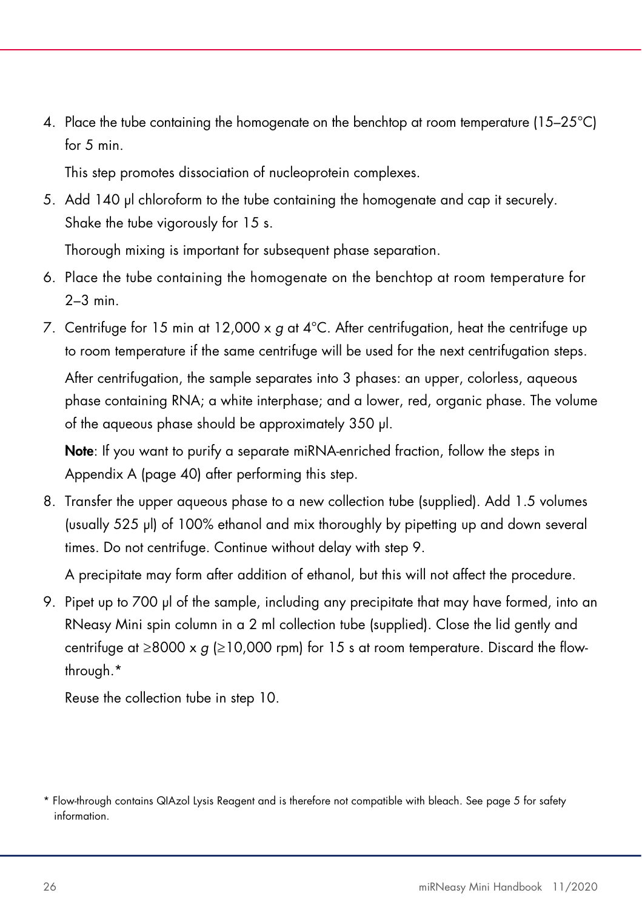4. Place the tube containing the homogenate on the benchtop at room temperature (15–25°C) for 5 min.

   This step promotes dissociation of nucleoprotein complexes.

5. Add 140 µl chloroform to the tube containing the homogenate and cap it securely. Shake the tube vigorously for 15 s.

   Thorough mixing is important for subsequent phase separation.

6. Place the tube containing the homogenate on the benchtop at room temperature for 2–3 min.

7. Centrifuge for 15 min at 12,000 x *g* at 4°C. After centrifugation, heat the centrifuge up to room temperature if the same centrifuge will be used for the next centrifugation steps.

   After centrifugation, the sample separates into 3 phases: an upper, colorless, aqueous phase containing RNA; a white interphase; and a lower, red, organic phase. The volume of the aqueous phase should be approximately 350 µl.

   **Note**: If you want to purify a separate miRNA-enriched fraction, follow the steps in Appendix A (page 40) after performing this step.

8. Transfer the upper aqueous phase to a new collection tube (supplied). Add 1.5 volumes (usually 525 µl) of 100% ethanol and mix thoroughly by pipetting up and down several times. Do not centrifuge. Continue without delay with step 9.

   A precipitate may form after addition of ethanol, but this will not affect the procedure.

9. Pipet up to 700 µl of the sample, including any precipitate that may have formed, into an RNeasy Mini spin column in a 2 ml collection tube (supplied). Close the lid gently and centrifuge at ≥8000 x *g* (≥10,000 rpm) for 15 s at room temperature. Discard the flow-through.*

   Reuse the collection tube in step 10.

\* Flow-through contains QIAzol Lysis Reagent and is therefore not compatible with bleach. See page 5 for safety information.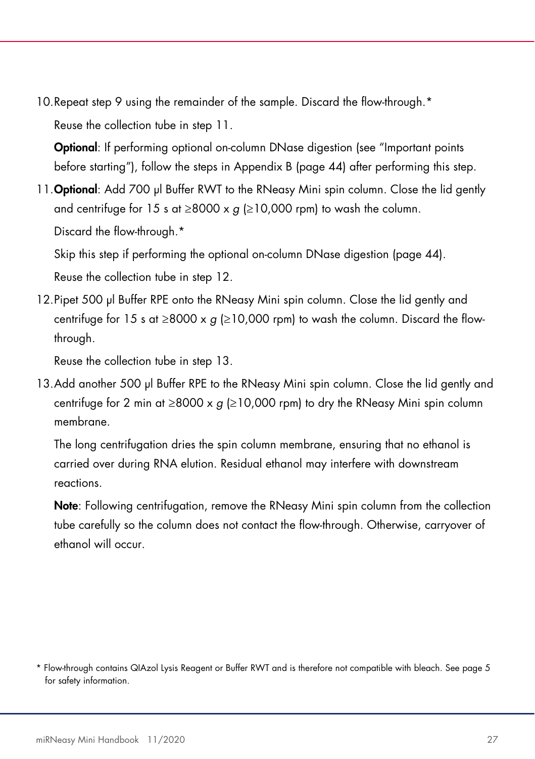10. Repeat step 9 using the remainder of the sample. Discard the flow-through.*

    Reuse the collection tube in step 11.

    **Optional**: If performing optional on-column DNase digestion (see "Important points before starting"), follow the steps in Appendix B (page 44) after performing this step.

11. **Optional**: Add 700 µl Buffer RWT to the RNeasy Mini spin column. Close the lid gently and centrifuge for 15 s at ≥8000 x *g* (≥10,000 rpm) to wash the column.

    Discard the flow-through.*

    Skip this step if performing the optional on-column DNase digestion (page 44).

    Reuse the collection tube in step 12.

12. Pipet 500 µl Buffer RPE onto the RNeasy Mini spin column. Close the lid gently and centrifuge for 15 s at ≥8000 x *g* (≥10,000 rpm) to wash the column. Discard the flow-through.

    Reuse the collection tube in step 13.

13. Add another 500 µl Buffer RPE to the RNeasy Mini spin column. Close the lid gently and centrifuge for 2 min at ≥8000 x *g* (≥10,000 rpm) to dry the RNeasy Mini spin column membrane.

    The long centrifugation dries the spin column membrane, ensuring that no ethanol is carried over during RNA elution. Residual ethanol may interfere with downstream reactions.

    **Note**: Following centrifugation, remove the RNeasy Mini spin column from the collection tube carefully so the column does not contact the flow-through. Otherwise, carryover of ethanol will occur.

* Flow-through contains QIAzol Lysis Reagent or Buffer RWT and is therefore not compatible with bleach. See page 5 for safety information.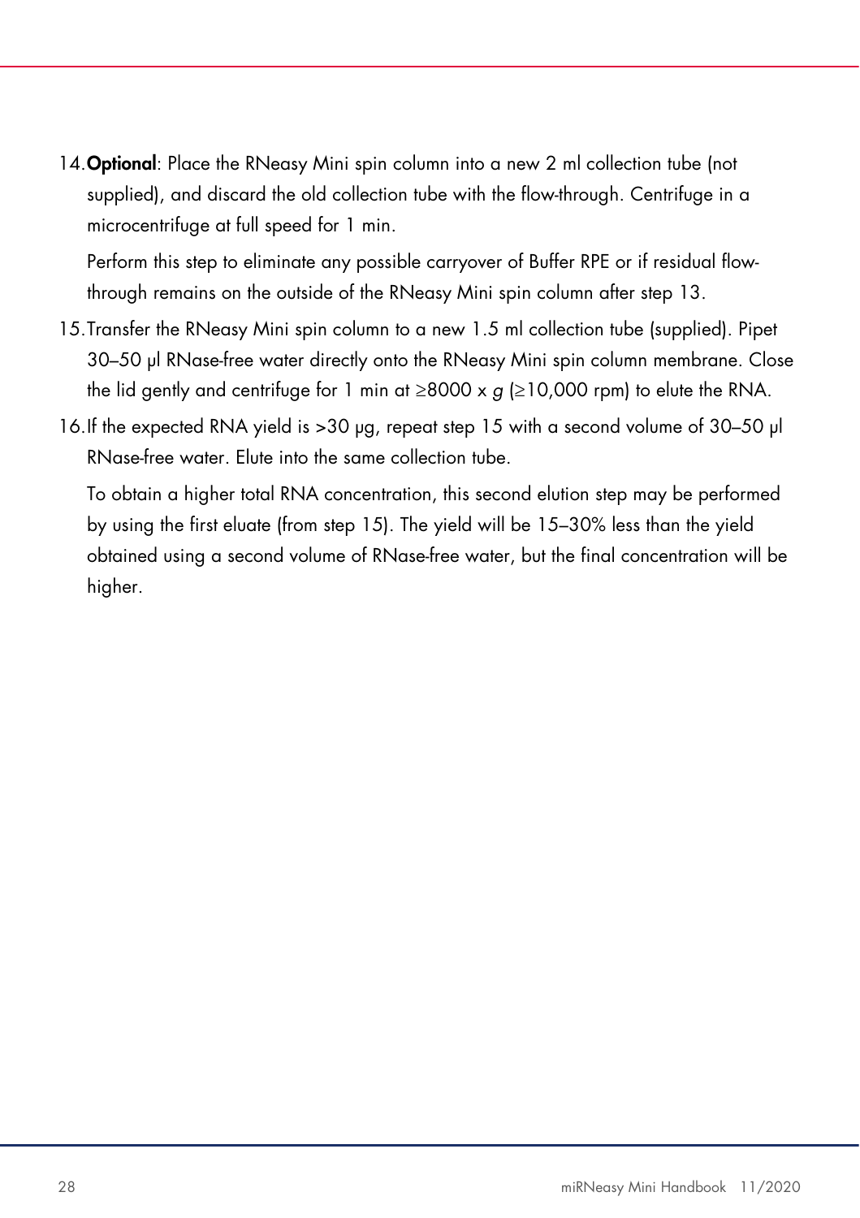14. **Optional**: Place the RNeasy Mini spin column into a new 2 ml collection tube (not supplied), and discard the old collection tube with the flow-through. Centrifuge in a microcentrifuge at full speed for 1 min.

    Perform this step to eliminate any possible carryover of Buffer RPE or if residual flow-through remains on the outside of the RNeasy Mini spin column after step 13.

15. Transfer the RNeasy Mini spin column to a new 1.5 ml collection tube (supplied). Pipet 30–50 µl RNase-free water directly onto the RNeasy Mini spin column membrane. Close the lid gently and centrifuge for 1 min at ≥8000 x *g* (≥10,000 rpm) to elute the RNA.

16. If the expected RNA yield is >30 µg, repeat step 15 with a second volume of 30–50 µl RNase-free water. Elute into the same collection tube.

    To obtain a higher total RNA concentration, this second elution step may be performed by using the first eluate (from step 15). The yield will be 15–30% less than the yield obtained using a second volume of RNase-free water, but the final concentration will be higher.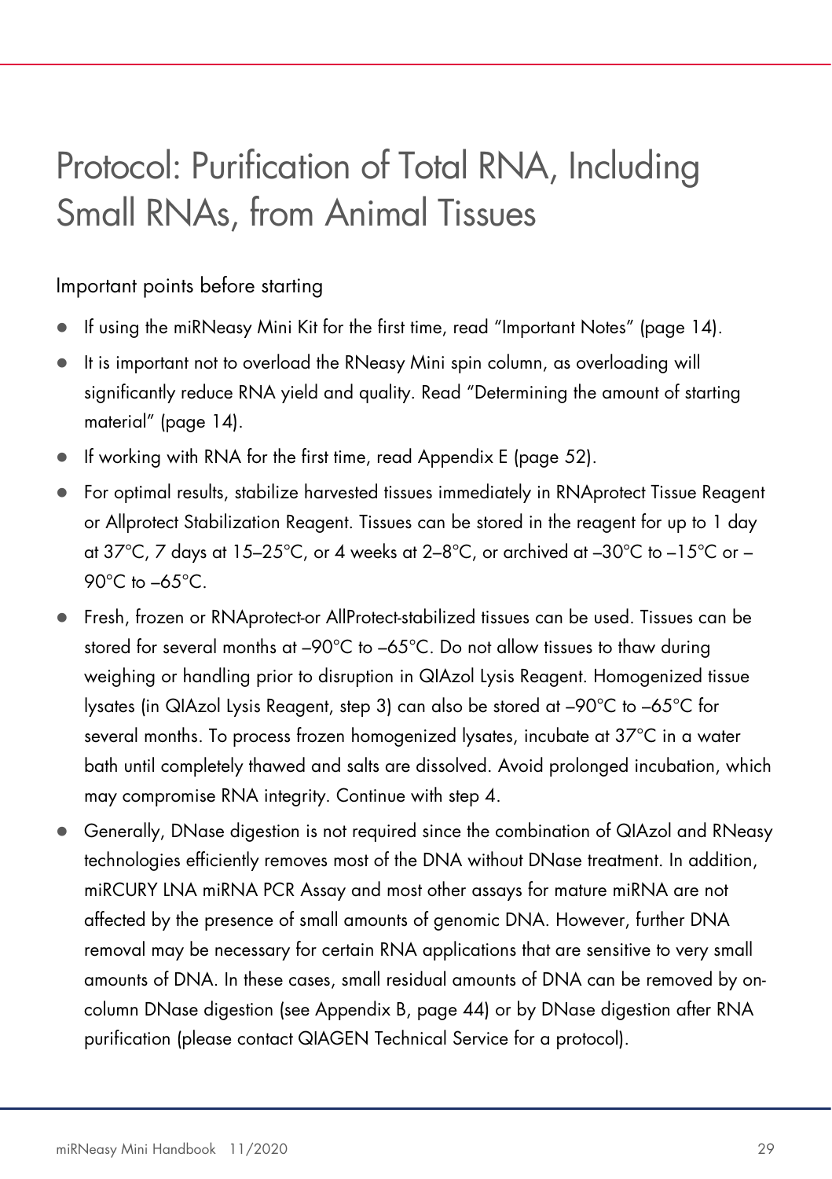# Protocol: Purification of Total RNA, Including Small RNAs, from Animal Tissues

## Important points before starting

- If using the miRNeasy Mini Kit for the first time, read "Important Notes" (page 14).
- It is important not to overload the RNeasy Mini spin column, as overloading will significantly reduce RNA yield and quality. Read "Determining the amount of starting material" (page 14).
- If working with RNA for the first time, read Appendix E (page 52).
- For optimal results, stabilize harvested tissues immediately in RNAprotect Tissue Reagent or Allprotect Stabilization Reagent. Tissues can be stored in the reagent for up to 1 day at 37°C, 7 days at 15–25°C, or 4 weeks at 2–8°C, or archived at –30°C to –15°C or –90°C to –65°C.
- Fresh, frozen or RNAprotect-or AllProtect-stabilized tissues can be used. Tissues can be stored for several months at –90°C to –65°C. Do not allow tissues to thaw during weighing or handling prior to disruption in QIAzol Lysis Reagent. Homogenized tissue lysates (in QIAzol Lysis Reagent, step 3) can also be stored at –90°C to –65°C for several months. To process frozen homogenized lysates, incubate at 37°C in a water bath until completely thawed and salts are dissolved. Avoid prolonged incubation, which may compromise RNA integrity. Continue with step 4.
- Generally, DNase digestion is not required since the combination of QIAzol and RNeasy technologies efficiently removes most of the DNA without DNase treatment. In addition, miRCURY LNA miRNA PCR Assay and most other assays for mature miRNA are not affected by the presence of small amounts of genomic DNA. However, further DNA removal may be necessary for certain RNA applications that are sensitive to very small amounts of DNA. In these cases, small residual amounts of DNA can be removed by on-column DNase digestion (see Appendix B, page 44) or by DNase digestion after RNA purification (please contact QIAGEN Technical Service for a protocol).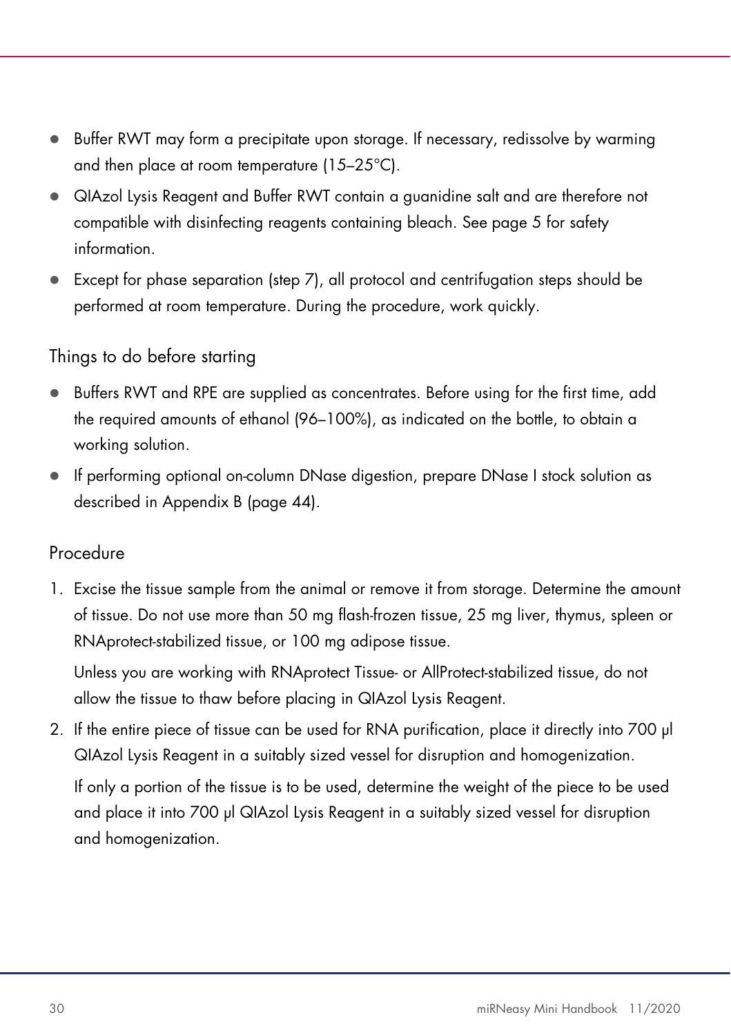- Buffer RWT may form a precipitate upon storage. If necessary, redissolve by warming and then place at room temperature (15–25°C).
- QIAzol Lysis Reagent and Buffer RWT contain a guanidine salt and are therefore not compatible with disinfecting reagents containing bleach. See page 5 for safety information.
- Except for phase separation (step 7), all protocol and centrifugation steps should be performed at room temperature. During the procedure, work quickly.

### Things to do before starting

- Buffers RWT and RPE are supplied as concentrates. Before using for the first time, add the required amounts of ethanol (96–100%), as indicated on the bottle, to obtain a working solution.
- If performing optional on-column DNase digestion, prepare DNase I stock solution as described in Appendix B (page 44).

### Procedure

1. Excise the tissue sample from the animal or remove it from storage. Determine the amount of tissue. Do not use more than 50 mg flash-frozen tissue, 25 mg liver, thymus, spleen or RNAprotect-stabilized tissue, or 100 mg adipose tissue.

   Unless you are working with RNAprotect Tissue- or AllProtect-stabilized tissue, do not allow the tissue to thaw before placing in QIAzol Lysis Reagent.

2. If the entire piece of tissue can be used for RNA purification, place it directly into 700 µl QIAzol Lysis Reagent in a suitably sized vessel for disruption and homogenization.

   If only a portion of the tissue is to be used, determine the weight of the piece to be used and place it into 700 µl QIAzol Lysis Reagent in a suitably sized vessel for disruption and homogenization.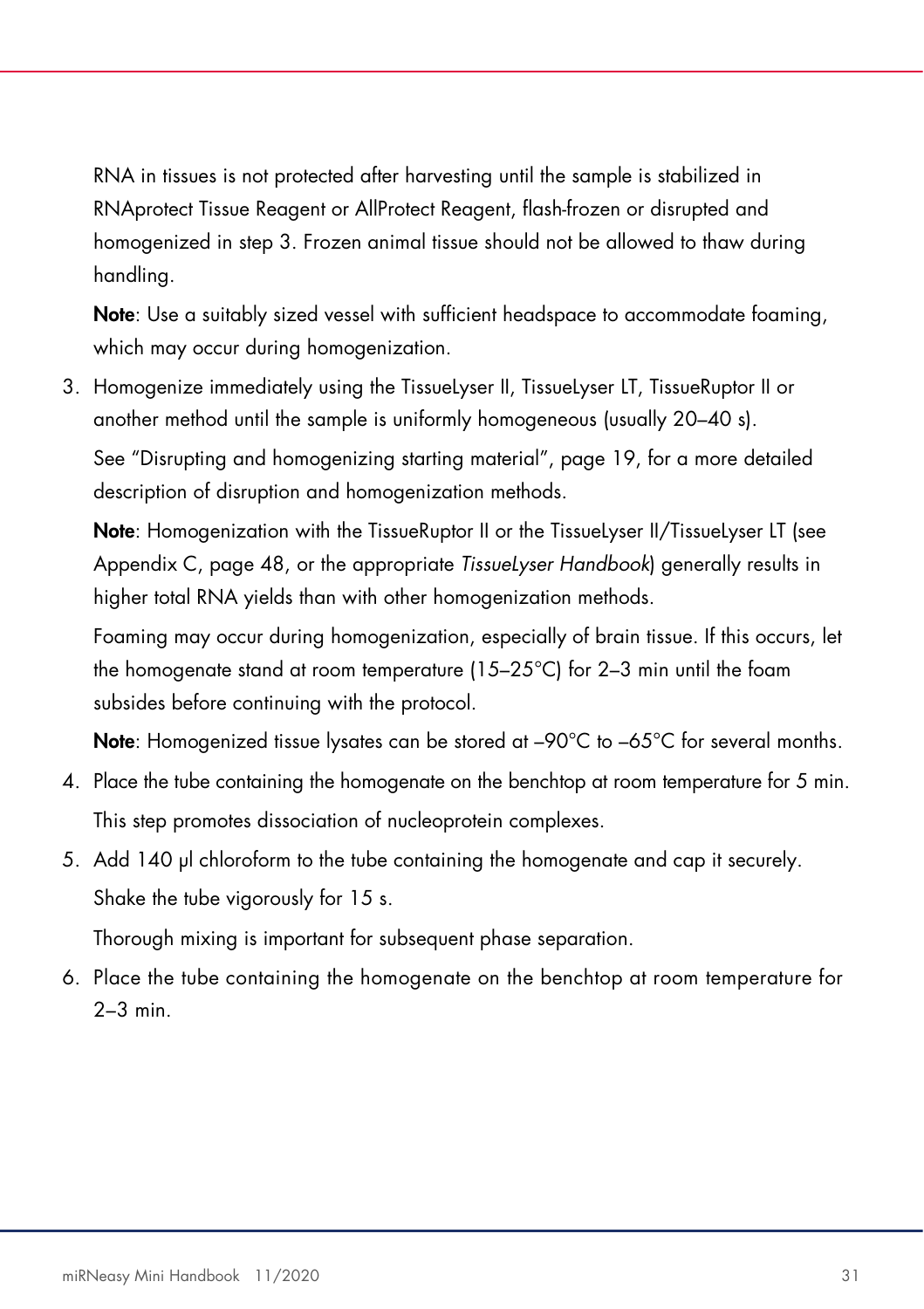RNA in tissues is not protected after harvesting until the sample is stabilized in RNAprotect Tissue Reagent or AllProtect Reagent, flash-frozen or disrupted and homogenized in step 3. Frozen animal tissue should not be allowed to thaw during handling.

**Note**: Use a suitably sized vessel with sufficient headspace to accommodate foaming, which may occur during homogenization.

3. Homogenize immediately using the TissueLyser II, TissueLyser LT, TissueRuptor II or another method until the sample is uniformly homogeneous (usually 20–40 s).

   See "Disrupting and homogenizing starting material", page 19, for a more detailed description of disruption and homogenization methods.

   **Note**: Homogenization with the TissueRuptor II or the TissueLyser II/TissueLyser LT (see Appendix C, page 48, or the appropriate *TissueLyser Handbook*) generally results in higher total RNA yields than with other homogenization methods.

   Foaming may occur during homogenization, especially of brain tissue. If this occurs, let the homogenate stand at room temperature (15–25°C) for 2–3 min until the foam subsides before continuing with the protocol.

   **Note**: Homogenized tissue lysates can be stored at –90°C to –65°C for several months.

4. Place the tube containing the homogenate on the benchtop at room temperature for 5 min.

   This step promotes dissociation of nucleoprotein complexes.

5. Add 140 µl chloroform to the tube containing the homogenate and cap it securely. Shake the tube vigorously for 15 s.

   Thorough mixing is important for subsequent phase separation.

6. Place the tube containing the homogenate on the benchtop at room temperature for 2–3 min.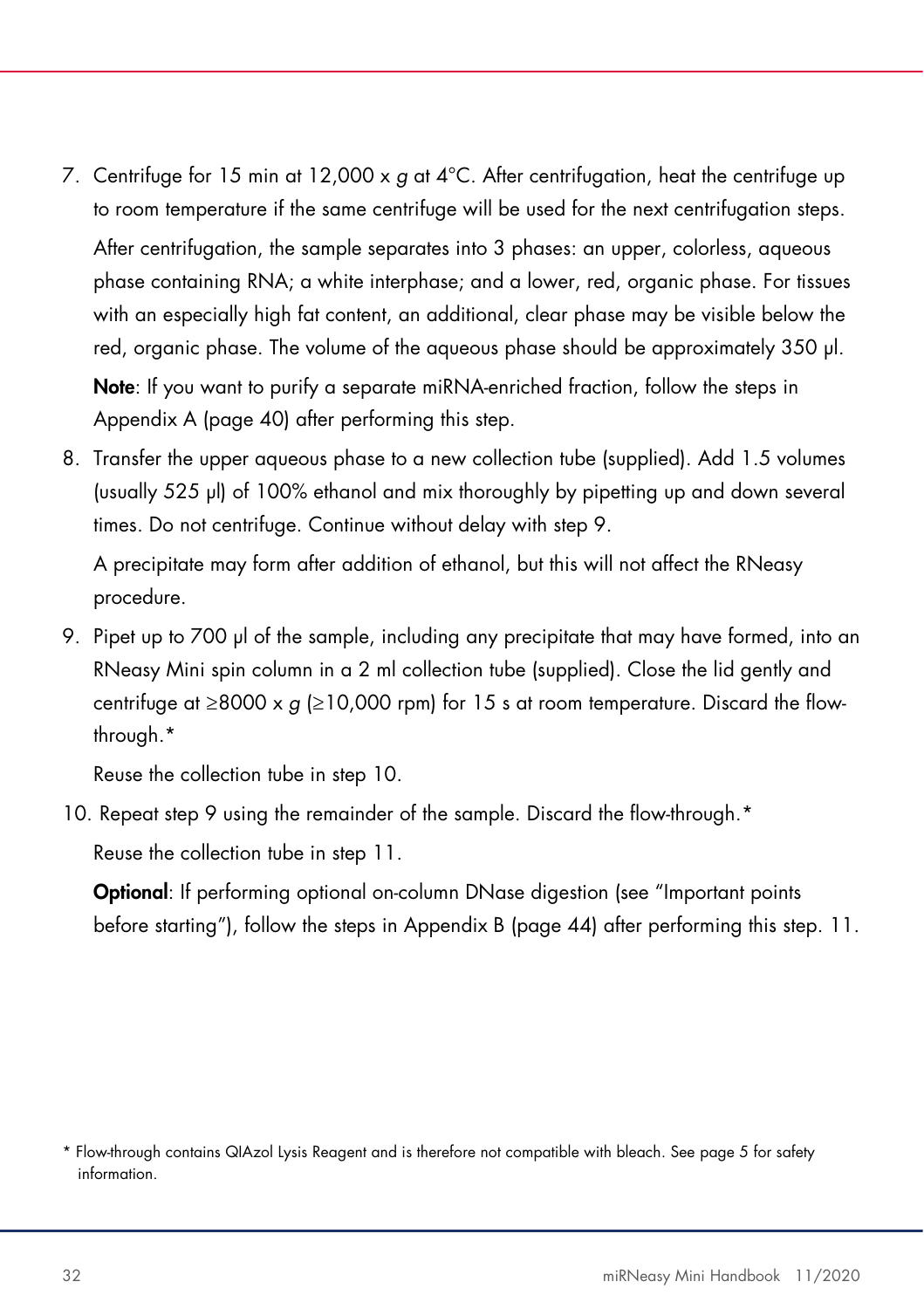7. Centrifuge for 15 min at 12,000 x *g* at 4°C. After centrifugation, heat the centrifuge up to room temperature if the same centrifuge will be used for the next centrifugation steps.

   After centrifugation, the sample separates into 3 phases: an upper, colorless, aqueous phase containing RNA; a white interphase; and a lower, red, organic phase. For tissues with an especially high fat content, an additional, clear phase may be visible below the red, organic phase. The volume of the aqueous phase should be approximately 350 µl.

   **Note**: If you want to purify a separate miRNA-enriched fraction, follow the steps in Appendix A (page 40) after performing this step.

8. Transfer the upper aqueous phase to a new collection tube (supplied). Add 1.5 volumes (usually 525 µl) of 100% ethanol and mix thoroughly by pipetting up and down several times. Do not centrifuge. Continue without delay with step 9.

   A precipitate may form after addition of ethanol, but this will not affect the RNeasy procedure.

9. Pipet up to 700 µl of the sample, including any precipitate that may have formed, into an RNeasy Mini spin column in a 2 ml collection tube (supplied). Close the lid gently and centrifuge at ≥8000 x *g* (≥10,000 rpm) for 15 s at room temperature. Discard the flow-through.*

   Reuse the collection tube in step 10.

10. Repeat step 9 using the remainder of the sample. Discard the flow-through.*

    Reuse the collection tube in step 11.

    **Optional**: If performing optional on-column DNase digestion (see "Important points before starting"), follow the steps in Appendix B (page 44) after performing this step. 11.

\* Flow-through contains QIAzol Lysis Reagent and is therefore not compatible with bleach. See page 5 for safety information.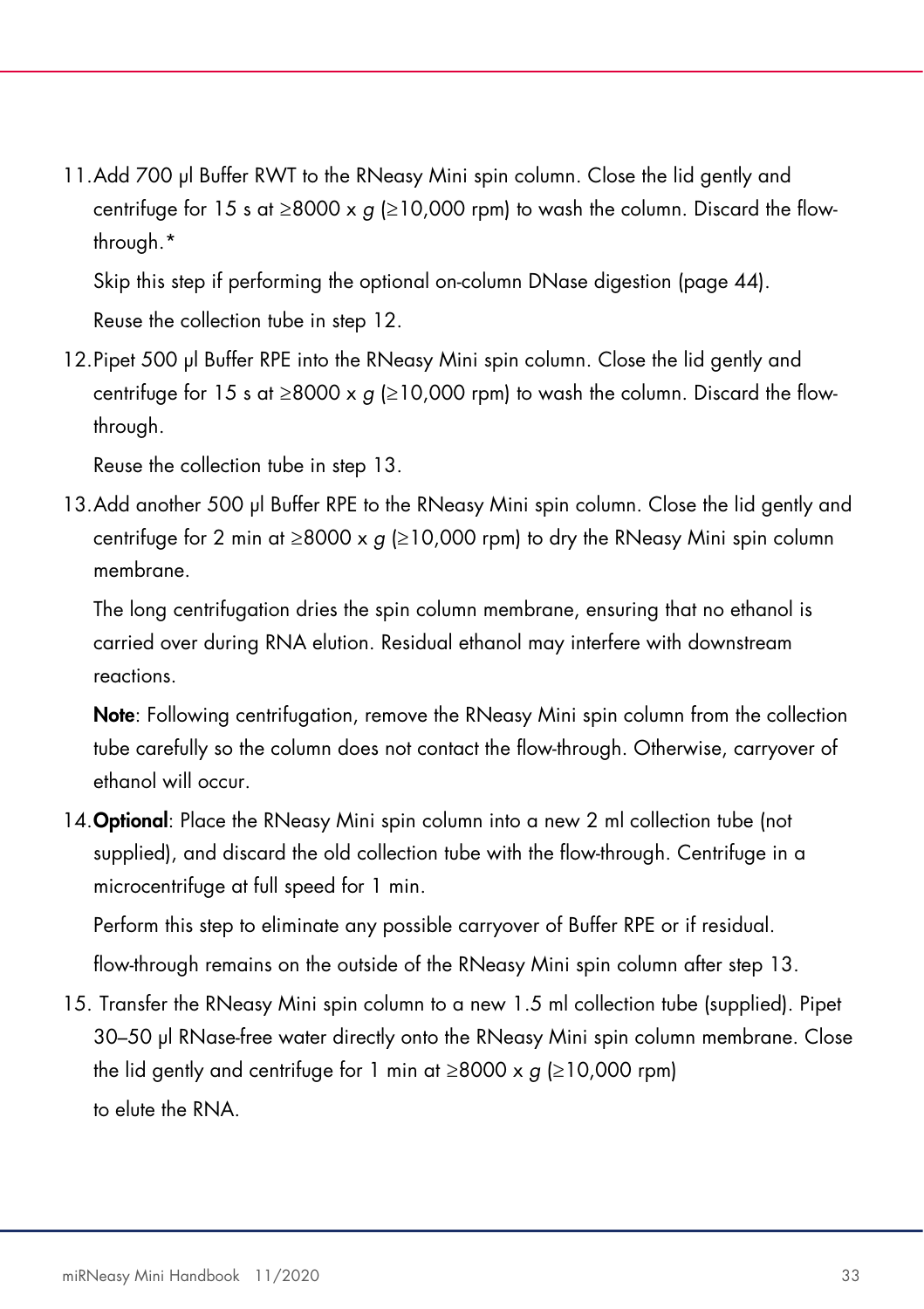11. Add 700 µl Buffer RWT to the RNeasy Mini spin column. Close the lid gently and centrifuge for 15 s at ≥8000 x *g* (≥10,000 rpm) to wash the column. Discard the flow-through.*

    Skip this step if performing the optional on-column DNase digestion (page 44).

    Reuse the collection tube in step 12.

12. Pipet 500 µl Buffer RPE into the RNeasy Mini spin column. Close the lid gently and centrifuge for 15 s at ≥8000 x *g* (≥10,000 rpm) to wash the column. Discard the flow-through.

    Reuse the collection tube in step 13.

13. Add another 500 µl Buffer RPE to the RNeasy Mini spin column. Close the lid gently and centrifuge for 2 min at ≥8000 x *g* (≥10,000 rpm) to dry the RNeasy Mini spin column membrane.

    The long centrifugation dries the spin column membrane, ensuring that no ethanol is carried over during RNA elution. Residual ethanol may interfere with downstream reactions.

    **Note**: Following centrifugation, remove the RNeasy Mini spin column from the collection tube carefully so the column does not contact the flow-through. Otherwise, carryover of ethanol will occur.

14. **Optional**: Place the RNeasy Mini spin column into a new 2 ml collection tube (not supplied), and discard the old collection tube with the flow-through. Centrifuge in a microcentrifuge at full speed for 1 min.

    Perform this step to eliminate any possible carryover of Buffer RPE or if residual.

    flow-through remains on the outside of the RNeasy Mini spin column after step 13.

15. Transfer the RNeasy Mini spin column to a new 1.5 ml collection tube (supplied). Pipet 30–50 µl RNase-free water directly onto the RNeasy Mini spin column membrane. Close the lid gently and centrifuge for 1 min at ≥8000 x *g* (≥10,000 rpm) to elute the RNA.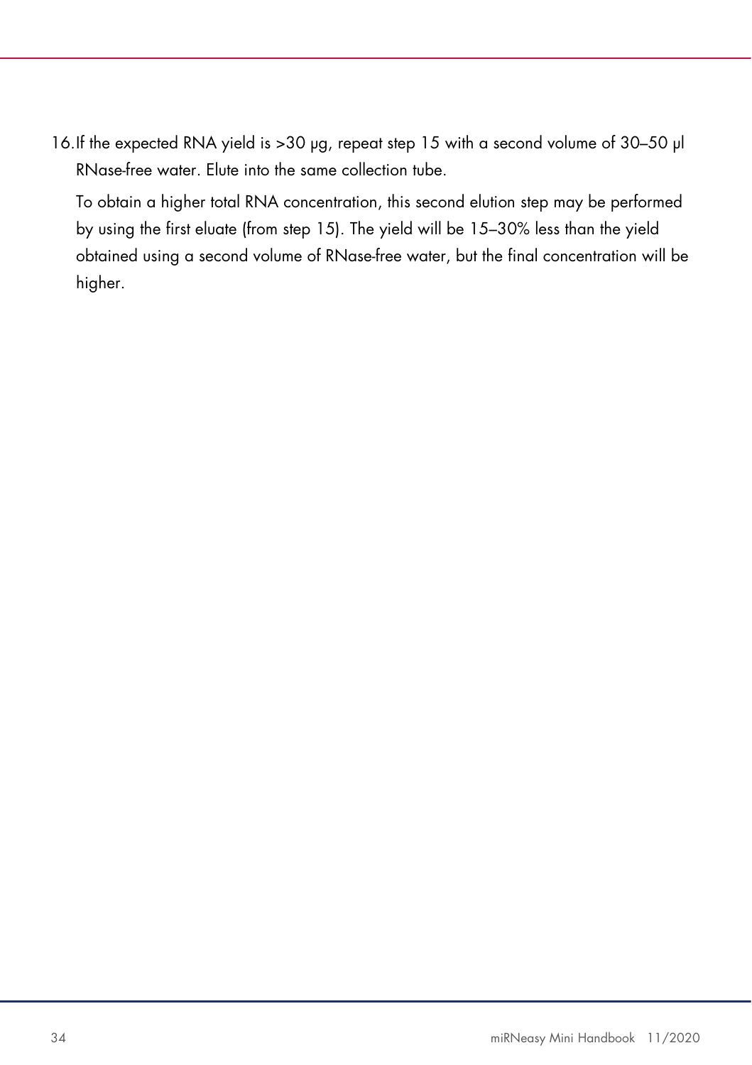16. If the expected RNA yield is >30 µg, repeat step 15 with a second volume of 30–50 µl RNase-free water. Elute into the same collection tube.

    To obtain a higher total RNA concentration, this second elution step may be performed by using the first eluate (from step 15). The yield will be 15–30% less than the yield obtained using a second volume of RNase-free water, but the final concentration will be higher.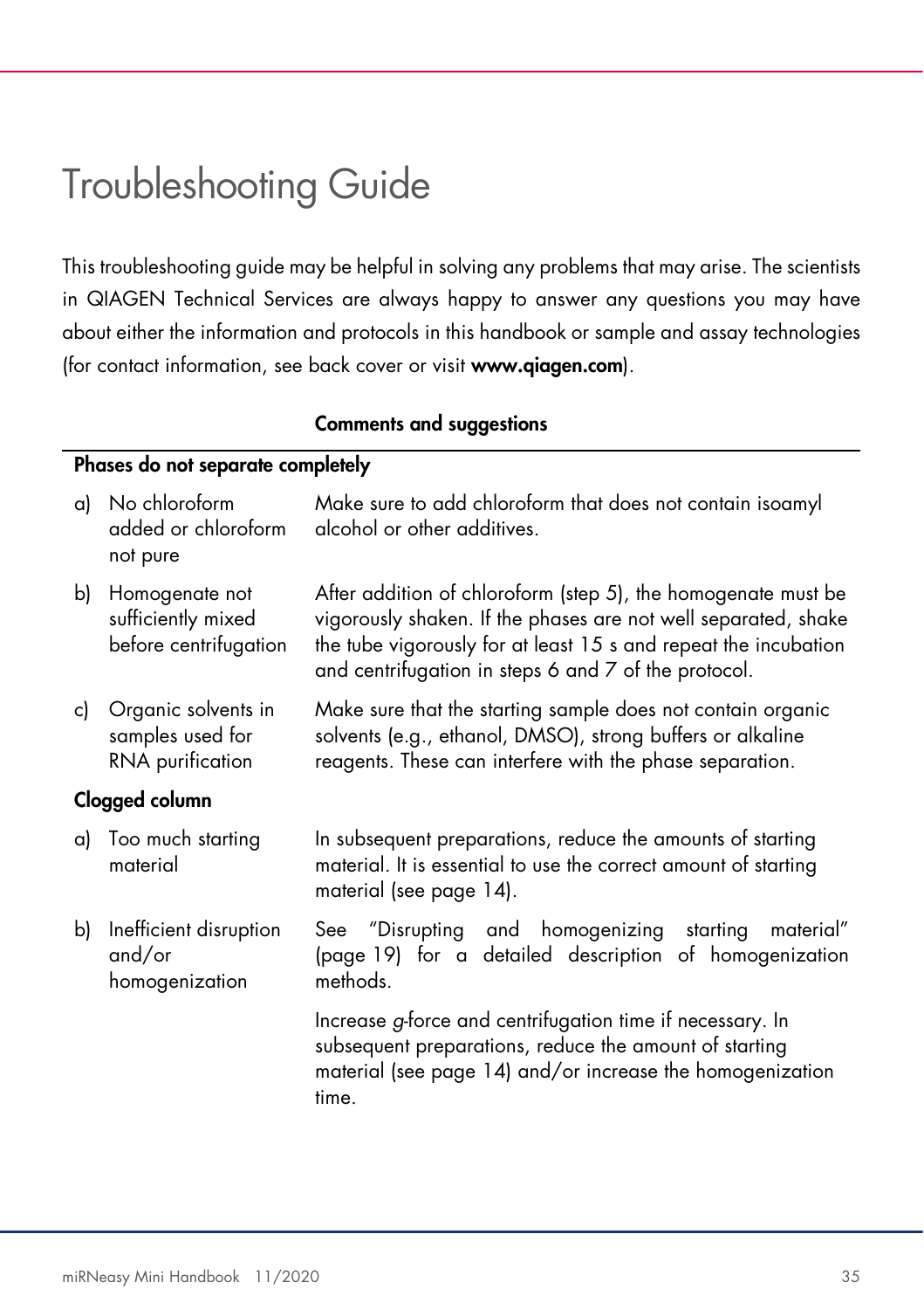# Troubleshooting Guide

This troubleshooting guide may be helpful in solving any problems that may arise. The scientists in QIAGEN Technical Services are always happy to answer any questions you may have about either the information and protocols in this handbook or sample and assay technologies (for contact information, see back cover or visit **www.qiagen.com**).

| | **Comments and suggestions** |
|---|---|
| **Phases do not separate completely** | |
| a) No chloroform added or chloroform not pure | Make sure to add chloroform that does not contain isoamyl alcohol or other additives. |
| b) Homogenate not sufficiently mixed before centrifugation | After addition of chloroform (step 5), the homogenate must be vigorously shaken. If the phases are not well separated, shake the tube vigorously for at least 15 s and repeat the incubation and centrifugation in steps 6 and 7 of the protocol. |
| c) Organic solvents in samples used for RNA purification | Make sure that the starting sample does not contain organic solvents (e.g., ethanol, DMSO), strong buffers or alkaline reagents. These can interfere with the phase separation. |
| **Clogged column** | |
| a) Too much starting material | In subsequent preparations, reduce the amounts of starting material. It is essential to use the correct amount of starting material (see page 14). |
| b) Inefficient disruption and/or homogenization | See "Disrupting and homogenizing starting material" (page 19) for a detailed description of homogenization methods. |
| | Increase *g*-force and centrifugation time if necessary. In subsequent preparations, reduce the amount of starting material (see page 14) and/or increase the homogenization time. |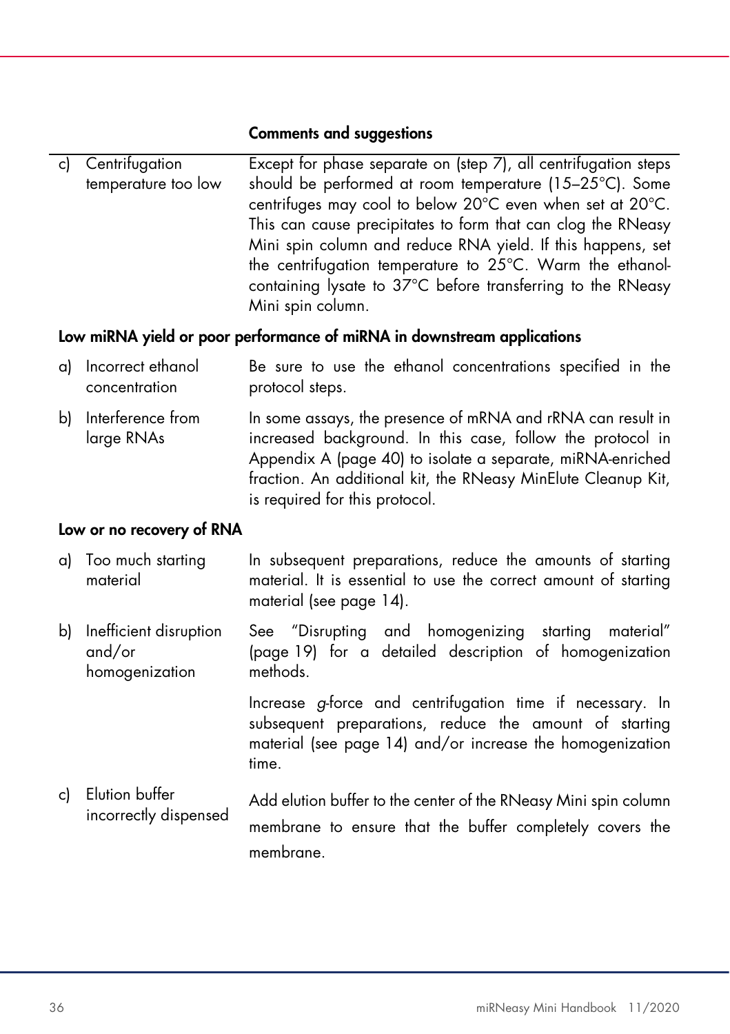| | | Comments and suggestions |
|---|---|---|
| c) | Centrifugation temperature too low | Except for phase separate on (step 7), all centrifugation steps should be performed at room temperature (15–25°C). Some centrifuges may cool to below 20°C even when set at 20°C. This can cause precipitates to form that can clog the RNeasy Mini spin column and reduce RNA yield. If this happens, set the centrifugation temperature to 25°C. Warm the ethanol-containing lysate to 37°C before transferring to the RNeasy Mini spin column. |

**Low miRNA yield or poor performance of miRNA in downstream applications**

| | | |
|---|---|---|
| a) | Incorrect ethanol concentration | Be sure to use the ethanol concentrations specified in the protocol steps. |
| b) | Interference from large RNAs | In some assays, the presence of mRNA and rRNA can result in increased background. In this case, follow the protocol in Appendix A (page 40) to isolate a separate, miRNA-enriched fraction. An additional kit, the RNeasy MinElute Cleanup Kit, is required for this protocol. |

**Low or no recovery of RNA**

| | | |
|---|---|---|
| a) | Too much starting material | In subsequent preparations, reduce the amounts of starting material. It is essential to use the correct amount of starting material (see page 14). |
| b) | Inefficient disruption and/or homogenization | See "Disrupting and homogenizing starting material" (page 19) for a detailed description of homogenization methods.<br><br>Increase *g*-force and centrifugation time if necessary. In subsequent preparations, reduce the amount of starting material (see page 14) and/or increase the homogenization time. |
| c) | Elution buffer incorrectly dispensed | Add elution buffer to the center of the RNeasy Mini spin column membrane to ensure that the buffer completely covers the membrane. |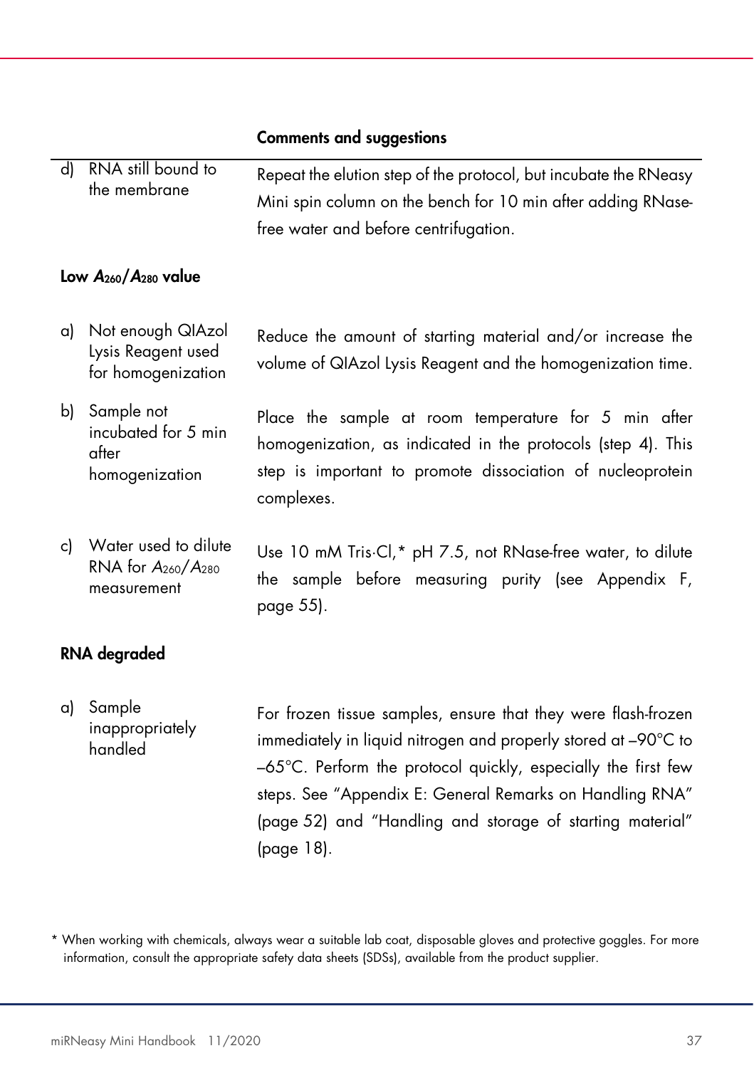|  | Comments and suggestions |
|---|---|
| d) RNA still bound to the membrane | Repeat the elution step of the protocol, but incubate the RNeasy Mini spin column on the bench for 10 min after adding RNase-free water and before centrifugation. |

**Low $A_{260}/A_{280}$ value**

|  |  |
|---|---|
| a) Not enough QIAzol Lysis Reagent used for homogenization | Reduce the amount of starting material and/or increase the volume of QIAzol Lysis Reagent and the homogenization time. |
| b) Sample not incubated for 5 min after homogenization | Place the sample at room temperature for 5 min after homogenization, as indicated in the protocols (step 4). This step is important to promote dissociation of nucleoprotein complexes. |
| c) Water used to dilute RNA for $A_{260}/A_{280}$ measurement | Use 10 mM Tris·Cl,* pH 7.5, not RNase-free water, to dilute the sample before measuring purity (see Appendix F, page 55). |

**RNA degraded**

|  |  |
|---|---|
| a) Sample inappropriately handled | For frozen tissue samples, ensure that they were flash-frozen immediately in liquid nitrogen and properly stored at –90°C to –65°C. Perform the protocol quickly, especially the first few steps. See "Appendix E: General Remarks on Handling RNA" (page 52) and "Handling and storage of starting material" (page 18). |

\* When working with chemicals, always wear a suitable lab coat, disposable gloves and protective goggles. For more information, consult the appropriate safety data sheets (SDSs), available from the product supplier.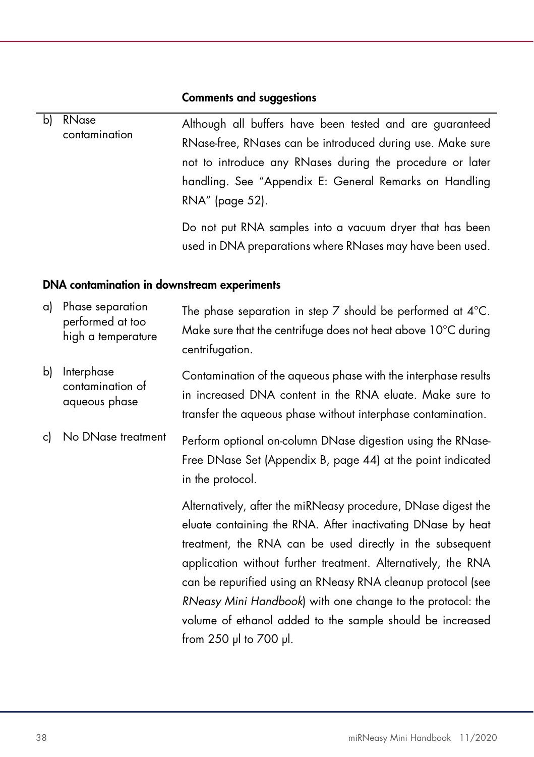| | Comments and suggestions |
|---|---|
| b) RNase contamination | Although all buffers have been tested and are guaranteed RNase-free, RNases can be introduced during use. Make sure not to introduce any RNases during the procedure or later handling. See "Appendix E: General Remarks on Handling RNA" (page 52).<br><br>Do not put RNA samples into a vacuum dryer that has been used in DNA preparations where RNases may have been used. |

**DNA contamination in downstream experiments**

| | |
|---|---|
| a) Phase separation performed at too high a temperature | The phase separation in step 7 should be performed at 4°C. Make sure that the centrifuge does not heat above 10°C during centrifugation. |
| b) Interphase contamination of aqueous phase | Contamination of the aqueous phase with the interphase results in increased DNA content in the RNA eluate. Make sure to transfer the aqueous phase without interphase contamination. |
| c) No DNase treatment | Perform optional on-column DNase digestion using the RNase-Free DNase Set (Appendix B, page 44) at the point indicated in the protocol.<br><br>Alternatively, after the miRNeasy procedure, DNase digest the eluate containing the RNA. After inactivating DNase by heat treatment, the RNA can be used directly in the subsequent application without further treatment. Alternatively, the RNA can be repurified using an RNeasy RNA cleanup protocol (see *RNeasy Mini Handbook*) with one change to the protocol: the volume of ethanol added to the sample should be increased from 250 µl to 700 µl. |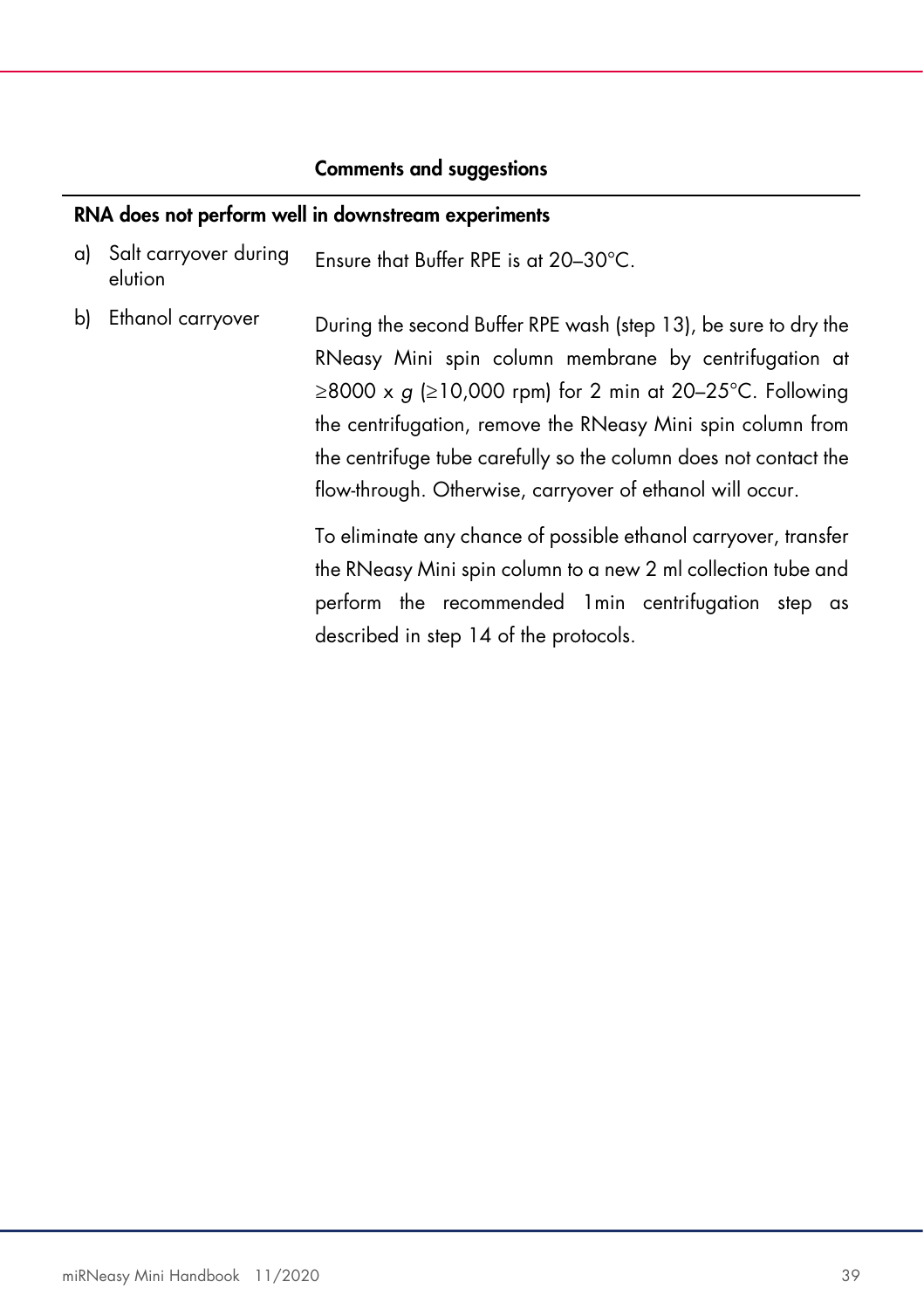| | Comments and suggestions |
|---|---|
| **RNA does not perform well in downstream experiments** | |
| a) Salt carryover during elution | Ensure that Buffer RPE is at 20–30°C. |
| b) Ethanol carryover | During the second Buffer RPE wash (step 13), be sure to dry the RNeasy Mini spin column membrane by centrifugation at ≥8000 x *g* (≥10,000 rpm) for 2 min at 20–25°C. Following the centrifugation, remove the RNeasy Mini spin column from the centrifuge tube carefully so the column does not contact the flow-through. Otherwise, carryover of ethanol will occur.<br><br>To eliminate any chance of possible ethanol carryover, transfer the RNeasy Mini spin column to a new 2 ml collection tube and perform the recommended 1min centrifugation step as described in step 14 of the protocols. |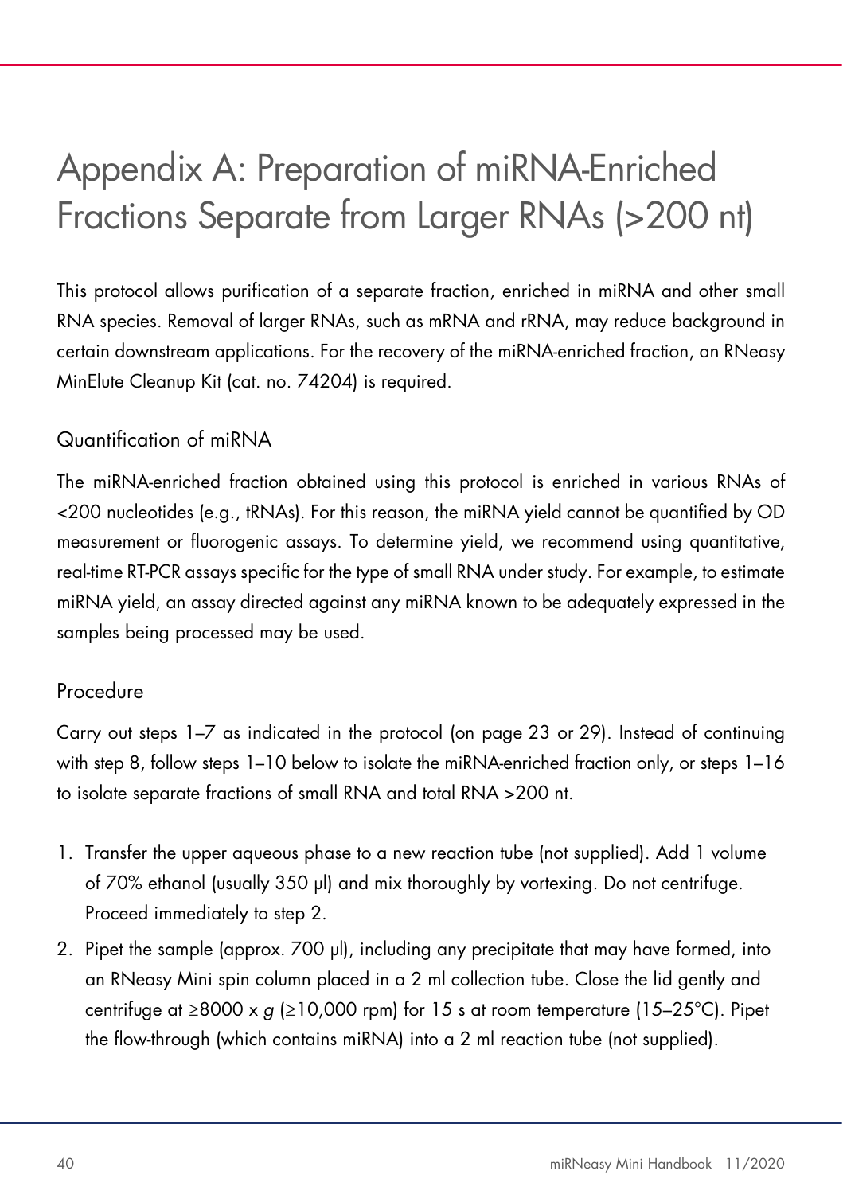# Appendix A: Preparation of miRNA-Enriched Fractions Separate from Larger RNAs (>200 nt)

This protocol allows purification of a separate fraction, enriched in miRNA and other small RNA species. Removal of larger RNAs, such as mRNA and rRNA, may reduce background in certain downstream applications. For the recovery of the miRNA-enriched fraction, an RNeasy MinElute Cleanup Kit (cat. no. 74204) is required.

## Quantification of miRNA

The miRNA-enriched fraction obtained using this protocol is enriched in various RNAs of <200 nucleotides (e.g., tRNAs). For this reason, the miRNA yield cannot be quantified by OD measurement or fluorogenic assays. To determine yield, we recommend using quantitative, real-time RT-PCR assays specific for the type of small RNA under study. For example, to estimate miRNA yield, an assay directed against any miRNA known to be adequately expressed in the samples being processed may be used.

## Procedure

Carry out steps 1–7 as indicated in the protocol (on page 23 or 29). Instead of continuing with step 8, follow steps 1–10 below to isolate the miRNA-enriched fraction only, or steps 1–16 to isolate separate fractions of small RNA and total RNA >200 nt.

1. Transfer the upper aqueous phase to a new reaction tube (not supplied). Add 1 volume of 70% ethanol (usually 350 µl) and mix thoroughly by vortexing. Do not centrifuge. Proceed immediately to step 2.
2. Pipet the sample (approx. 700 µl), including any precipitate that may have formed, into an RNeasy Mini spin column placed in a 2 ml collection tube. Close the lid gently and centrifuge at ≥8000 x *g* (≥10,000 rpm) for 15 s at room temperature (15–25°C). Pipet the flow-through (which contains miRNA) into a 2 ml reaction tube (not supplied).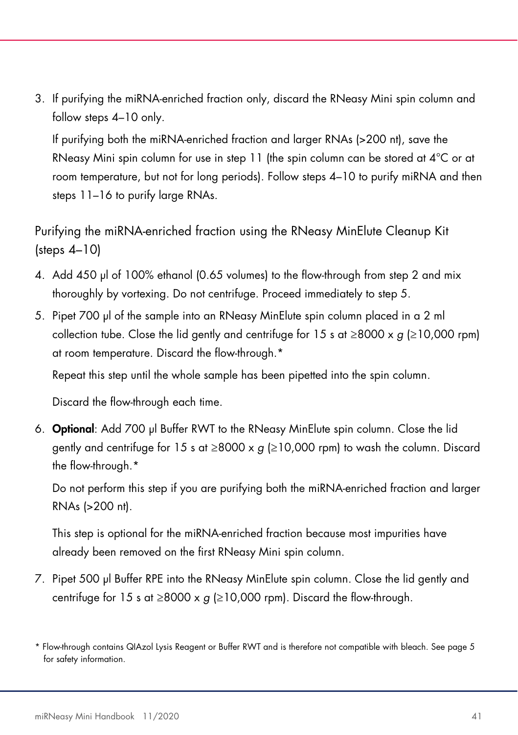3. If purifying the miRNA-enriched fraction only, discard the RNeasy Mini spin column and follow steps 4–10 only.

   If purifying both the miRNA-enriched fraction and larger RNAs (>200 nt), save the RNeasy Mini spin column for use in step 11 (the spin column can be stored at 4°C or at room temperature, but not for long periods). Follow steps 4–10 to purify miRNA and then steps 11–16 to purify large RNAs.

## Purifying the miRNA-enriched fraction using the RNeasy MinElute Cleanup Kit (steps 4–10)

4. Add 450 µl of 100% ethanol (0.65 volumes) to the flow-through from step 2 and mix thoroughly by vortexing. Do not centrifuge. Proceed immediately to step 5.
5. Pipet 700 µl of the sample into an RNeasy MinElute spin column placed in a 2 ml collection tube. Close the lid gently and centrifuge for 15 s at ≥8000 x *g* (≥10,000 rpm) at room temperature. Discard the flow-through.*

   Repeat this step until the whole sample has been pipetted into the spin column.

   Discard the flow-through each time.
6. **Optional**: Add 700 µl Buffer RWT to the RNeasy MinElute spin column. Close the lid gently and centrifuge for 15 s at ≥8000 x *g* (≥10,000 rpm) to wash the column. Discard the flow-through.*

   Do not perform this step if you are purifying both the miRNA-enriched fraction and larger RNAs (>200 nt).

   This step is optional for the miRNA-enriched fraction because most impurities have already been removed on the first RNeasy Mini spin column.
7. Pipet 500 µl Buffer RPE into the RNeasy MinElute spin column. Close the lid gently and centrifuge for 15 s at ≥8000 x *g* (≥10,000 rpm). Discard the flow-through.

* Flow-through contains QIAzol Lysis Reagent or Buffer RWT and is therefore not compatible with bleach. See page 5 for safety information.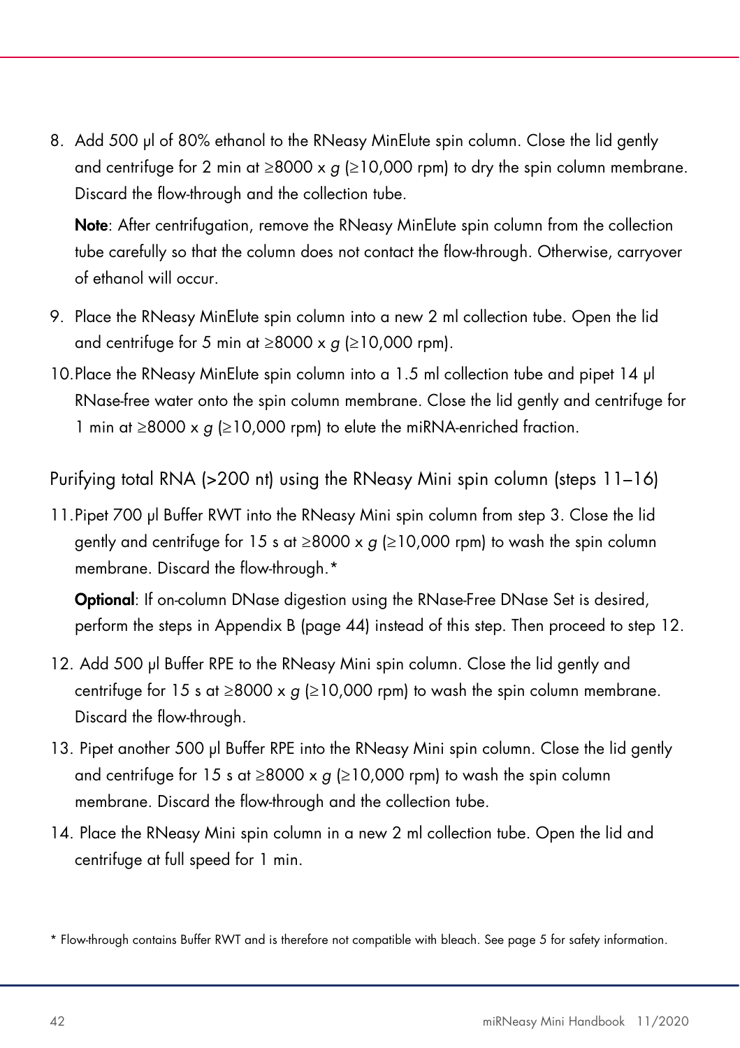8. Add 500 µl of 80% ethanol to the RNeasy MinElute spin column. Close the lid gently and centrifuge for 2 min at ≥8000 x *g* (≥10,000 rpm) to dry the spin column membrane. Discard the flow-through and the collection tube.

   **Note**: After centrifugation, remove the RNeasy MinElute spin column from the collection tube carefully so that the column does not contact the flow-through. Otherwise, carryover of ethanol will occur.

9. Place the RNeasy MinElute spin column into a new 2 ml collection tube. Open the lid and centrifuge for 5 min at ≥8000 x *g* (≥10,000 rpm).

10. Place the RNeasy MinElute spin column into a 1.5 ml collection tube and pipet 14 µl RNase-free water onto the spin column membrane. Close the lid gently and centrifuge for 1 min at ≥8000 x *g* (≥10,000 rpm) to elute the miRNA-enriched fraction.

## Purifying total RNA (>200 nt) using the RNeasy Mini spin column (steps 11–16)

11. Pipet 700 µl Buffer RWT into the RNeasy Mini spin column from step 3. Close the lid gently and centrifuge for 15 s at ≥8000 x *g* (≥10,000 rpm) to wash the spin column membrane. Discard the flow-through.*

    **Optional**: If on-column DNase digestion using the RNase-Free DNase Set is desired, perform the steps in Appendix B (page 44) instead of this step. Then proceed to step 12.

12. Add 500 µl Buffer RPE to the RNeasy Mini spin column. Close the lid gently and centrifuge for 15 s at ≥8000 x *g* (≥10,000 rpm) to wash the spin column membrane. Discard the flow-through.

13. Pipet another 500 µl Buffer RPE into the RNeasy Mini spin column. Close the lid gently and centrifuge for 15 s at ≥8000 x *g* (≥10,000 rpm) to wash the spin column membrane. Discard the flow-through and the collection tube.

14. Place the RNeasy Mini spin column in a new 2 ml collection tube. Open the lid and centrifuge at full speed for 1 min.

\* Flow-through contains Buffer RWT and is therefore not compatible with bleach. See page 5 for safety information.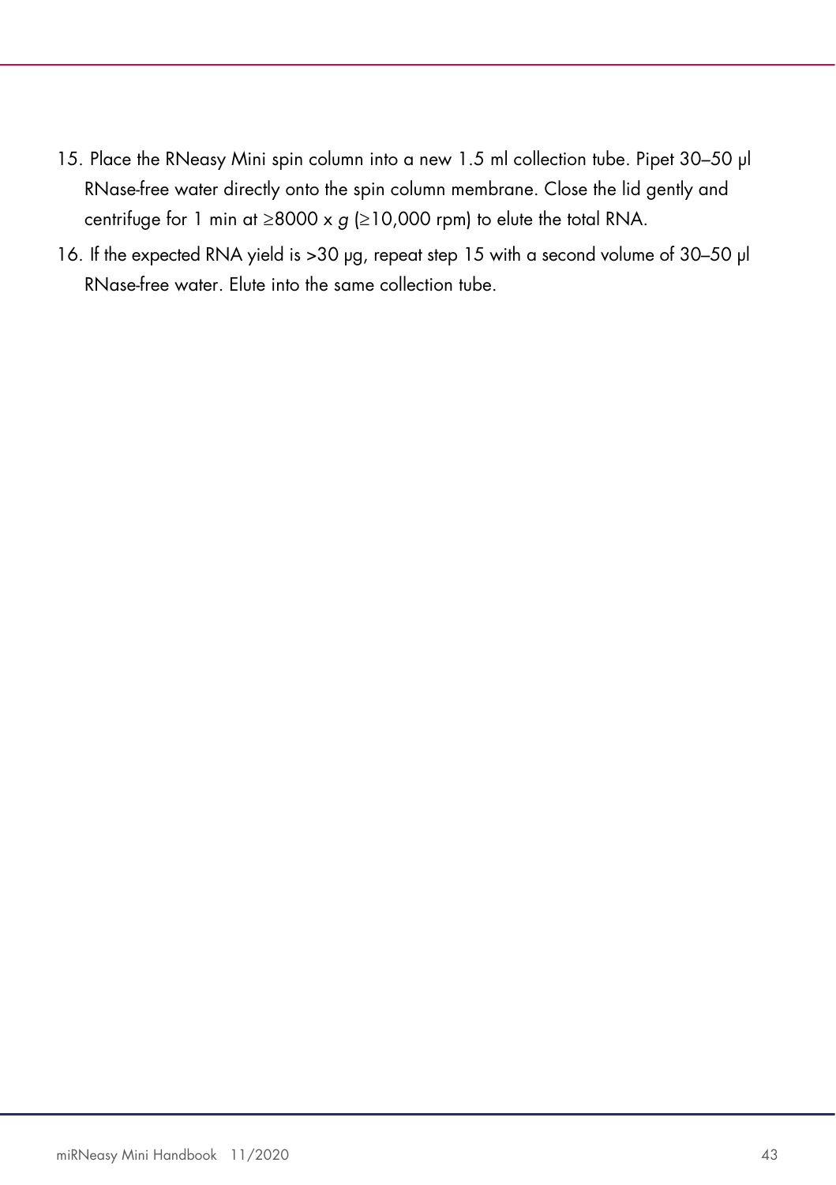15. Place the RNeasy Mini spin column into a new 1.5 ml collection tube. Pipet 30–50 µl RNase-free water directly onto the spin column membrane. Close the lid gently and centrifuge for 1 min at ≥8000 x *g* (≥10,000 rpm) to elute the total RNA.
16. If the expected RNA yield is >30 µg, repeat step 15 with a second volume of 30–50 µl RNase-free water. Elute into the same collection tube.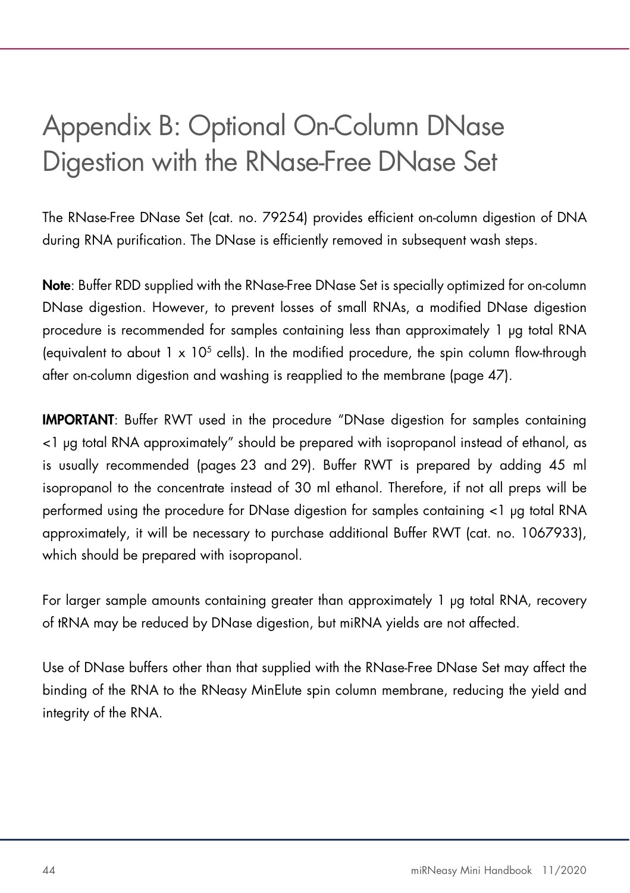# Appendix B: Optional On-Column DNase Digestion with the RNase-Free DNase Set

The RNase-Free DNase Set (cat. no. 79254) provides efficient on-column digestion of DNA during RNA purification. The DNase is efficiently removed in subsequent wash steps.

**Note**: Buffer RDD supplied with the RNase-Free DNase Set is specially optimized for on-column DNase digestion. However, to prevent losses of small RNAs, a modified DNase digestion procedure is recommended for samples containing less than approximately 1 µg total RNA (equivalent to about 1 x $10^5$ cells). In the modified procedure, the spin column flow-through after on-column digestion and washing is reapplied to the membrane (page 47).

**IMPORTANT**: Buffer RWT used in the procedure "DNase digestion for samples containing <1 µg total RNA approximately" should be prepared with isopropanol instead of ethanol, as is usually recommended (pages 23 and 29). Buffer RWT is prepared by adding 45 ml isopropanol to the concentrate instead of 30 ml ethanol. Therefore, if not all preps will be performed using the procedure for DNase digestion for samples containing <1 µg total RNA approximately, it will be necessary to purchase additional Buffer RWT (cat. no. 1067933), which should be prepared with isopropanol.

For larger sample amounts containing greater than approximately 1 µg total RNA, recovery of tRNA may be reduced by DNase digestion, but miRNA yields are not affected.

Use of DNase buffers other than that supplied with the RNase-Free DNase Set may affect the binding of the RNA to the RNeasy MinElute spin column membrane, reducing the yield and integrity of the RNA.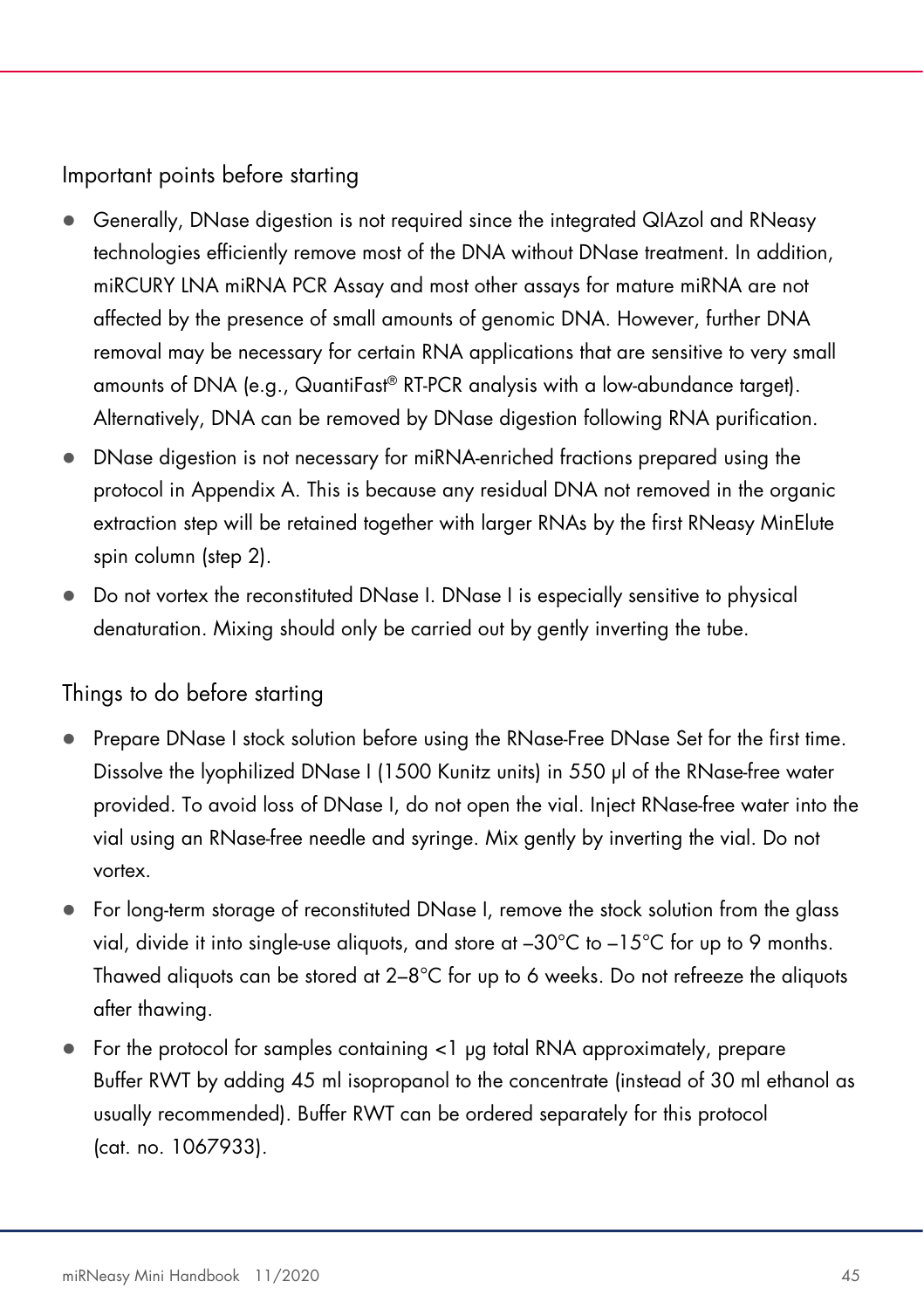### Important points before starting

- Generally, DNase digestion is not required since the integrated QIAzol and RNeasy technologies efficiently remove most of the DNA without DNase treatment. In addition, miRCURY LNA miRNA PCR Assay and most other assays for mature miRNA are not affected by the presence of small amounts of genomic DNA. However, further DNA removal may be necessary for certain RNA applications that are sensitive to very small amounts of DNA (e.g., QuantiFast® RT-PCR analysis with a low-abundance target). Alternatively, DNA can be removed by DNase digestion following RNA purification.
- DNase digestion is not necessary for miRNA-enriched fractions prepared using the protocol in Appendix A. This is because any residual DNA not removed in the organic extraction step will be retained together with larger RNAs by the first RNeasy MinElute spin column (step 2).
- Do not vortex the reconstituted DNase I. DNase I is especially sensitive to physical denaturation. Mixing should only be carried out by gently inverting the tube.

### Things to do before starting

- Prepare DNase I stock solution before using the RNase-Free DNase Set for the first time. Dissolve the lyophilized DNase I (1500 Kunitz units) in 550 µl of the RNase-free water provided. To avoid loss of DNase I, do not open the vial. Inject RNase-free water into the vial using an RNase-free needle and syringe. Mix gently by inverting the vial. Do not vortex.
- For long-term storage of reconstituted DNase I, remove the stock solution from the glass vial, divide it into single-use aliquots, and store at –30°C to –15°C for up to 9 months. Thawed aliquots can be stored at 2–8°C for up to 6 weeks. Do not refreeze the aliquots after thawing.
- For the protocol for samples containing <1 µg total RNA approximately, prepare Buffer RWT by adding 45 ml isopropanol to the concentrate (instead of 30 ml ethanol as usually recommended). Buffer RWT can be ordered separately for this protocol (cat. no. 1067933).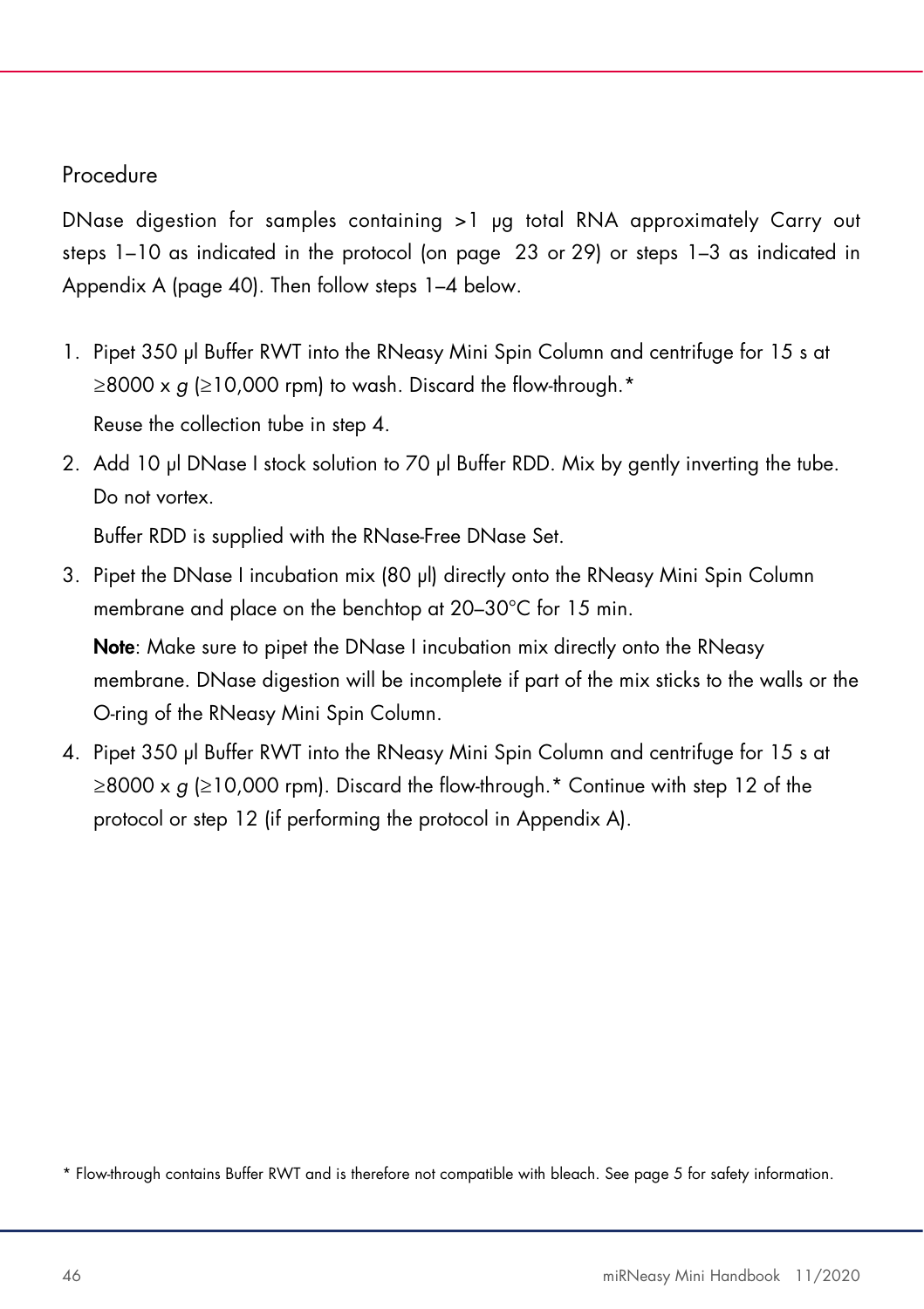## Procedure

DNase digestion for samples containing >1 µg total RNA approximately Carry out steps 1–10 as indicated in the protocol (on page 23 or 29) or steps 1–3 as indicated in Appendix A (page 40). Then follow steps 1–4 below.

1. Pipet 350 µl Buffer RWT into the RNeasy Mini Spin Column and centrifuge for 15 s at ≥8000 x *g* (≥10,000 rpm) to wash. Discard the flow-through.*

   Reuse the collection tube in step 4.

2. Add 10 µl DNase I stock solution to 70 µl Buffer RDD. Mix by gently inverting the tube. Do not vortex.

   Buffer RDD is supplied with the RNase-Free DNase Set.

3. Pipet the DNase I incubation mix (80 µl) directly onto the RNeasy Mini Spin Column membrane and place on the benchtop at 20–30°C for 15 min.

   **Note**: Make sure to pipet the DNase I incubation mix directly onto the RNeasy membrane. DNase digestion will be incomplete if part of the mix sticks to the walls or the O-ring of the RNeasy Mini Spin Column.

4. Pipet 350 µl Buffer RWT into the RNeasy Mini Spin Column and centrifuge for 15 s at ≥8000 x *g* (≥10,000 rpm). Discard the flow-through.* Continue with step 12 of the protocol or step 12 (if performing the protocol in Appendix A).

\* Flow-through contains Buffer RWT and is therefore not compatible with bleach. See page 5 for safety information.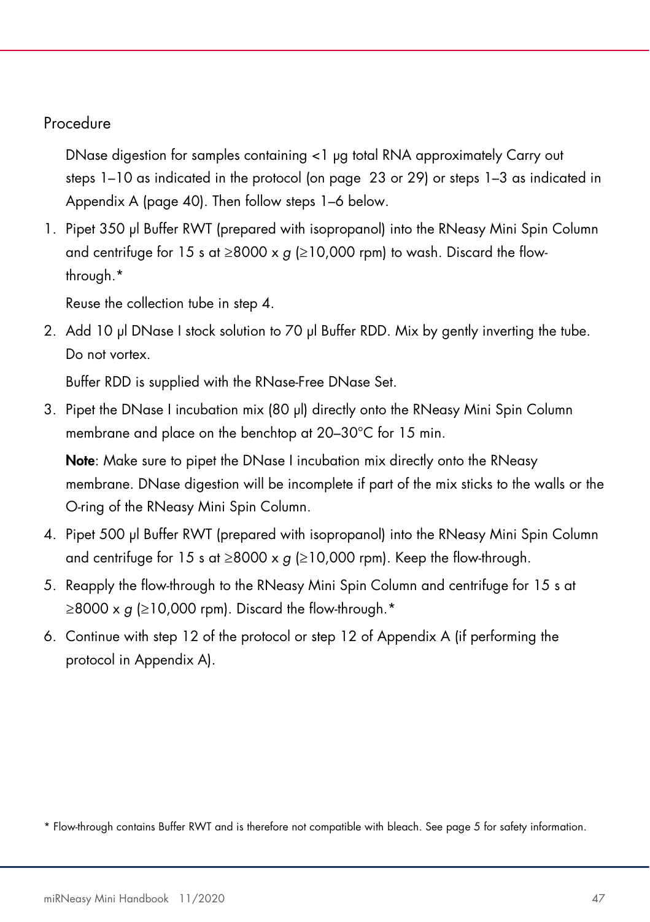## Procedure

DNase digestion for samples containing <1 µg total RNA approximately Carry out steps 1–10 as indicated in the protocol (on page 23 or 29) or steps 1–3 as indicated in Appendix A (page 40). Then follow steps 1–6 below.

1. Pipet 350 µl Buffer RWT (prepared with isopropanol) into the RNeasy Mini Spin Column and centrifuge for 15 s at ≥8000 x *g* (≥10,000 rpm) to wash. Discard the flow-through.*

   Reuse the collection tube in step 4.

2. Add 10 µl DNase I stock solution to 70 µl Buffer RDD. Mix by gently inverting the tube. Do not vortex.

   Buffer RDD is supplied with the RNase-Free DNase Set.

3. Pipet the DNase I incubation mix (80 µl) directly onto the RNeasy Mini Spin Column membrane and place on the benchtop at 20–30°C for 15 min.

   **Note**: Make sure to pipet the DNase I incubation mix directly onto the RNeasy membrane. DNase digestion will be incomplete if part of the mix sticks to the walls or the O-ring of the RNeasy Mini Spin Column.

4. Pipet 500 µl Buffer RWT (prepared with isopropanol) into the RNeasy Mini Spin Column and centrifuge for 15 s at ≥8000 x *g* (≥10,000 rpm). Keep the flow-through.

5. Reapply the flow-through to the RNeasy Mini Spin Column and centrifuge for 15 s at ≥8000 x *g* (≥10,000 rpm). Discard the flow-through.*

6. Continue with step 12 of the protocol or step 12 of Appendix A (if performing the protocol in Appendix A).

\* Flow-through contains Buffer RWT and is therefore not compatible with bleach. See page 5 for safety information.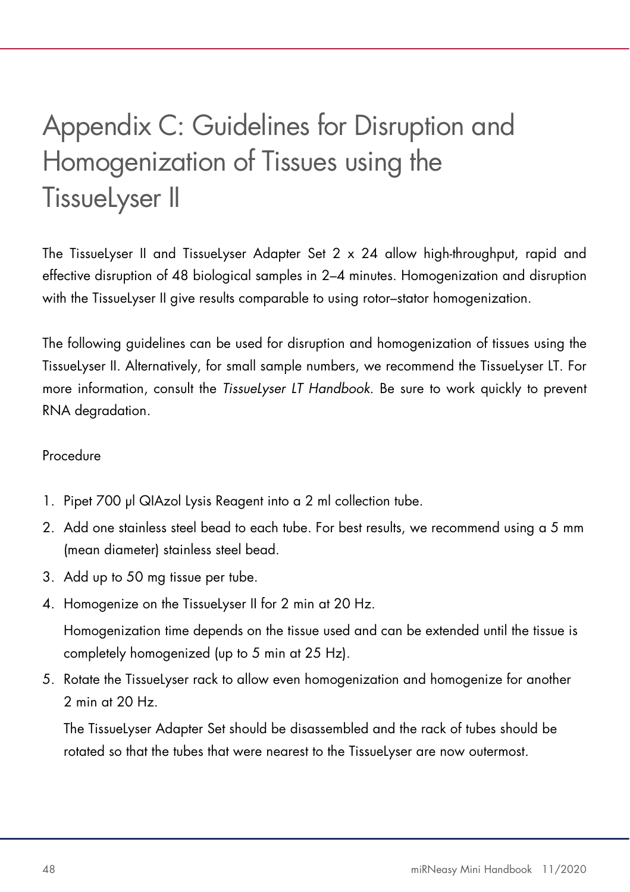# Appendix C: Guidelines for Disruption and Homogenization of Tissues using the TissueLyser II

The TissueLyser II and TissueLyser Adapter Set 2 x 24 allow high-throughput, rapid and effective disruption of 48 biological samples in 2–4 minutes. Homogenization and disruption with the TissueLyser II give results comparable to using rotor–stator homogenization.

The following guidelines can be used for disruption and homogenization of tissues using the TissueLyser II. Alternatively, for small sample numbers, we recommend the TissueLyser LT. For more information, consult the *TissueLyser LT Handbook*. Be sure to work quickly to prevent RNA degradation.

Procedure

1. Pipet 700 µl QIAzol Lysis Reagent into a 2 ml collection tube.
2. Add one stainless steel bead to each tube. For best results, we recommend using a 5 mm (mean diameter) stainless steel bead.
3. Add up to 50 mg tissue per tube.
4. Homogenize on the TissueLyser II for 2 min at 20 Hz.

   Homogenization time depends on the tissue used and can be extended until the tissue is completely homogenized (up to 5 min at 25 Hz).
5. Rotate the TissueLyser rack to allow even homogenization and homogenize for another 2 min at 20 Hz.

   The TissueLyser Adapter Set should be disassembled and the rack of tubes should be rotated so that the tubes that were nearest to the TissueLyser are now outermost.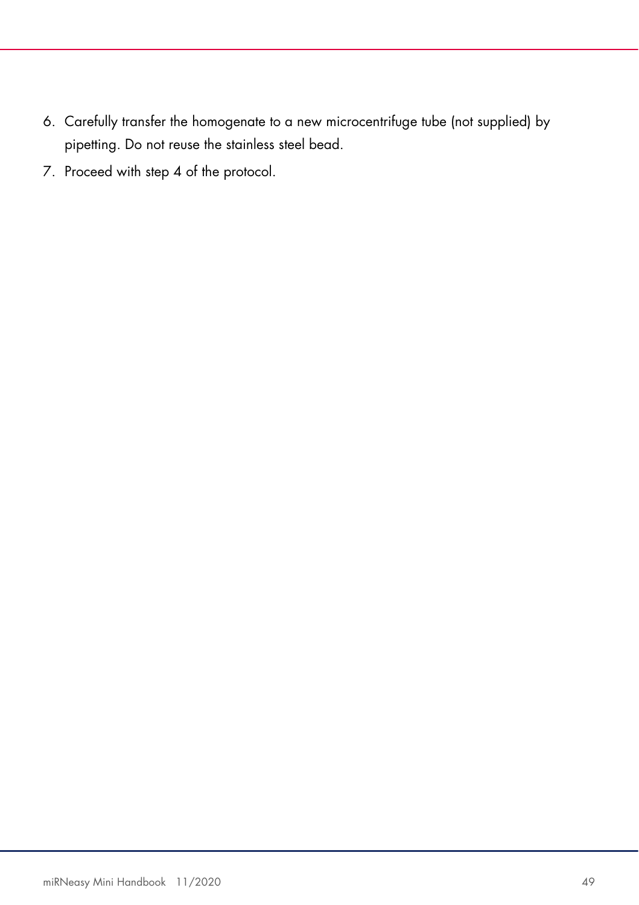6. Carefully transfer the homogenate to a new microcentrifuge tube (not supplied) by pipetting. Do not reuse the stainless steel bead.
7. Proceed with step 4 of the protocol.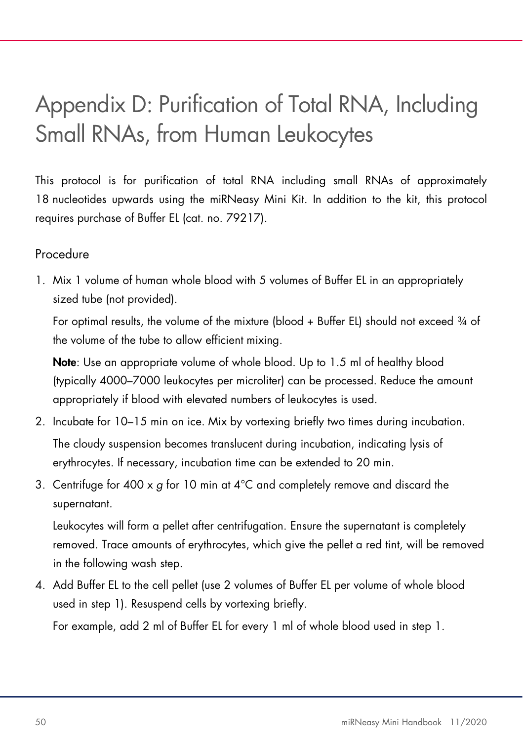# Appendix D: Purification of Total RNA, Including Small RNAs, from Human Leukocytes

This protocol is for purification of total RNA including small RNAs of approximately 18 nucleotides upwards using the miRNeasy Mini Kit. In addition to the kit, this protocol requires purchase of Buffer EL (cat. no. 79217).

## Procedure

1. Mix 1 volume of human whole blood with 5 volumes of Buffer EL in an appropriately sized tube (not provided).

   For optimal results, the volume of the mixture (blood + Buffer EL) should not exceed ¾ of the volume of the tube to allow efficient mixing.

   **Note**: Use an appropriate volume of whole blood. Up to 1.5 ml of healthy blood (typically 4000–7000 leukocytes per microliter) can be processed. Reduce the amount appropriately if blood with elevated numbers of leukocytes is used.

2. Incubate for 10–15 min on ice. Mix by vortexing briefly two times during incubation.

   The cloudy suspension becomes translucent during incubation, indicating lysis of erythrocytes. If necessary, incubation time can be extended to 20 min.

3. Centrifuge for 400 x *g* for 10 min at 4°C and completely remove and discard the supernatant.

   Leukocytes will form a pellet after centrifugation. Ensure the supernatant is completely removed. Trace amounts of erythrocytes, which give the pellet a red tint, will be removed in the following wash step.

4. Add Buffer EL to the cell pellet (use 2 volumes of Buffer EL per volume of whole blood used in step 1). Resuspend cells by vortexing briefly.

   For example, add 2 ml of Buffer EL for every 1 ml of whole blood used in step 1.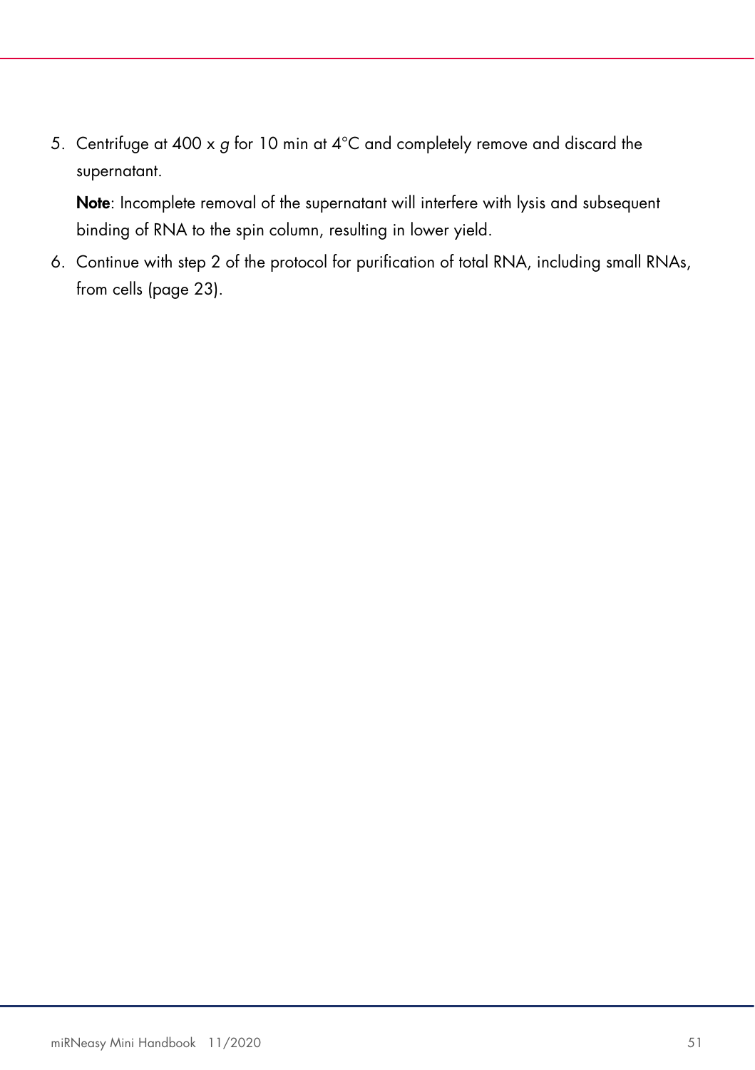5. Centrifuge at 400 x *g* for 10 min at 4°C and completely remove and discard the supernatant.

   **Note**: Incomplete removal of the supernatant will interfere with lysis and subsequent binding of RNA to the spin column, resulting in lower yield.

6. Continue with step 2 of the protocol for purification of total RNA, including small RNAs, from cells (page 23).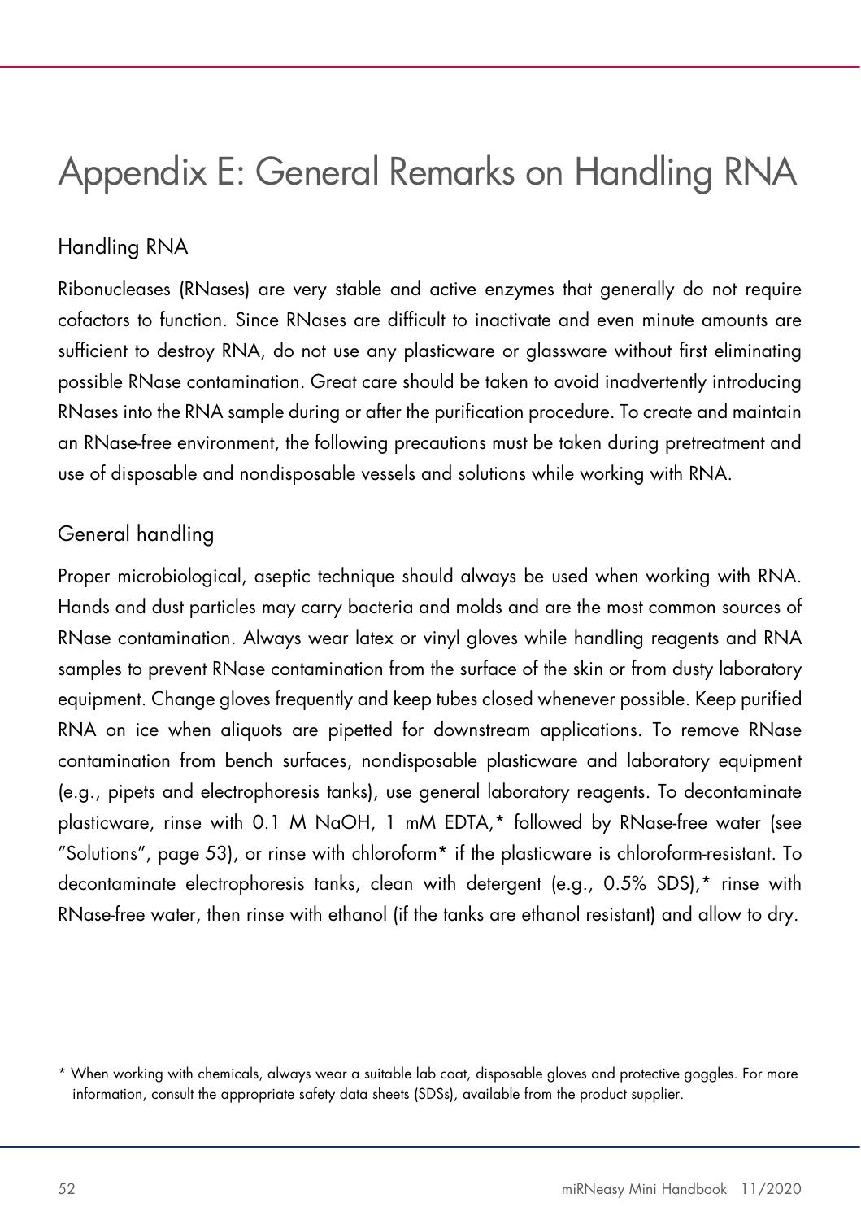# Appendix E: General Remarks on Handling RNA

## Handling RNA

Ribonucleases (RNases) are very stable and active enzymes that generally do not require cofactors to function. Since RNases are difficult to inactivate and even minute amounts are sufficient to destroy RNA, do not use any plasticware or glassware without first eliminating possible RNase contamination. Great care should be taken to avoid inadvertently introducing RNases into the RNA sample during or after the purification procedure. To create and maintain an RNase-free environment, the following precautions must be taken during pretreatment and use of disposable and nondisposable vessels and solutions while working with RNA.

## General handling

Proper microbiological, aseptic technique should always be used when working with RNA. Hands and dust particles may carry bacteria and molds and are the most common sources of RNase contamination. Always wear latex or vinyl gloves while handling reagents and RNA samples to prevent RNase contamination from the surface of the skin or from dusty laboratory equipment. Change gloves frequently and keep tubes closed whenever possible. Keep purified RNA on ice when aliquots are pipetted for downstream applications. To remove RNase contamination from bench surfaces, nondisposable plasticware and laboratory equipment (e.g., pipets and electrophoresis tanks), use general laboratory reagents. To decontaminate plasticware, rinse with 0.1 M NaOH, 1 mM EDTA,* followed by RNase-free water (see "Solutions", page 53), or rinse with chloroform* if the plasticware is chloroform-resistant. To decontaminate electrophoresis tanks, clean with detergent (e.g., 0.5% SDS),* rinse with RNase-free water, then rinse with ethanol (if the tanks are ethanol resistant) and allow to dry.

\* When working with chemicals, always wear a suitable lab coat, disposable gloves and protective goggles. For more information, consult the appropriate safety data sheets (SDSs), available from the product supplier.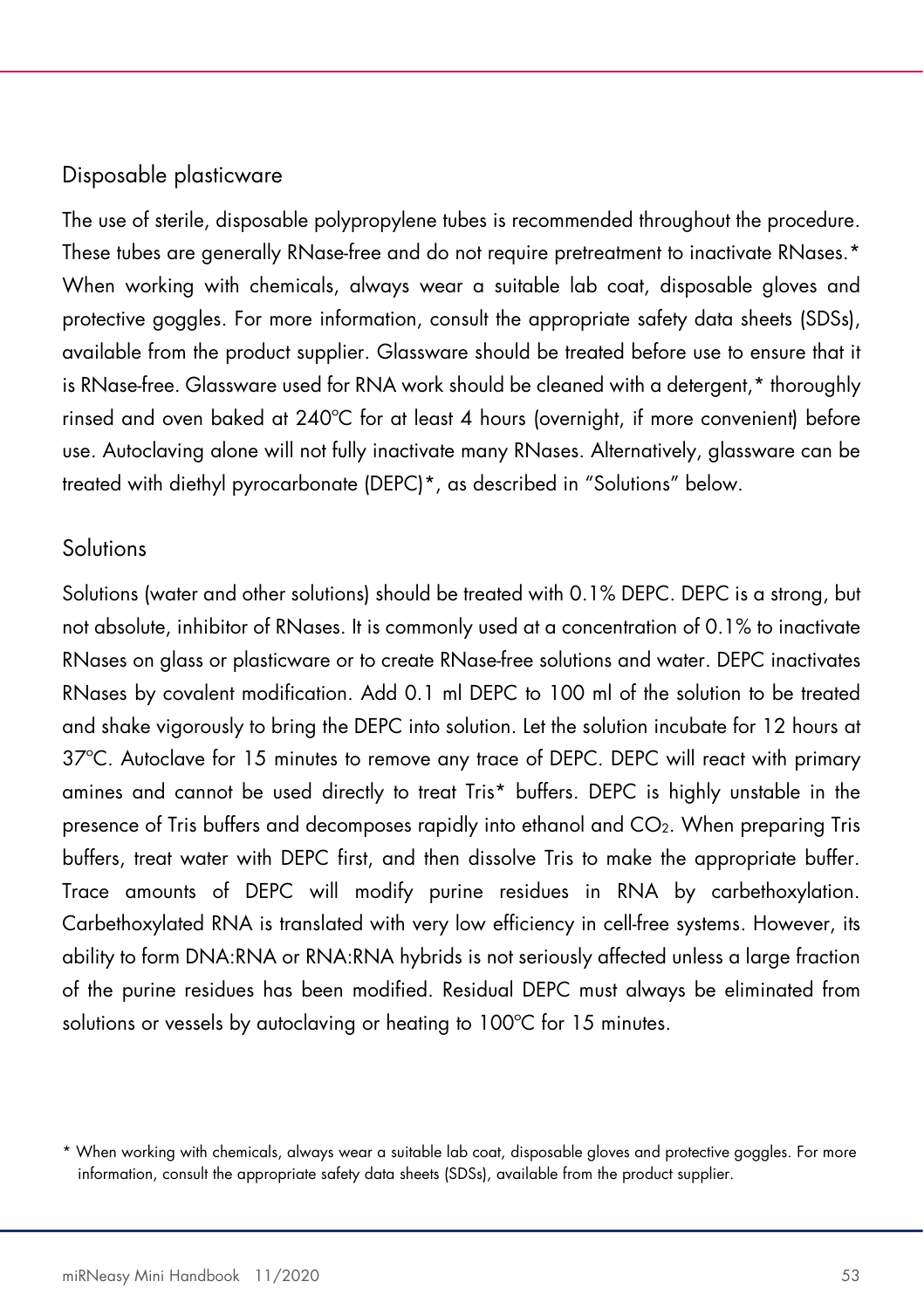### Disposable plasticware

The use of sterile, disposable polypropylene tubes is recommended throughout the procedure. These tubes are generally RNase-free and do not require pretreatment to inactivate RNases.* When working with chemicals, always wear a suitable lab coat, disposable gloves and protective goggles. For more information, consult the appropriate safety data sheets (SDSs), available from the product supplier. Glassware should be treated before use to ensure that it is RNase-free. Glassware used for RNA work should be cleaned with a detergent,* thoroughly rinsed and oven baked at 240°C for at least 4 hours (overnight, if more convenient) before use. Autoclaving alone will not fully inactivate many RNases. Alternatively, glassware can be treated with diethyl pyrocarbonate (DEPC)*, as described in "Solutions" below.

### Solutions

Solutions (water and other solutions) should be treated with 0.1% DEPC. DEPC is a strong, but not absolute, inhibitor of RNases. It is commonly used at a concentration of 0.1% to inactivate RNases on glass or plasticware or to create RNase-free solutions and water. DEPC inactivates RNases by covalent modification. Add 0.1 ml DEPC to 100 ml of the solution to be treated and shake vigorously to bring the DEPC into solution. Let the solution incubate for 12 hours at 37°C. Autoclave for 15 minutes to remove any trace of DEPC. DEPC will react with primary amines and cannot be used directly to treat Tris* buffers. DEPC is highly unstable in the presence of Tris buffers and decomposes rapidly into ethanol and $CO_2$. When preparing Tris buffers, treat water with DEPC first, and then dissolve Tris to make the appropriate buffer. Trace amounts of DEPC will modify purine residues in RNA by carbethoxylation. Carbethoxylated RNA is translated with very low efficiency in cell-free systems. However, its ability to form DNA:RNA or RNA:RNA hybrids is not seriously affected unless a large fraction of the purine residues has been modified. Residual DEPC must always be eliminated from solutions or vessels by autoclaving or heating to 100°C for 15 minutes.

* When working with chemicals, always wear a suitable lab coat, disposable gloves and protective goggles. For more information, consult the appropriate safety data sheets (SDSs), available from the product supplier.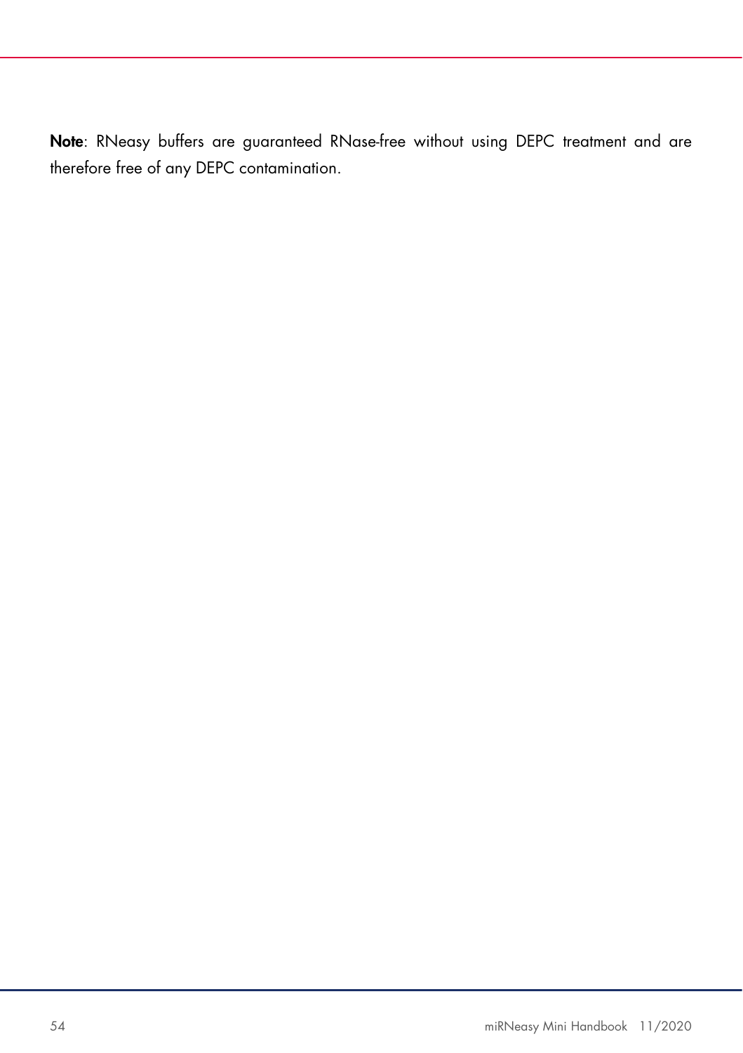**Note**: RNeasy buffers are guaranteed RNase-free without using DEPC treatment and are therefore free of any DEPC contamination.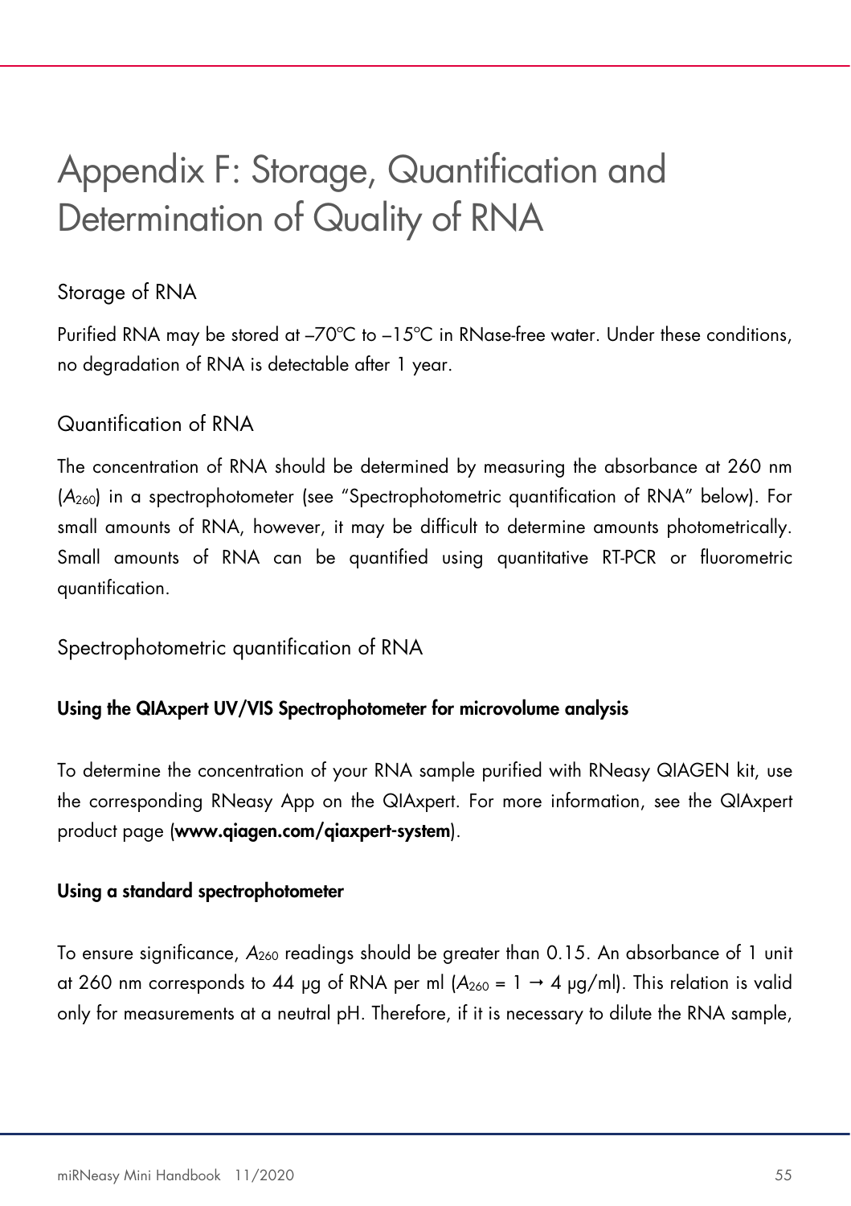# Appendix F: Storage, Quantification and Determination of Quality of RNA

## Storage of RNA

Purified RNA may be stored at –70°C to –15°C in RNase-free water. Under these conditions, no degradation of RNA is detectable after 1 year.

## Quantification of RNA

The concentration of RNA should be determined by measuring the absorbance at 260 nm ($A_{260}$) in a spectrophotometer (see "Spectrophotometric quantification of RNA" below). For small amounts of RNA, however, it may be difficult to determine amounts photometrically. Small amounts of RNA can be quantified using quantitative RT-PCR or fluorometric quantification.

### Spectrophotometric quantification of RNA

**Using the QIAxpert UV/VIS Spectrophotometer for microvolume analysis**

To determine the concentration of your RNA sample purified with RNeasy QIAGEN kit, use the corresponding RNeasy App on the QIAxpert. For more information, see the QIAxpert product page (**www.qiagen.com/qiaxpert-system**).

**Using a standard spectrophotometer**

To ensure significance, $A_{260}$ readings should be greater than 0.15. An absorbance of 1 unit at 260 nm corresponds to 44 µg of RNA per ml ($A_{260} = 1 \rightarrow 4$ µg/ml). This relation is valid only for measurements at a neutral pH. Therefore, if it is necessary to dilute the RNA sample,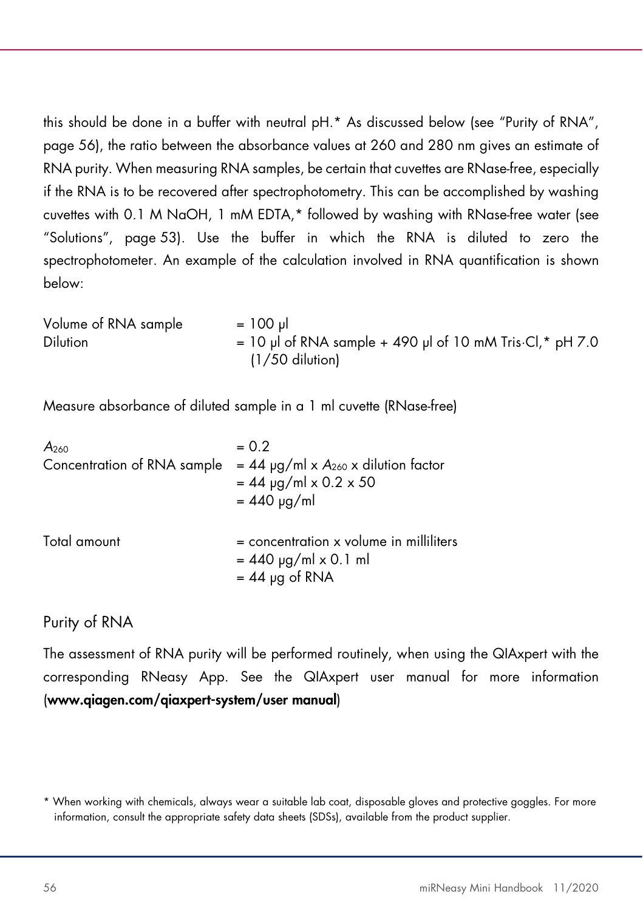this should be done in a buffer with neutral pH.* As discussed below (see "Purity of RNA", page 56), the ratio between the absorbance values at 260 and 280 nm gives an estimate of RNA purity. When measuring RNA samples, be certain that cuvettes are RNase-free, especially if the RNA is to be recovered after spectrophotometry. This can be accomplished by washing cuvettes with 0.1 M NaOH, 1 mM EDTA,* followed by washing with RNase-free water (see "Solutions", page 53). Use the buffer in which the RNA is diluted to zero the spectrophotometer. An example of the calculation involved in RNA quantification is shown below:

| | |
|---|---|
| Volume of RNA sample | = 100 µl |
| Dilution | = 10 µl of RNA sample + 490 µl of 10 mM Tris·Cl,* pH 7.0 (1/50 dilution) |

Measure absorbance of diluted sample in a 1 ml cuvette (RNase-free)

| | |
|---|---|
| $A_{260}$ | = 0.2 |
| Concentration of RNA sample | = 44 µg/ml x $A_{260}$ x dilution factor |
| | = 44 µg/ml x 0.2 x 50 |
| | = 440 µg/ml |
| Total amount | = concentration x volume in milliliters |
| | = 440 µg/ml x 0.1 ml |
| | = 44 µg of RNA |

## Purity of RNA

The assessment of RNA purity will be performed routinely, when using the QIAxpert with the corresponding RNeasy App. See the QIAxpert user manual for more information (**www.qiagen.com/qiaxpert-system/user manual**)

* When working with chemicals, always wear a suitable lab coat, disposable gloves and protective goggles. For more information, consult the appropriate safety data sheets (SDSs), available from the product supplier.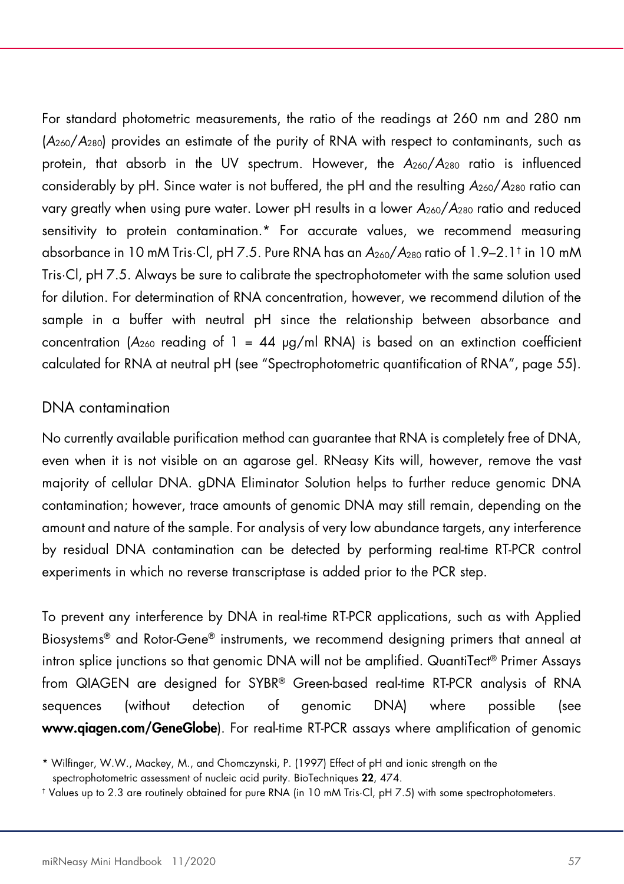For standard photometric measurements, the ratio of the readings at 260 nm and 280 nm ($A_{260}/A_{280}$) provides an estimate of the purity of RNA with respect to contaminants, such as protein, that absorb in the UV spectrum. However, the $A_{260}/A_{280}$ ratio is influenced considerably by pH. Since water is not buffered, the pH and the resulting $A_{260}/A_{280}$ ratio can vary greatly when using pure water. Lower pH results in a lower $A_{260}/A_{280}$ ratio and reduced sensitivity to protein contamination.* For accurate values, we recommend measuring absorbance in 10 mM Tris·Cl, pH 7.5. Pure RNA has an $A_{260}/A_{280}$ ratio of 1.9–2.1† in 10 mM Tris·Cl, pH 7.5. Always be sure to calibrate the spectrophotometer with the same solution used for dilution. For determination of RNA concentration, however, we recommend dilution of the sample in a buffer with neutral pH since the relationship between absorbance and concentration ($A_{260}$ reading of 1 = 44 µg/ml RNA) is based on an extinction coefficient calculated for RNA at neutral pH (see "Spectrophotometric quantification of RNA", page 55).

## DNA contamination

No currently available purification method can guarantee that RNA is completely free of DNA, even when it is not visible on an agarose gel. RNeasy Kits will, however, remove the vast majority of cellular DNA. gDNA Eliminator Solution helps to further reduce genomic DNA contamination; however, trace amounts of genomic DNA may still remain, depending on the amount and nature of the sample. For analysis of very low abundance targets, any interference by residual DNA contamination can be detected by performing real-time RT-PCR control experiments in which no reverse transcriptase is added prior to the PCR step.

To prevent any interference by DNA in real-time RT-PCR applications, such as with Applied Biosystems® and Rotor-Gene® instruments, we recommend designing primers that anneal at intron splice junctions so that genomic DNA will not be amplified. QuantiTect® Primer Assays from QIAGEN are designed for SYBR® Green-based real-time RT-PCR analysis of RNA sequences (without detection of genomic DNA) where possible (see **www.qiagen.com/GeneGlobe**). For real-time RT-PCR assays where amplification of genomic

\* Wilfinger, W.W., Mackey, M., and Chomczynski, P. (1997) Effect of pH and ionic strength on the spectrophotometric assessment of nucleic acid purity. BioTechniques **22**, 474.

† Values up to 2.3 are routinely obtained for pure RNA (in 10 mM Tris·Cl, pH 7.5) with some spectrophotometers.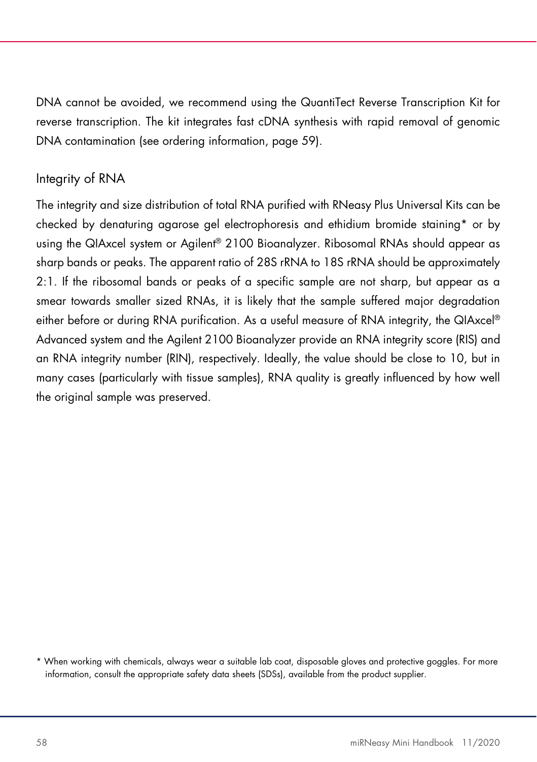DNA cannot be avoided, we recommend using the QuantiTect Reverse Transcription Kit for reverse transcription. The kit integrates fast cDNA synthesis with rapid removal of genomic DNA contamination (see ordering information, page 59).

## Integrity of RNA

The integrity and size distribution of total RNA purified with RNeasy Plus Universal Kits can be checked by denaturing agarose gel electrophoresis and ethidium bromide staining* or by using the QIAxcel system or Agilent® 2100 Bioanalyzer. Ribosomal RNAs should appear as sharp bands or peaks. The apparent ratio of 28S rRNA to 18S rRNA should be approximately 2:1. If the ribosomal bands or peaks of a specific sample are not sharp, but appear as a smear towards smaller sized RNAs, it is likely that the sample suffered major degradation either before or during RNA purification. As a useful measure of RNA integrity, the QIAxcel® Advanced system and the Agilent 2100 Bioanalyzer provide an RNA integrity score (RIS) and an RNA integrity number (RIN), respectively. Ideally, the value should be close to 10, but in many cases (particularly with tissue samples), RNA quality is greatly influenced by how well the original sample was preserved.

\* When working with chemicals, always wear a suitable lab coat, disposable gloves and protective goggles. For more information, consult the appropriate safety data sheets (SDSs), available from the product supplier.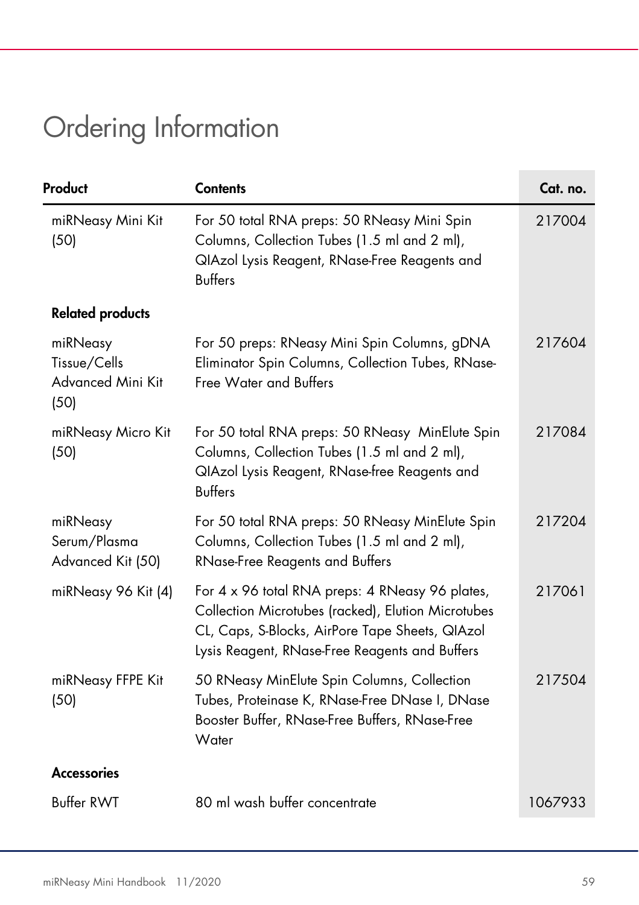# Ordering Information

| Product | Contents | Cat. no. |
|---|---|---|
| miRNeasy Mini Kit (50) | For 50 total RNA preps: 50 RNeasy Mini Spin Columns, Collection Tubes (1.5 ml and 2 ml), QIAzol Lysis Reagent, RNase-Free Reagents and Buffers | 217004 |
| **Related products** | | |
| miRNeasy Tissue/Cells Advanced Mini Kit (50) | For 50 preps: RNeasy Mini Spin Columns, gDNA Eliminator Spin Columns, Collection Tubes, RNase-Free Water and Buffers | 217604 |
| miRNeasy Micro Kit (50) | For 50 total RNA preps: 50 RNeasy MinElute Spin Columns, Collection Tubes (1.5 ml and 2 ml), QIAzol Lysis Reagent, RNase-free Reagents and Buffers | 217084 |
| miRNeasy Serum/Plasma Advanced Kit (50) | For 50 total RNA preps: 50 RNeasy MinElute Spin Columns, Collection Tubes (1.5 ml and 2 ml), RNase-Free Reagents and Buffers | 217204 |
| miRNeasy 96 Kit (4) | For 4 x 96 total RNA preps: 4 RNeasy 96 plates, Collection Microtubes (racked), Elution Microtubes CL, Caps, S-Blocks, AirPore Tape Sheets, QIAzol Lysis Reagent, RNase-Free Reagents and Buffers | 217061 |
| miRNeasy FFPE Kit (50) | 50 RNeasy MinElute Spin Columns, Collection Tubes, Proteinase K, RNase-Free DNase I, DNase Booster Buffer, RNase-Free Buffers, RNase-Free Water | 217504 |
| **Accessories** | | |
| Buffer RWT | 80 ml wash buffer concentrate | 1067933 |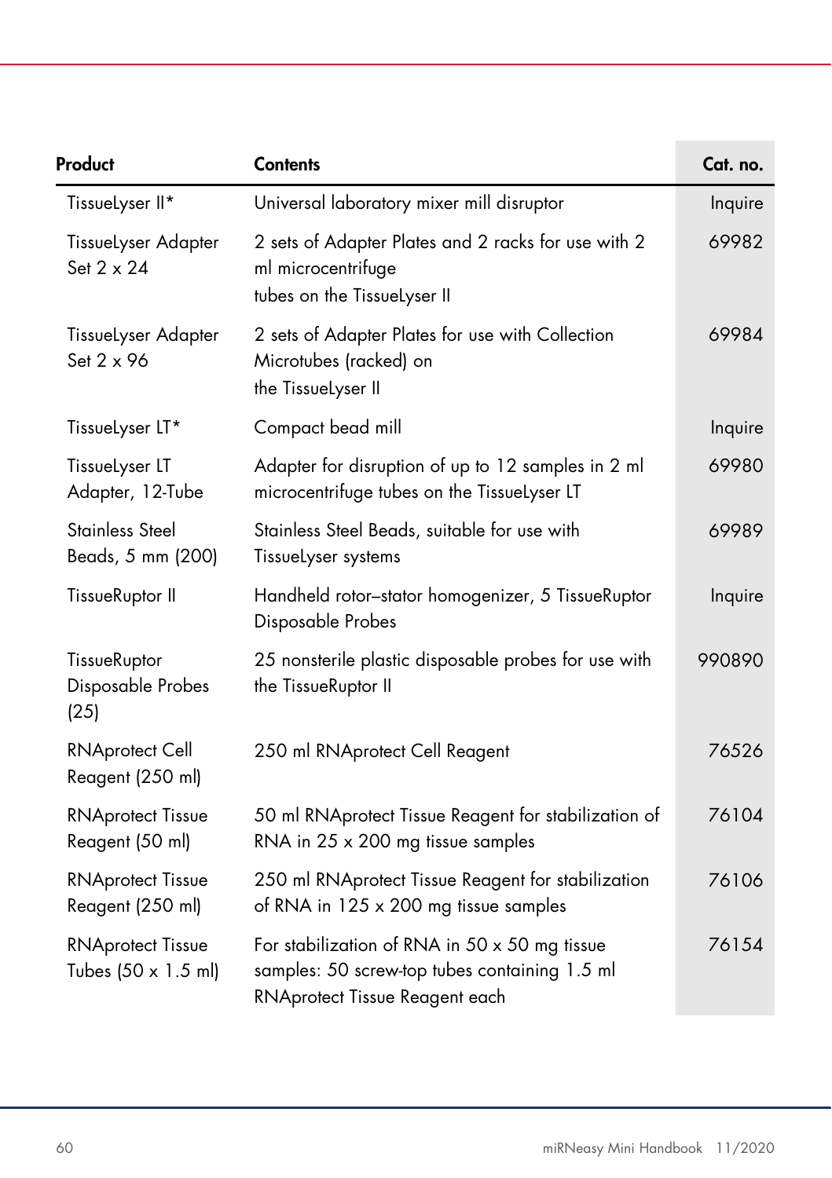| Product | Contents | Cat. no. |
|---|---|---|
| TissueLyser II* | Universal laboratory mixer mill disruptor | Inquire |
| TissueLyser Adapter Set 2 x 24 | 2 sets of Adapter Plates and 2 racks for use with 2 ml microcentrifuge tubes on the TissueLyser II | 69982 |
| TissueLyser Adapter Set 2 x 96 | 2 sets of Adapter Plates for use with Collection Microtubes (racked) on the TissueLyser II | 69984 |
| TissueLyser LT* | Compact bead mill | Inquire |
| TissueLyser LT Adapter, 12-Tube | Adapter for disruption of up to 12 samples in 2 ml microcentrifuge tubes on the TissueLyser LT | 69980 |
| Stainless Steel Beads, 5 mm (200) | Stainless Steel Beads, suitable for use with TissueLyser systems | 69989 |
| TissueRuptor II | Handheld rotor–stator homogenizer, 5 TissueRuptor Disposable Probes | Inquire |
| TissueRuptor Disposable Probes (25) | 25 nonsterile plastic disposable probes for use with the TissueRuptor II | 990890 |
| RNAprotect Cell Reagent (250 ml) | 250 ml RNAprotect Cell Reagent | 76526 |
| RNAprotect Tissue Reagent (50 ml) | 50 ml RNAprotect Tissue Reagent for stabilization of RNA in 25 x 200 mg tissue samples | 76104 |
| RNAprotect Tissue Reagent (250 ml) | 250 ml RNAprotect Tissue Reagent for stabilization of RNA in 125 x 200 mg tissue samples | 76106 |
| RNAprotect Tissue Tubes (50 x 1.5 ml) | For stabilization of RNA in 50 x 50 mg tissue samples: 50 screw-top tubes containing 1.5 ml RNAprotect Tissue Reagent each | 76154 |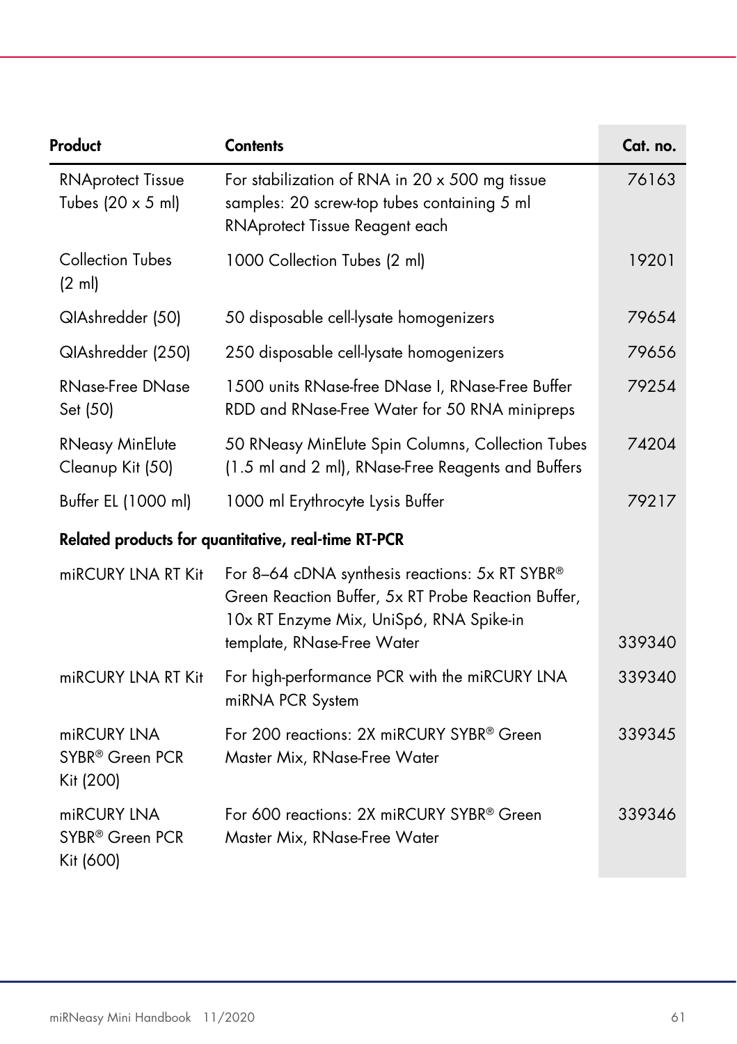| Product | Contents | Cat. no. |
| --- | --- | --- |
| RNAprotect Tissue Tubes (20 x 5 ml) | For stabilization of RNA in 20 x 500 mg tissue samples: 20 screw-top tubes containing 5 ml RNAprotect Tissue Reagent each | 76163 |
| Collection Tubes (2 ml) | 1000 Collection Tubes (2 ml) | 19201 |
| QIAshredder (50) | 50 disposable cell-lysate homogenizers | 79654 |
| QIAshredder (250) | 250 disposable cell-lysate homogenizers | 79656 |
| RNase-Free DNase Set (50) | 1500 units RNase-free DNase I, RNase-Free Buffer RDD and RNase-Free Water for 50 RNA minipreps | 79254 |
| RNeasy MinElute Cleanup Kit (50) | 50 RNeasy MinElute Spin Columns, Collection Tubes (1.5 ml and 2 ml), RNase-Free Reagents and Buffers | 74204 |
| Buffer EL (1000 ml) | 1000 ml Erythrocyte Lysis Buffer | 79217 |
| **Related products for quantitative, real-time RT-PCR** | | |
| miRCURY LNA RT Kit | For 8–64 cDNA synthesis reactions: 5x RT SYBR® Green Reaction Buffer, 5x RT Probe Reaction Buffer, 10x RT Enzyme Mix, UniSp6, RNA Spike-in template, RNase-Free Water | 339340 |
| miRCURY LNA RT Kit | For high-performance PCR with the miRCURY LNA miRNA PCR System | 339340 |
| miRCURY LNA SYBR® Green PCR Kit (200) | For 200 reactions: 2X miRCURY SYBR® Green Master Mix, RNase-Free Water | 339345 |
| miRCURY LNA SYBR® Green PCR Kit (600) | For 600 reactions: 2X miRCURY SYBR® Green Master Mix, RNase-Free Water | 339346 |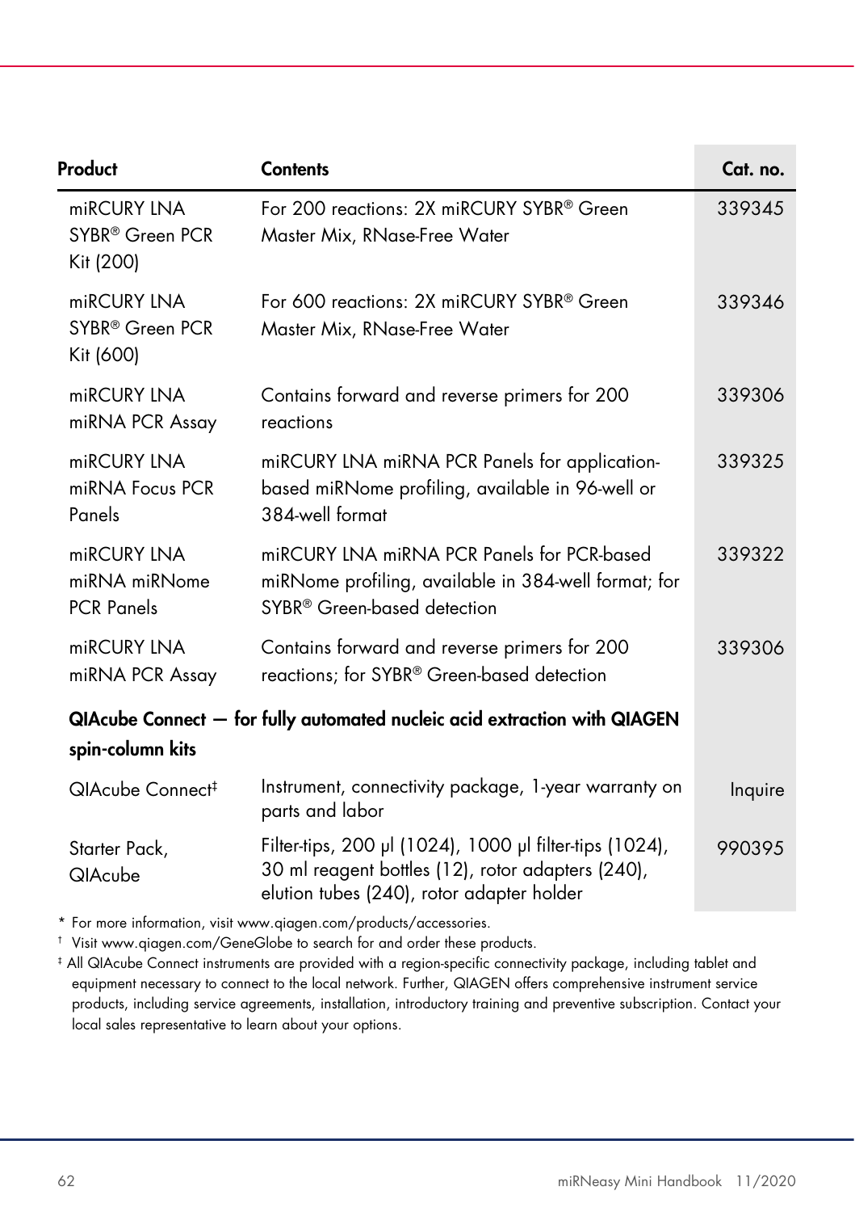| Product | Contents | Cat. no. |
|---|---|---|
| miRCURY LNA SYBR® Green PCR Kit (200) | For 200 reactions: 2X miRCURY SYBR® Green Master Mix, RNase-Free Water | 339345 |
| miRCURY LNA SYBR® Green PCR Kit (600) | For 600 reactions: 2X miRCURY SYBR® Green Master Mix, RNase-Free Water | 339346 |
| miRCURY LNA miRNA PCR Assay | Contains forward and reverse primers for 200 reactions | 339306 |
| miRCURY LNA miRNA Focus PCR Panels | miRCURY LNA miRNA PCR Panels for application-based miRNome profiling, available in 96-well or 384-well format | 339325 |
| miRCURY LNA miRNA miRNome PCR Panels | miRCURY LNA miRNA PCR Panels for PCR-based miRNome profiling, available in 384-well format; for SYBR® Green-based detection | 339322 |
| miRCURY LNA miRNA PCR Assay | Contains forward and reverse primers for 200 reactions; for SYBR® Green-based detection | 339306 |
| **QIAcube Connect — for fully automated nucleic acid extraction with QIAGEN spin-column kits** | | |
| QIAcube Connect‡ | Instrument, connectivity package, 1-year warranty on parts and labor | Inquire |
| Starter Pack, QIAcube | Filter-tips, 200 µl (1024), 1000 µl filter-tips (1024), 30 ml reagent bottles (12), rotor adapters (240), elution tubes (240), rotor adapter holder | 990395 |

* For more information, visit www.qiagen.com/products/accessories.

† Visit www.qiagen.com/GeneGlobe to search for and order these products.

‡ All QIAcube Connect instruments are provided with a region-specific connectivity package, including tablet and equipment necessary to connect to the local network. Further, QIAGEN offers comprehensive instrument service products, including service agreements, installation, introductory training and preventive subscription. Contact your local sales representative to learn about your options.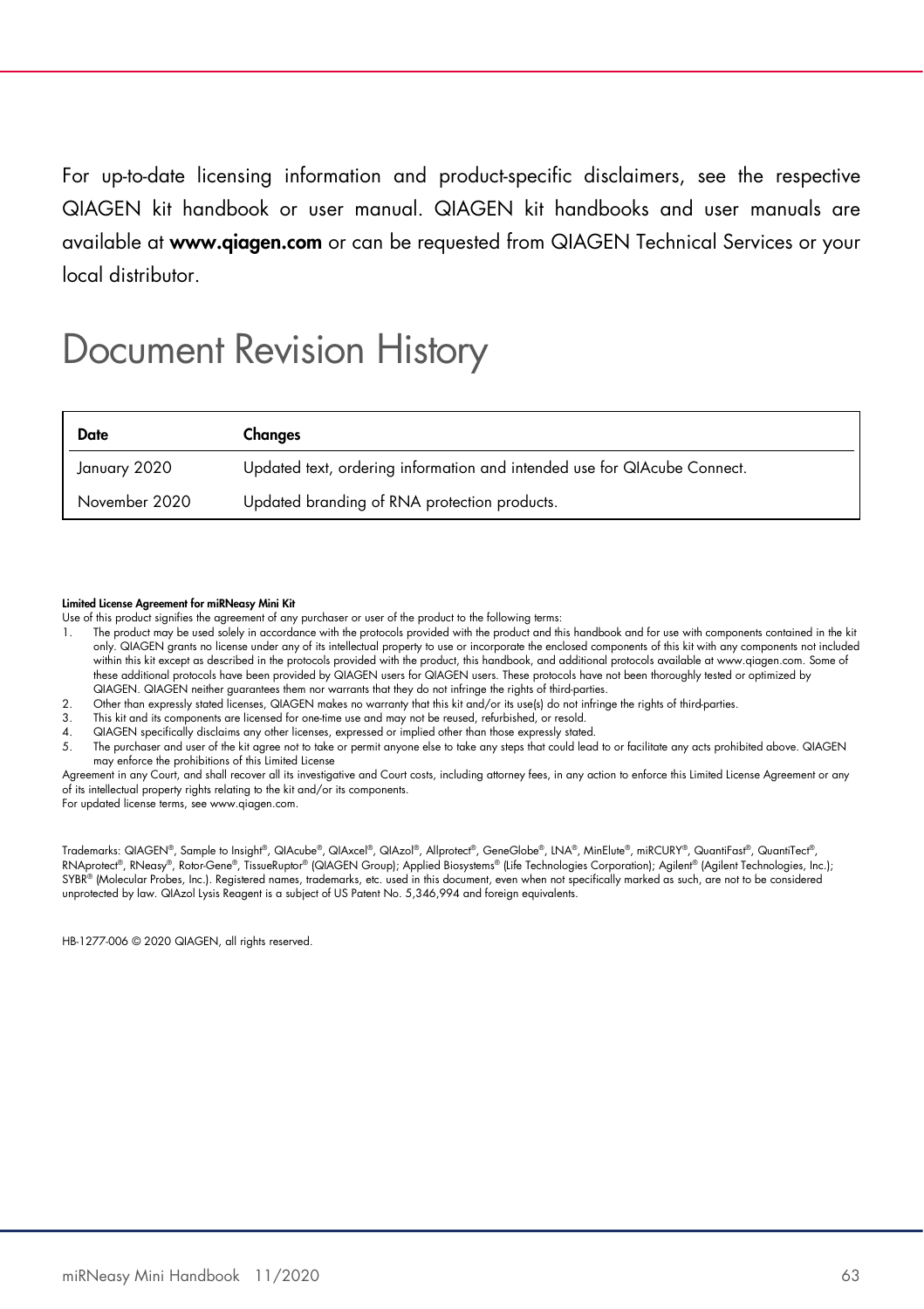For up-to-date licensing information and product-specific disclaimers, see the respective QIAGEN kit handbook or user manual. QIAGEN kit handbooks and user manuals are available at **www.qiagen.com** or can be requested from QIAGEN Technical Services or your local distributor.

# Document Revision History

| Date | Changes |
|---|---|
| January 2020 | Updated text, ordering information and intended use for QIAcube Connect. |
| November 2020 | Updated branding of RNA protection products. |

**Limited License Agreement for miRNeasy Mini Kit**

Use of this product signifies the agreement of any purchaser or user of the product to the following terms:

1. The product may be used solely in accordance with the protocols provided with the product and this handbook and for use with components contained in the kit only. QIAGEN grants no license under any of its intellectual property to use or incorporate the enclosed components of this kit with any components not included within this kit except as described in the protocols provided with the product, this handbook, and additional protocols available at www.qiagen.com. Some of these additional protocols have been provided by QIAGEN users for QIAGEN users. These protocols have not been thoroughly tested or optimized by QIAGEN. QIAGEN neither guarantees them nor warrants that they do not infringe the rights of third-parties.
2. Other than expressly stated licenses, QIAGEN makes no warranty that this kit and/or its use(s) do not infringe the rights of third-parties.
3. This kit and its components are licensed for one-time use and may not be reused, refurbished, or resold.
4. QIAGEN specifically disclaims any other licenses, expressed or implied other than those expressly stated.
5. The purchaser and user of the kit agree not to take or permit anyone else to take any steps that could lead to or facilitate any acts prohibited above. QIAGEN may enforce the prohibitions of this Limited License

Agreement in any Court, and shall recover all its investigative and Court costs, including attorney fees, in any action to enforce this Limited License Agreement or any of its intellectual property rights relating to the kit and/or its components.

For updated license terms, see www.qiagen.com.

Trademarks: QIAGEN®, Sample to Insight®, QIAcube®, QIAxcel®, QIAzol®, Allprotect®, GeneGlobe®, LNA®, MinElute®, miRCURY®, QuantiFast®, QuantiTect®, RNAprotect®, RNeasy®, Rotor-Gene®, TissueRuptor® (QIAGEN Group); Applied Biosystems® (Life Technologies Corporation); Agilent® (Agilent Technologies, Inc.); SYBR® (Molecular Probes, Inc.). Registered names, trademarks, etc. used in this document, even when not specifically marked as such, are not to be considered unprotected by law. QIAzol Lysis Reagent is a subject of US Patent No. 5,346,994 and foreign equivalents.

HB-1277-006 © 2020 QIAGEN, all rights reserved.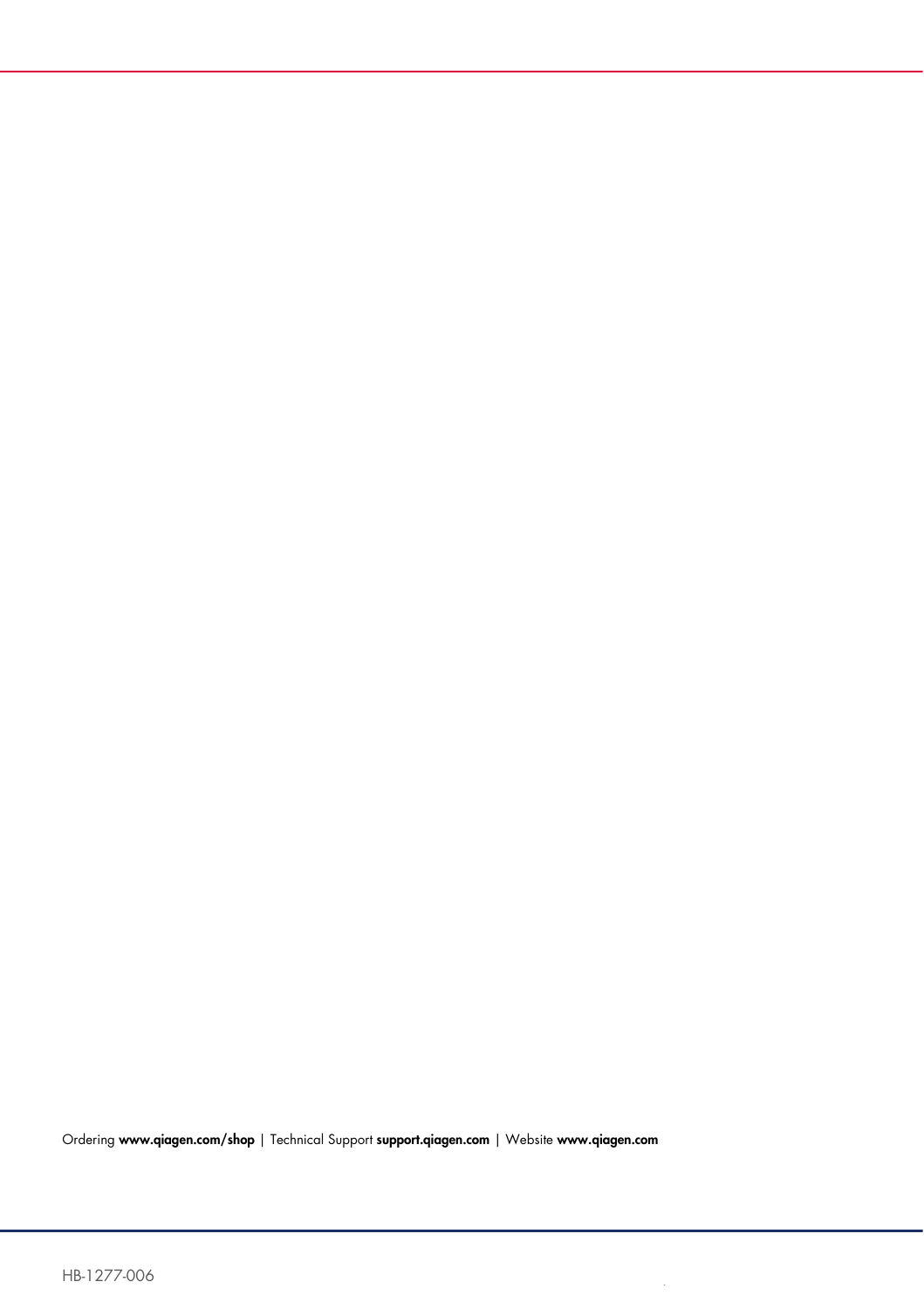Ordering **www.qiagen.com/shop** | Technical Support **support.qiagen.com** | Website **www.qiagen.com**

HB-1277-006